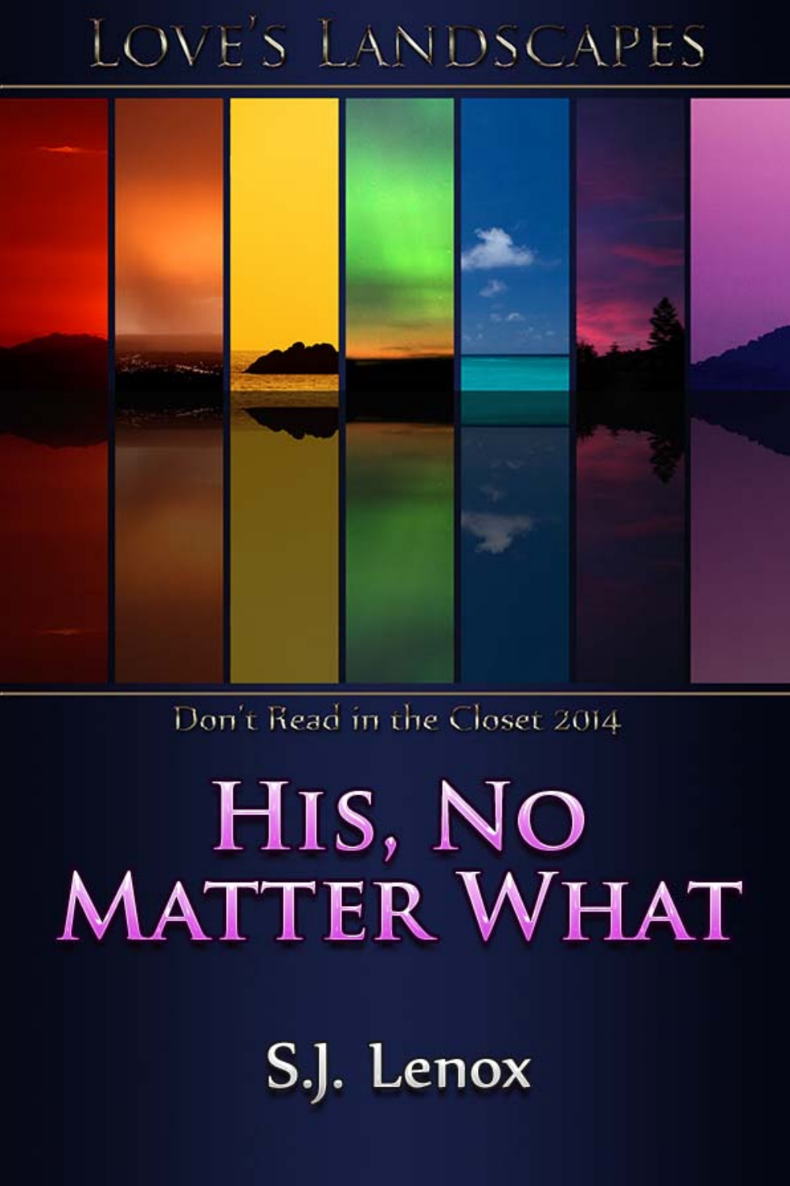LOVE'S LANDSCAPES

Don't Read in the Closet 2014

# HIS, NO MATTER WHAT

S.J. Lenox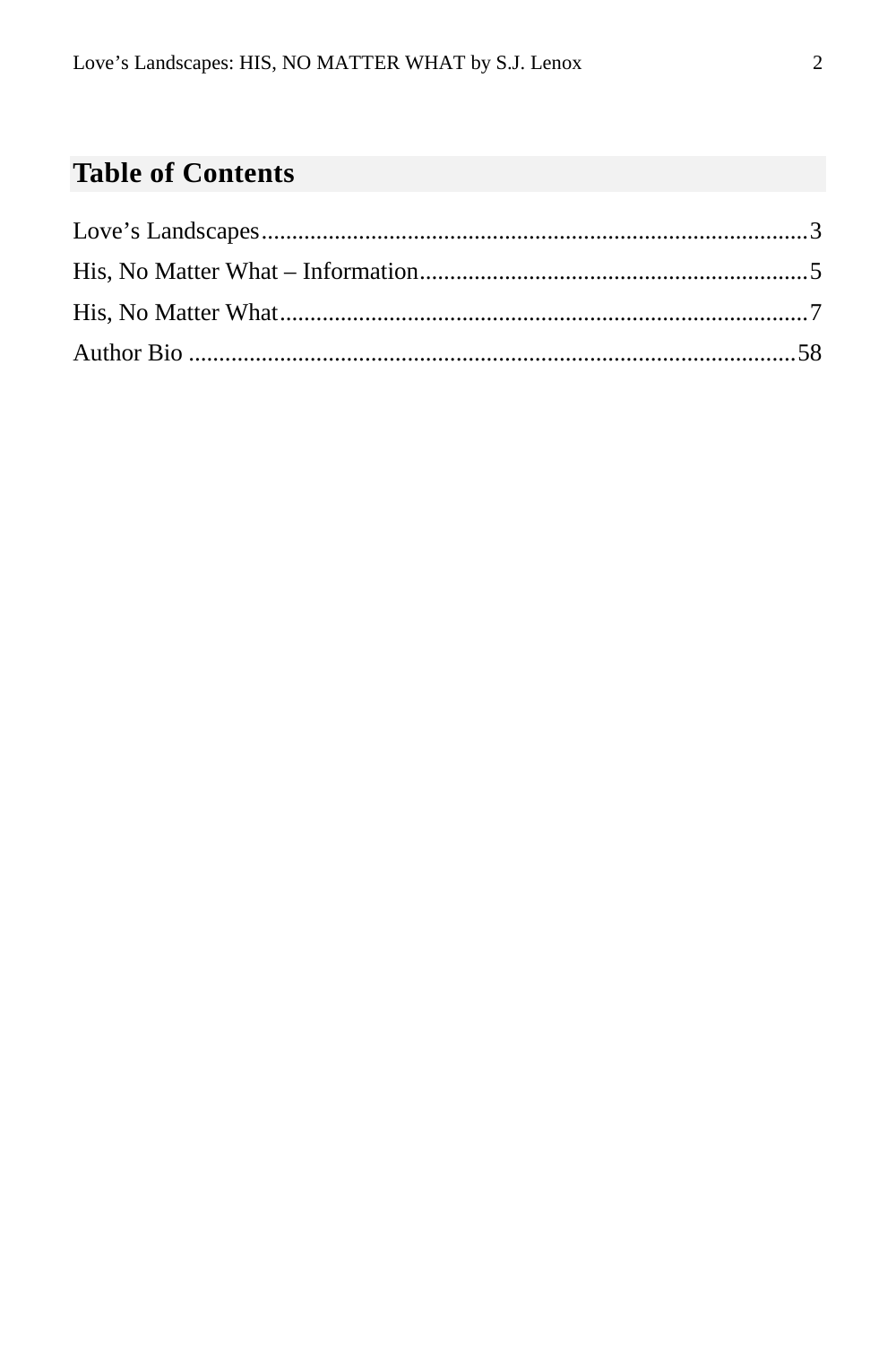## Table of Contents

Love’s Landscapes.........................................................................................3

His, No Matter What – Information................................................................5

His, No Matter What.......................................................................................7

Author Bio ....................................................................................................58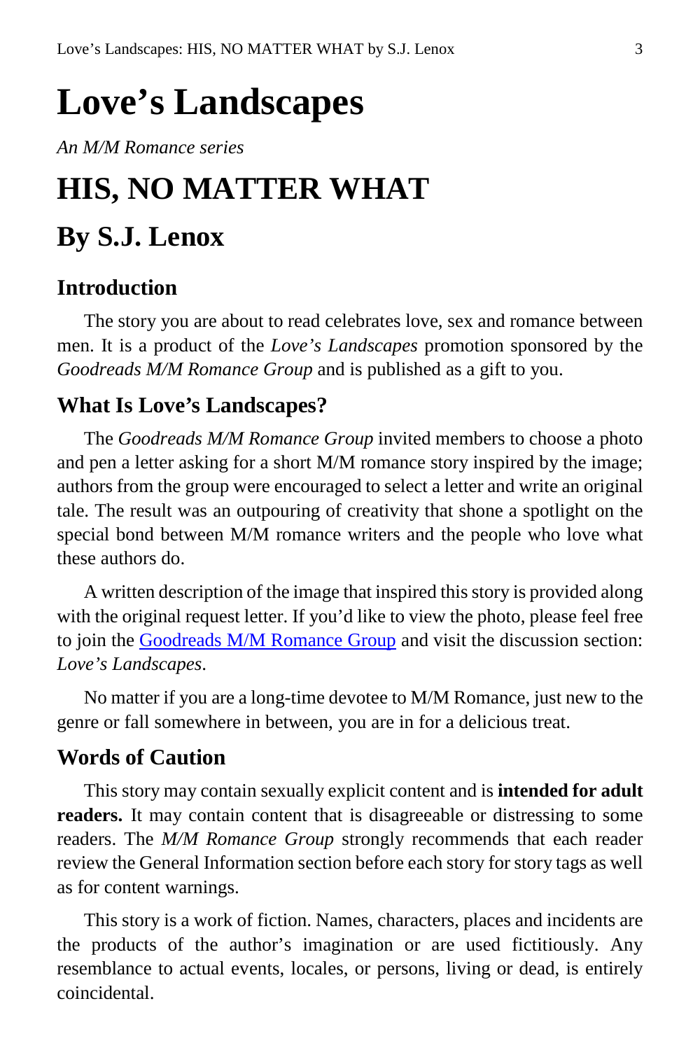# Love's Landscapes

*An M/M Romance series*

# HIS, NO MATTER WHAT

## By S.J. Lenox

### Introduction

The story you are about to read celebrates love, sex and romance between men. It is a product of the *Love's Landscapes* promotion sponsored by the *Goodreads M/M Romance Group* and is published as a gift to you.

### What Is Love's Landscapes?

The *Goodreads M/M Romance Group* invited members to choose a photo and pen a letter asking for a short M/M romance story inspired by the image; authors from the group were encouraged to select a letter and write an original tale. The result was an outpouring of creativity that shone a spotlight on the special bond between M/M romance writers and the people who love what these authors do.

A written description of the image that inspired this story is provided along with the original request letter. If you'd like to view the photo, please feel free to join the Goodreads M/M Romance Group and visit the discussion section: *Love's Landscapes*.

No matter if you are a long-time devotee to M/M Romance, just new to the genre or fall somewhere in between, you are in for a delicious treat.

### Words of Caution

This story may contain sexually explicit content and is **intended for adult readers.** It may contain content that is disagreeable or distressing to some readers. The *M/M Romance Group* strongly recommends that each reader review the General Information section before each story for story tags as well as for content warnings.

This story is a work of fiction. Names, characters, places and incidents are the products of the author's imagination or are used fictitiously. Any resemblance to actual events, locales, or persons, living or dead, is entirely coincidental.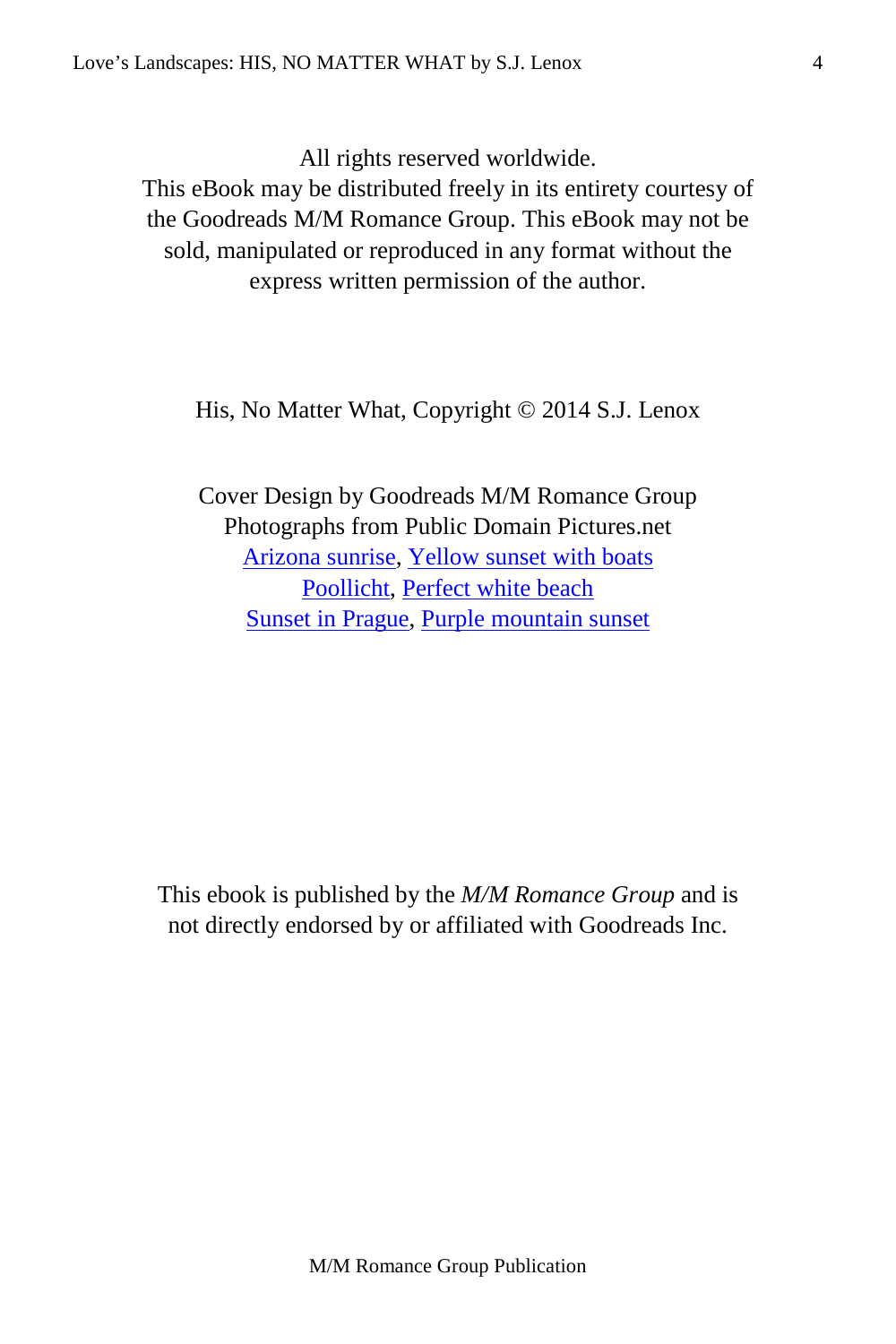All rights reserved worldwide.
This eBook may be distributed freely in its entirety courtesy of the Goodreads M/M Romance Group. This eBook may not be sold, manipulated or reproduced in any format without the express written permission of the author.

His, No Matter What, Copyright © 2014 S.J. Lenox

Cover Design by Goodreads M/M Romance Group
Photographs from Public Domain Pictures.net
Arizona sunrise, Yellow sunset with boats
Poollicht, Perfect white beach
Sunset in Prague, Purple mountain sunset

This ebook is published by the *M/M Romance Group* and is not directly endorsed by or affiliated with Goodreads Inc.

M/M Romance Group Publication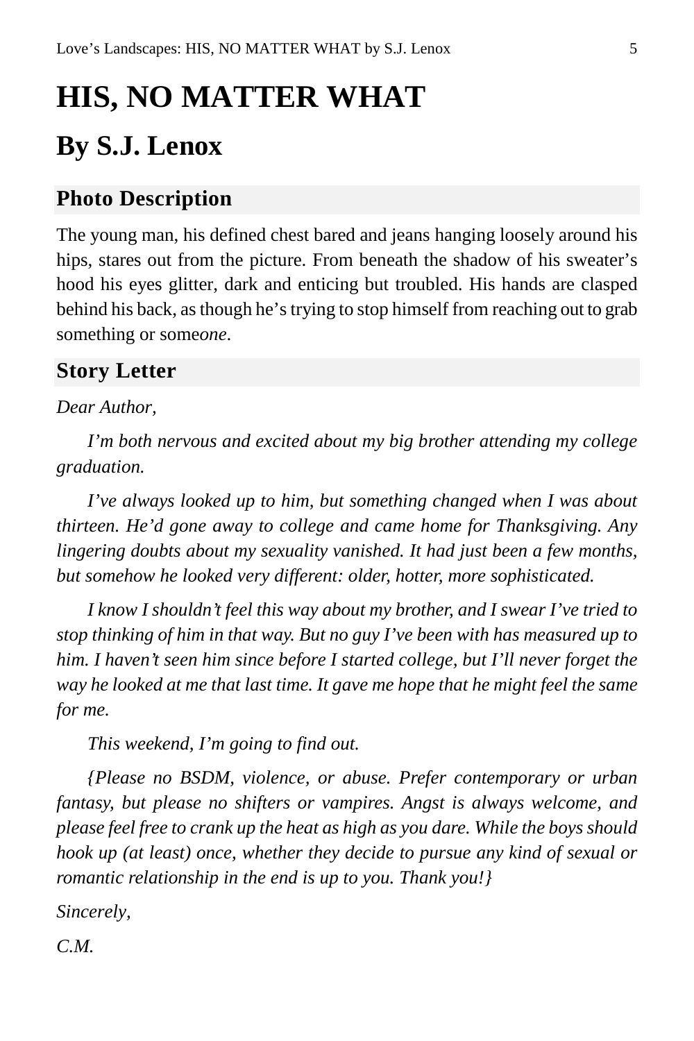# HIS, NO MATTER WHAT

## By S.J. Lenox

### Photo Description

The young man, his defined chest bared and jeans hanging loosely around his hips, stares out from the picture. From beneath the shadow of his sweater's hood his eyes glitter, dark and enticing but troubled. His hands are clasped behind his back, as though he's trying to stop himself from reaching out to grab something or some*one*.

### Story Letter

*Dear Author,*

*I'm both nervous and excited about my big brother attending my college graduation.*

*I've always looked up to him, but something changed when I was about thirteen. He'd gone away to college and came home for Thanksgiving. Any lingering doubts about my sexuality vanished. It had just been a few months, but somehow he looked very different: older, hotter, more sophisticated.*

*I know I shouldn't feel this way about my brother, and I swear I've tried to stop thinking of him in that way. But no guy I've been with has measured up to him. I haven't seen him since before I started college, but I'll never forget the way he looked at me that last time. It gave me hope that he might feel the same for me.*

*This weekend, I'm going to find out.*

*{Please no BSDM, violence, or abuse. Prefer contemporary or urban fantasy, but please no shifters or vampires. Angst is always welcome, and please feel free to crank up the heat as high as you dare. While the boys should hook up (at least) once, whether they decide to pursue any kind of sexual or romantic relationship in the end is up to you. Thank you!}*

*Sincerely,*

*C.M.*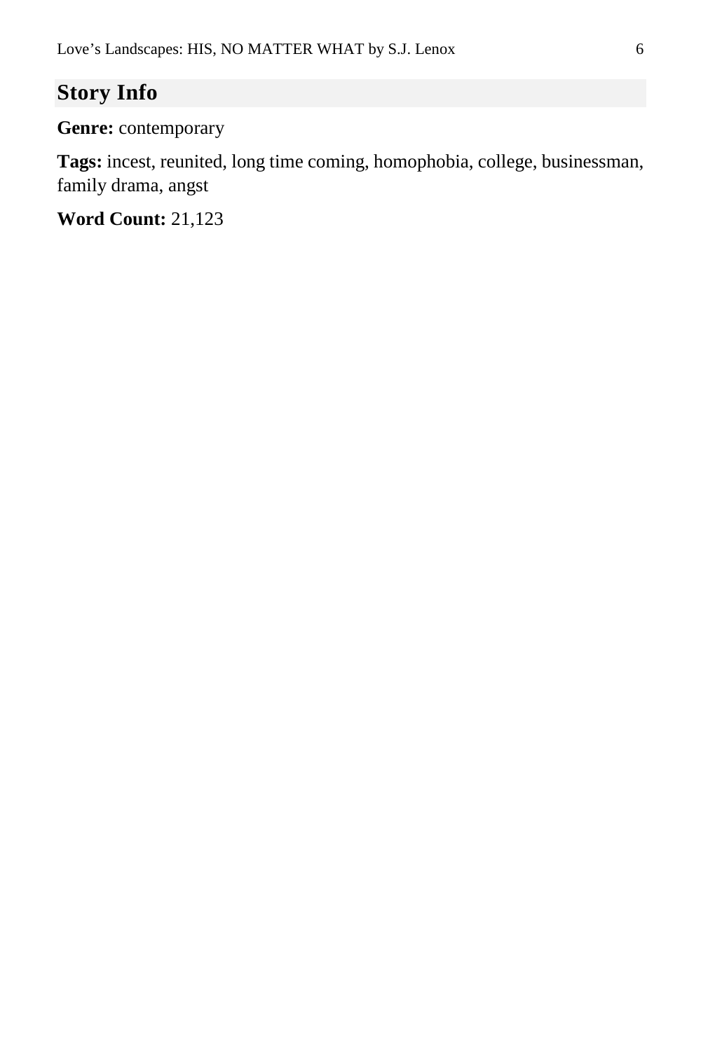## Story Info

**Genre:** contemporary

**Tags:** incest, reunited, long time coming, homophobia, college, businessman, family drama, angst

**Word Count:** 21,123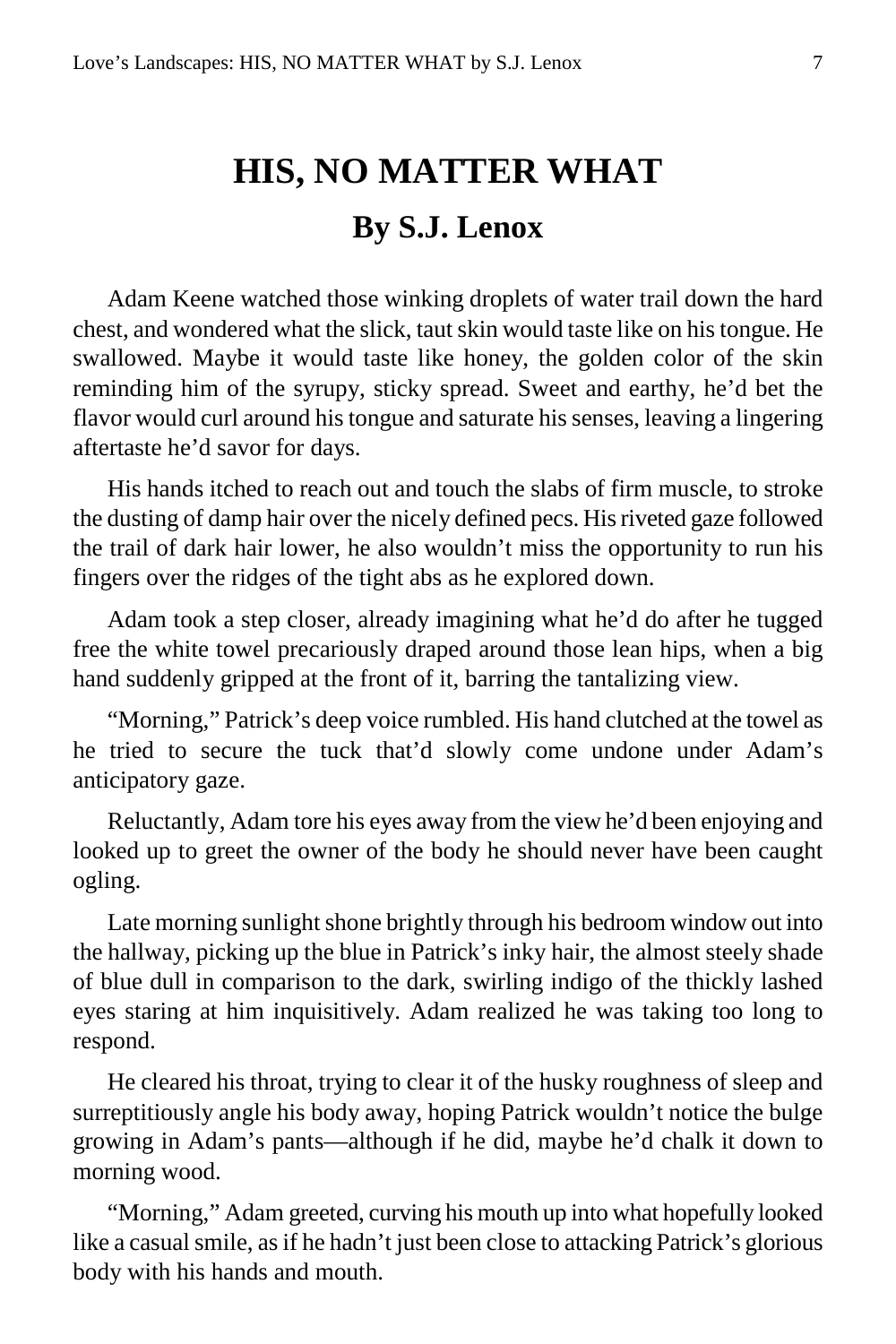# HIS, NO MATTER WHAT

## By S.J. Lenox

Adam Keene watched those winking droplets of water trail down the hard chest, and wondered what the slick, taut skin would taste like on his tongue. He swallowed. Maybe it would taste like honey, the golden color of the skin reminding him of the syrupy, sticky spread. Sweet and earthy, he'd bet the flavor would curl around his tongue and saturate his senses, leaving a lingering aftertaste he'd savor for days.

His hands itched to reach out and touch the slabs of firm muscle, to stroke the dusting of damp hair over the nicely defined pecs. His riveted gaze followed the trail of dark hair lower, he also wouldn't miss the opportunity to run his fingers over the ridges of the tight abs as he explored down.

Adam took a step closer, already imagining what he'd do after he tugged free the white towel precariously draped around those lean hips, when a big hand suddenly gripped at the front of it, barring the tantalizing view.

"Morning," Patrick's deep voice rumbled. His hand clutched at the towel as he tried to secure the tuck that'd slowly come undone under Adam's anticipatory gaze.

Reluctantly, Adam tore his eyes away from the view he'd been enjoying and looked up to greet the owner of the body he should never have been caught ogling.

Late morning sunlight shone brightly through his bedroom window out into the hallway, picking up the blue in Patrick's inky hair, the almost steely shade of blue dull in comparison to the dark, swirling indigo of the thickly lashed eyes staring at him inquisitively. Adam realized he was taking too long to respond.

He cleared his throat, trying to clear it of the husky roughness of sleep and surreptitiously angle his body away, hoping Patrick wouldn't notice the bulge growing in Adam's pants—although if he did, maybe he'd chalk it down to morning wood.

"Morning," Adam greeted, curving his mouth up into what hopefully looked like a casual smile, as if he hadn't just been close to attacking Patrick's glorious body with his hands and mouth.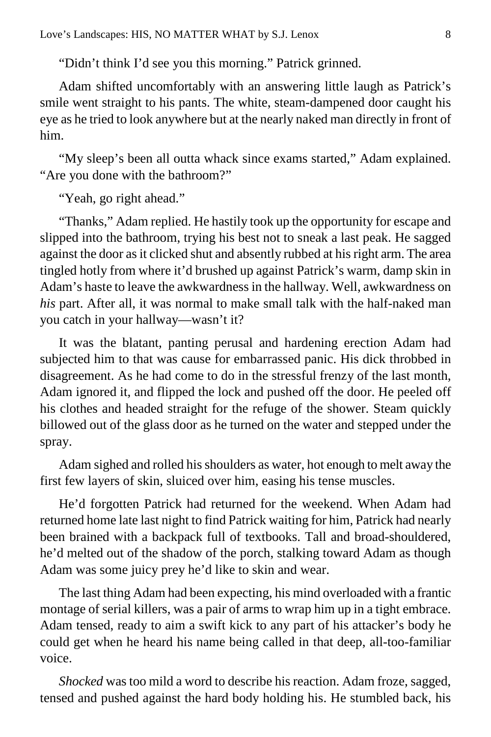"Didn't think I'd see you this morning." Patrick grinned.

Adam shifted uncomfortably with an answering little laugh as Patrick's smile went straight to his pants. The white, steam-dampened door caught his eye as he tried to look anywhere but at the nearly naked man directly in front of him.

"My sleep's been all outta whack since exams started," Adam explained. "Are you done with the bathroom?"

"Yeah, go right ahead."

"Thanks," Adam replied. He hastily took up the opportunity for escape and slipped into the bathroom, trying his best not to sneak a last peak. He sagged against the door as it clicked shut and absently rubbed at his right arm. The area tingled hotly from where it'd brushed up against Patrick's warm, damp skin in Adam's haste to leave the awkwardness in the hallway. Well, awkwardness on *his* part. After all, it was normal to make small talk with the half-naked man you catch in your hallway—wasn't it?

It was the blatant, panting perusal and hardening erection Adam had subjected him to that was cause for embarrassed panic. His dick throbbed in disagreement. As he had come to do in the stressful frenzy of the last month, Adam ignored it, and flipped the lock and pushed off the door. He peeled off his clothes and headed straight for the refuge of the shower. Steam quickly billowed out of the glass door as he turned on the water and stepped under the spray.

Adam sighed and rolled his shoulders as water, hot enough to melt away the first few layers of skin, sluiced over him, easing his tense muscles.

He'd forgotten Patrick had returned for the weekend. When Adam had returned home late last night to find Patrick waiting for him, Patrick had nearly been brained with a backpack full of textbooks. Tall and broad-shouldered, he'd melted out of the shadow of the porch, stalking toward Adam as though Adam was some juicy prey he'd like to skin and wear.

The last thing Adam had been expecting, his mind overloaded with a frantic montage of serial killers, was a pair of arms to wrap him up in a tight embrace. Adam tensed, ready to aim a swift kick to any part of his attacker's body he could get when he heard his name being called in that deep, all-too-familiar voice.

*Shocked* was too mild a word to describe his reaction. Adam froze, sagged, tensed and pushed against the hard body holding his. He stumbled back, his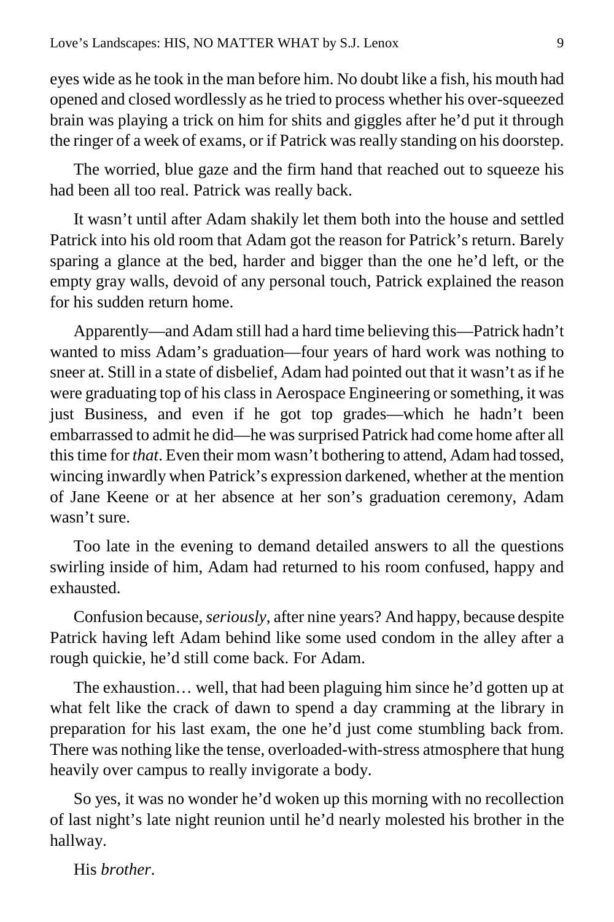eyes wide as he took in the man before him. No doubt like a fish, his mouth had opened and closed wordlessly as he tried to process whether his over-squeezed brain was playing a trick on him for shits and giggles after he'd put it through the ringer of a week of exams, or if Patrick was really standing on his doorstep.

The worried, blue gaze and the firm hand that reached out to squeeze his had been all too real. Patrick was really back.

It wasn't until after Adam shakily let them both into the house and settled Patrick into his old room that Adam got the reason for Patrick's return. Barely sparing a glance at the bed, harder and bigger than the one he'd left, or the empty gray walls, devoid of any personal touch, Patrick explained the reason for his sudden return home.

Apparently—and Adam still had a hard time believing this—Patrick hadn't wanted to miss Adam's graduation—four years of hard work was nothing to sneer at. Still in a state of disbelief, Adam had pointed out that it wasn't as if he were graduating top of his class in Aerospace Engineering or something, it was just Business, and even if he got top grades—which he hadn't been embarrassed to admit he did—he was surprised Patrick had come home after all this time for *that*. Even their mom wasn't bothering to attend, Adam had tossed, wincing inwardly when Patrick's expression darkened, whether at the mention of Jane Keene or at her absence at her son's graduation ceremony, Adam wasn't sure.

Too late in the evening to demand detailed answers to all the questions swirling inside of him, Adam had returned to his room confused, happy and exhausted.

Confusion because, *seriously*, after nine years? And happy, because despite Patrick having left Adam behind like some used condom in the alley after a rough quickie, he'd still come back. For Adam.

The exhaustion… well, that had been plaguing him since he'd gotten up at what felt like the crack of dawn to spend a day cramming at the library in preparation for his last exam, the one he'd just come stumbling back from. There was nothing like the tense, overloaded-with-stress atmosphere that hung heavily over campus to really invigorate a body.

So yes, it was no wonder he'd woken up this morning with no recollection of last night's late night reunion until he'd nearly molested his brother in the hallway.

His *brother*.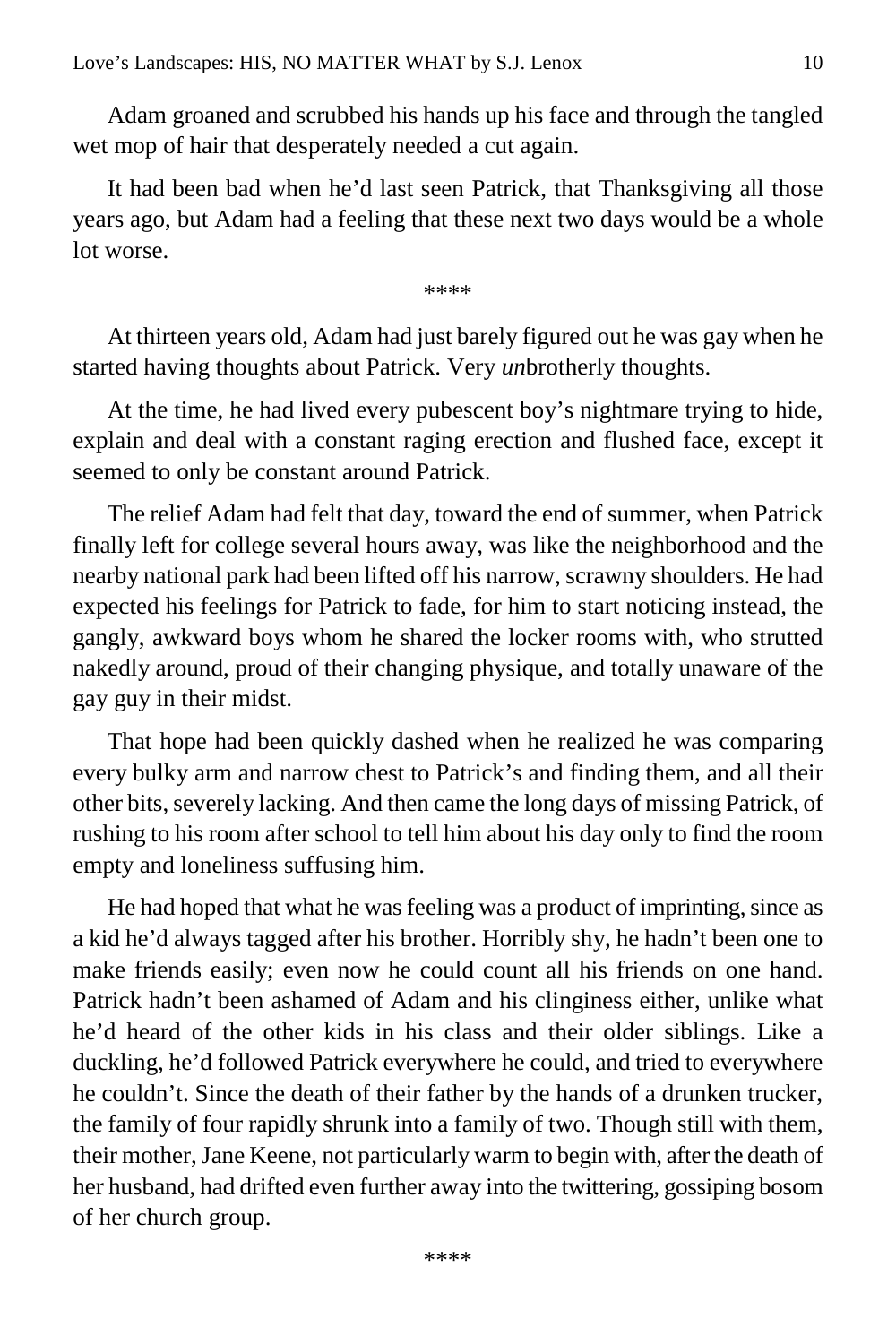Adam groaned and scrubbed his hands up his face and through the tangled wet mop of hair that desperately needed a cut again.

It had been bad when he'd last seen Patrick, that Thanksgiving all those years ago, but Adam had a feeling that these next two days would be a whole lot worse.

\*\*\*\*

At thirteen years old, Adam had just barely figured out he was gay when he started having thoughts about Patrick. Very *un*brotherly thoughts.

At the time, he had lived every pubescent boy's nightmare trying to hide, explain and deal with a constant raging erection and flushed face, except it seemed to only be constant around Patrick.

The relief Adam had felt that day, toward the end of summer, when Patrick finally left for college several hours away, was like the neighborhood and the nearby national park had been lifted off his narrow, scrawny shoulders. He had expected his feelings for Patrick to fade, for him to start noticing instead, the gangly, awkward boys whom he shared the locker rooms with, who strutted nakedly around, proud of their changing physique, and totally unaware of the gay guy in their midst.

That hope had been quickly dashed when he realized he was comparing every bulky arm and narrow chest to Patrick's and finding them, and all their other bits, severely lacking. And then came the long days of missing Patrick, of rushing to his room after school to tell him about his day only to find the room empty and loneliness suffusing him.

He had hoped that what he was feeling was a product of imprinting, since as a kid he'd always tagged after his brother. Horribly shy, he hadn't been one to make friends easily; even now he could count all his friends on one hand. Patrick hadn't been ashamed of Adam and his clinginess either, unlike what he'd heard of the other kids in his class and their older siblings. Like a duckling, he'd followed Patrick everywhere he could, and tried to everywhere he couldn't. Since the death of their father by the hands of a drunken trucker, the family of four rapidly shrunk into a family of two. Though still with them, their mother, Jane Keene, not particularly warm to begin with, after the death of her husband, had drifted even further away into the twittering, gossiping bosom of her church group.

\*\*\*\*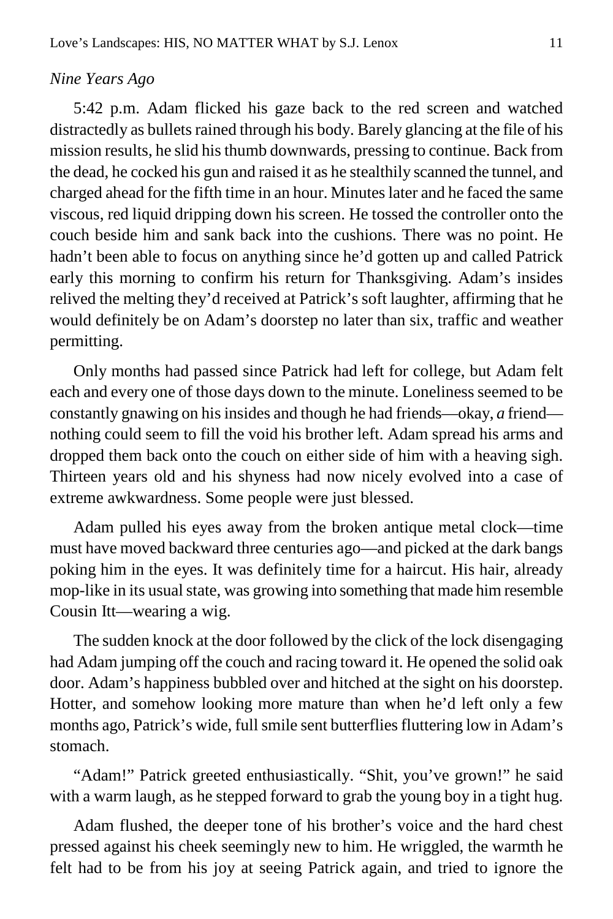*Nine Years Ago*

5:42 p.m. Adam flicked his gaze back to the red screen and watched distractedly as bullets rained through his body. Barely glancing at the file of his mission results, he slid his thumb downwards, pressing to continue. Back from the dead, he cocked his gun and raised it as he stealthily scanned the tunnel, and charged ahead for the fifth time in an hour. Minutes later and he faced the same viscous, red liquid dripping down his screen. He tossed the controller onto the couch beside him and sank back into the cushions. There was no point. He hadn't been able to focus on anything since he'd gotten up and called Patrick early this morning to confirm his return for Thanksgiving. Adam's insides relived the melting they'd received at Patrick's soft laughter, affirming that he would definitely be on Adam's doorstep no later than six, traffic and weather permitting.

Only months had passed since Patrick had left for college, but Adam felt each and every one of those days down to the minute. Loneliness seemed to be constantly gnawing on his insides and though he had friends—okay, *a* friend—nothing could seem to fill the void his brother left. Adam spread his arms and dropped them back onto the couch on either side of him with a heaving sigh. Thirteen years old and his shyness had now nicely evolved into a case of extreme awkwardness. Some people were just blessed.

Adam pulled his eyes away from the broken antique metal clock—time must have moved backward three centuries ago—and picked at the dark bangs poking him in the eyes. It was definitely time for a haircut. His hair, already mop-like in its usual state, was growing into something that made him resemble Cousin Itt—wearing a wig.

The sudden knock at the door followed by the click of the lock disengaging had Adam jumping off the couch and racing toward it. He opened the solid oak door. Adam's happiness bubbled over and hitched at the sight on his doorstep. Hotter, and somehow looking more mature than when he'd left only a few months ago, Patrick's wide, full smile sent butterflies fluttering low in Adam's stomach.

"Adam!" Patrick greeted enthusiastically. "Shit, you've grown!" he said with a warm laugh, as he stepped forward to grab the young boy in a tight hug.

Adam flushed, the deeper tone of his brother's voice and the hard chest pressed against his cheek seemingly new to him. He wriggled, the warmth he felt had to be from his joy at seeing Patrick again, and tried to ignore the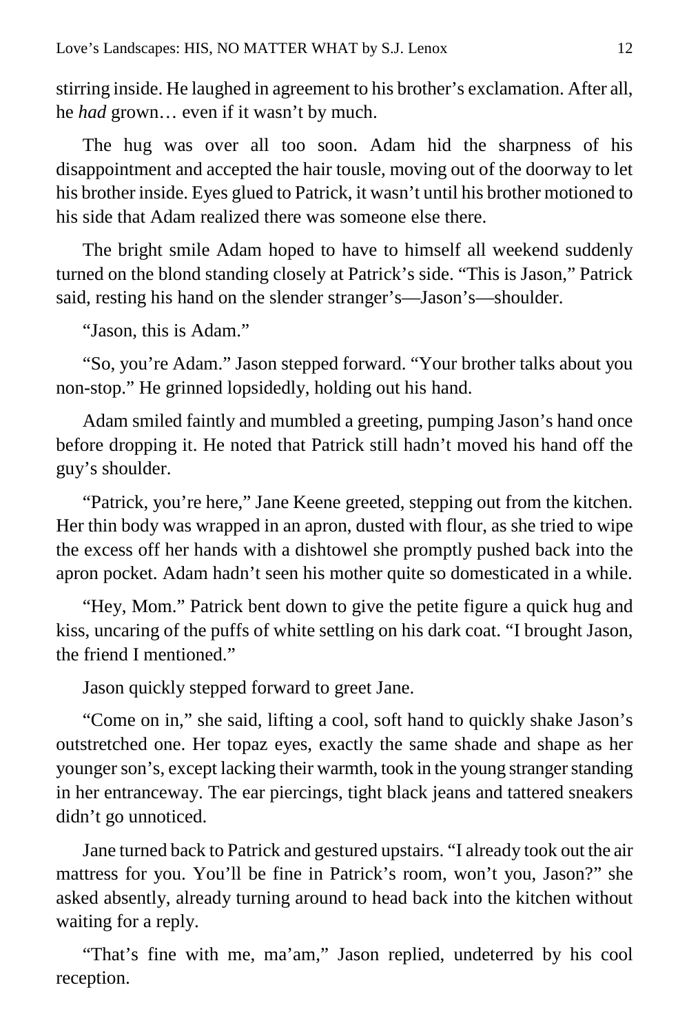stirring inside. He laughed in agreement to his brother's exclamation. After all, he *had* grown… even if it wasn't by much.

The hug was over all too soon. Adam hid the sharpness of his disappointment and accepted the hair tousle, moving out of the doorway to let his brother inside. Eyes glued to Patrick, it wasn't until his brother motioned to his side that Adam realized there was someone else there.

The bright smile Adam hoped to have to himself all weekend suddenly turned on the blond standing closely at Patrick's side. "This is Jason," Patrick said, resting his hand on the slender stranger's—Jason's—shoulder.

"Jason, this is Adam."

"So, you're Adam." Jason stepped forward. "Your brother talks about you non-stop." He grinned lopsidedly, holding out his hand.

Adam smiled faintly and mumbled a greeting, pumping Jason's hand once before dropping it. He noted that Patrick still hadn't moved his hand off the guy's shoulder.

"Patrick, you're here," Jane Keene greeted, stepping out from the kitchen. Her thin body was wrapped in an apron, dusted with flour, as she tried to wipe the excess off her hands with a dishtowel she promptly pushed back into the apron pocket. Adam hadn't seen his mother quite so domesticated in a while.

"Hey, Mom." Patrick bent down to give the petite figure a quick hug and kiss, uncaring of the puffs of white settling on his dark coat. "I brought Jason, the friend I mentioned."

Jason quickly stepped forward to greet Jane.

"Come on in," she said, lifting a cool, soft hand to quickly shake Jason's outstretched one. Her topaz eyes, exactly the same shade and shape as her younger son's, except lacking their warmth, took in the young stranger standing in her entranceway. The ear piercings, tight black jeans and tattered sneakers didn't go unnoticed.

Jane turned back to Patrick and gestured upstairs. "I already took out the air mattress for you. You'll be fine in Patrick's room, won't you, Jason?" she asked absently, already turning around to head back into the kitchen without waiting for a reply.

"That's fine with me, ma'am," Jason replied, undeterred by his cool reception.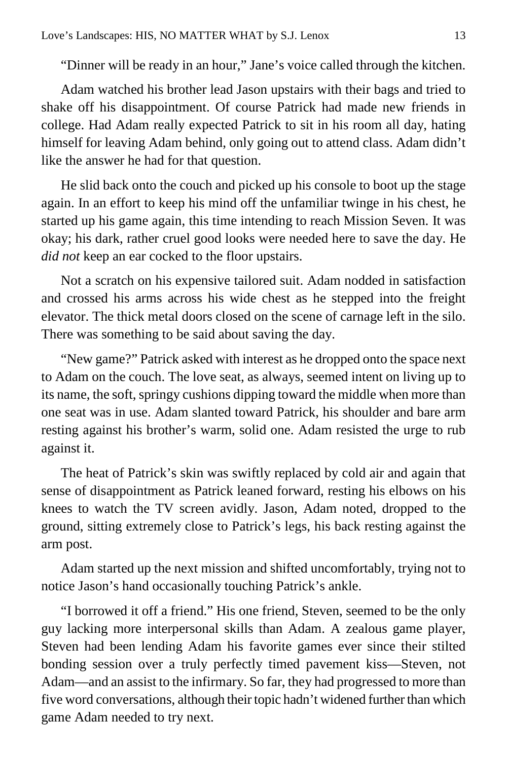"Dinner will be ready in an hour," Jane's voice called through the kitchen.

Adam watched his brother lead Jason upstairs with their bags and tried to shake off his disappointment. Of course Patrick had made new friends in college. Had Adam really expected Patrick to sit in his room all day, hating himself for leaving Adam behind, only going out to attend class. Adam didn't like the answer he had for that question.

He slid back onto the couch and picked up his console to boot up the stage again. In an effort to keep his mind off the unfamiliar twinge in his chest, he started up his game again, this time intending to reach Mission Seven. It was okay; his dark, rather cruel good looks were needed here to save the day. He *did not* keep an ear cocked to the floor upstairs.

Not a scratch on his expensive tailored suit. Adam nodded in satisfaction and crossed his arms across his wide chest as he stepped into the freight elevator. The thick metal doors closed on the scene of carnage left in the silo. There was something to be said about saving the day.

"New game?" Patrick asked with interest as he dropped onto the space next to Adam on the couch. The love seat, as always, seemed intent on living up to its name, the soft, springy cushions dipping toward the middle when more than one seat was in use. Adam slanted toward Patrick, his shoulder and bare arm resting against his brother's warm, solid one. Adam resisted the urge to rub against it.

The heat of Patrick's skin was swiftly replaced by cold air and again that sense of disappointment as Patrick leaned forward, resting his elbows on his knees to watch the TV screen avidly. Jason, Adam noted, dropped to the ground, sitting extremely close to Patrick's legs, his back resting against the arm post.

Adam started up the next mission and shifted uncomfortably, trying not to notice Jason's hand occasionally touching Patrick's ankle.

"I borrowed it off a friend." His one friend, Steven, seemed to be the only guy lacking more interpersonal skills than Adam. A zealous game player, Steven had been lending Adam his favorite games ever since their stilted bonding session over a truly perfectly timed pavement kiss—Steven, not Adam—and an assist to the infirmary. So far, they had progressed to more than five word conversations, although their topic hadn't widened further than which game Adam needed to try next.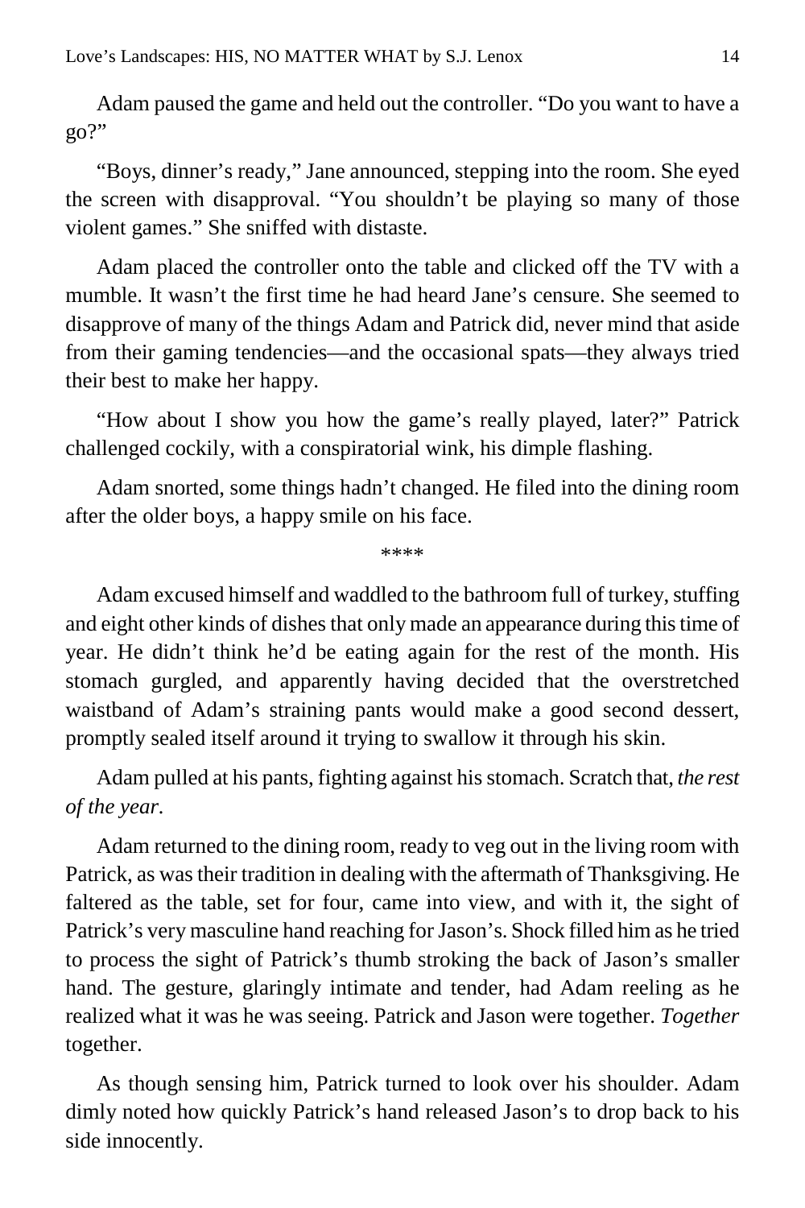Adam paused the game and held out the controller. “Do you want to have a go?”

“Boys, dinner’s ready,” Jane announced, stepping into the room. She eyed the screen with disapproval. “You shouldn’t be playing so many of those violent games.” She sniffed with distaste.

Adam placed the controller onto the table and clicked off the TV with a mumble. It wasn’t the first time he had heard Jane’s censure. She seemed to disapprove of many of the things Adam and Patrick did, never mind that aside from their gaming tendencies—and the occasional spats—they always tried their best to make her happy.

“How about I show you how the game’s really played, later?” Patrick challenged cockily, with a conspiratorial wink, his dimple flashing.

Adam snorted, some things hadn’t changed. He filed into the dining room after the older boys, a happy smile on his face.

****

Adam excused himself and waddled to the bathroom full of turkey, stuffing and eight other kinds of dishes that only made an appearance during this time of year. He didn’t think he’d be eating again for the rest of the month. His stomach gurgled, and apparently having decided that the overstretched waistband of Adam’s straining pants would make a good second dessert, promptly sealed itself around it trying to swallow it through his skin.

Adam pulled at his pants, fighting against his stomach. Scratch that, *the rest of the year*.

Adam returned to the dining room, ready to veg out in the living room with Patrick, as was their tradition in dealing with the aftermath of Thanksgiving. He faltered as the table, set for four, came into view, and with it, the sight of Patrick’s very masculine hand reaching for Jason’s. Shock filled him as he tried to process the sight of Patrick’s thumb stroking the back of Jason’s smaller hand. The gesture, glaringly intimate and tender, had Adam reeling as he realized what it was he was seeing. Patrick and Jason were together. *Together* together.

As though sensing him, Patrick turned to look over his shoulder. Adam dimly noted how quickly Patrick’s hand released Jason’s to drop back to his side innocently.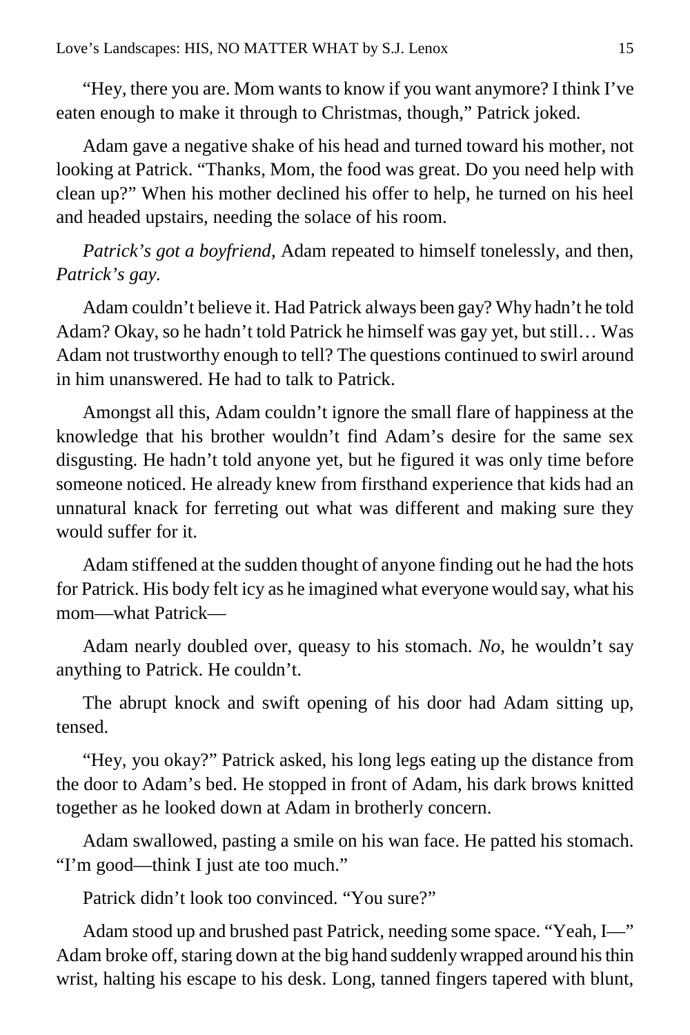"Hey, there you are. Mom wants to know if you want anymore? I think I've eaten enough to make it through to Christmas, though," Patrick joked.

Adam gave a negative shake of his head and turned toward his mother, not looking at Patrick. "Thanks, Mom, the food was great. Do you need help with clean up?" When his mother declined his offer to help, he turned on his heel and headed upstairs, needing the solace of his room.

*Patrick's got a boyfriend*, Adam repeated to himself tonelessly, and then, *Patrick's gay*.

Adam couldn't believe it. Had Patrick always been gay? Why hadn't he told Adam? Okay, so he hadn't told Patrick he himself was gay yet, but still… Was Adam not trustworthy enough to tell? The questions continued to swirl around in him unanswered. He had to talk to Patrick.

Amongst all this, Adam couldn't ignore the small flare of happiness at the knowledge that his brother wouldn't find Adam's desire for the same sex disgusting. He hadn't told anyone yet, but he figured it was only time before someone noticed. He already knew from firsthand experience that kids had an unnatural knack for ferreting out what was different and making sure they would suffer for it.

Adam stiffened at the sudden thought of anyone finding out he had the hots for Patrick. His body felt icy as he imagined what everyone would say, what his mom—what Patrick—

Adam nearly doubled over, queasy to his stomach. *No*, he wouldn't say anything to Patrick. He couldn't.

The abrupt knock and swift opening of his door had Adam sitting up, tensed.

"Hey, you okay?" Patrick asked, his long legs eating up the distance from the door to Adam's bed. He stopped in front of Adam, his dark brows knitted together as he looked down at Adam in brotherly concern.

Adam swallowed, pasting a smile on his wan face. He patted his stomach. "I'm good—think I just ate too much."

Patrick didn't look too convinced. "You sure?"

Adam stood up and brushed past Patrick, needing some space. "Yeah, I—" Adam broke off, staring down at the big hand suddenly wrapped around his thin wrist, halting his escape to his desk. Long, tanned fingers tapered with blunt,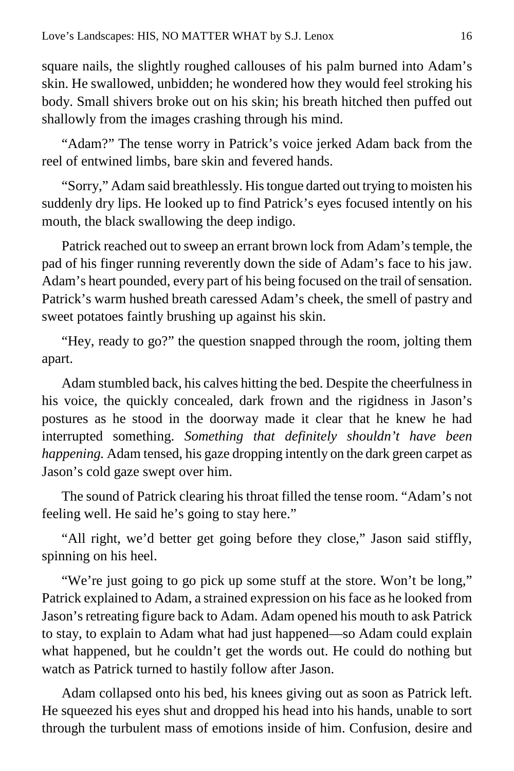square nails, the slightly roughed callouses of his palm burned into Adam's skin. He swallowed, unbidden; he wondered how they would feel stroking his body. Small shivers broke out on his skin; his breath hitched then puffed out shallowly from the images crashing through his mind.

"Adam?" The tense worry in Patrick's voice jerked Adam back from the reel of entwined limbs, bare skin and fevered hands.

"Sorry," Adam said breathlessly. His tongue darted out trying to moisten his suddenly dry lips. He looked up to find Patrick's eyes focused intently on his mouth, the black swallowing the deep indigo.

Patrick reached out to sweep an errant brown lock from Adam's temple, the pad of his finger running reverently down the side of Adam's face to his jaw. Adam's heart pounded, every part of his being focused on the trail of sensation. Patrick's warm hushed breath caressed Adam's cheek, the smell of pastry and sweet potatoes faintly brushing up against his skin.

"Hey, ready to go?" the question snapped through the room, jolting them apart.

Adam stumbled back, his calves hitting the bed. Despite the cheerfulness in his voice, the quickly concealed, dark frown and the rigidness in Jason's postures as he stood in the doorway made it clear that he knew he had interrupted something. *Something that definitely shouldn't have been happening.* Adam tensed, his gaze dropping intently on the dark green carpet as Jason's cold gaze swept over him.

The sound of Patrick clearing his throat filled the tense room. "Adam's not feeling well. He said he's going to stay here."

"All right, we'd better get going before they close," Jason said stiffly, spinning on his heel.

"We're just going to go pick up some stuff at the store. Won't be long," Patrick explained to Adam, a strained expression on his face as he looked from Jason's retreating figure back to Adam. Adam opened his mouth to ask Patrick to stay, to explain to Adam what had just happened—so Adam could explain what happened, but he couldn't get the words out. He could do nothing but watch as Patrick turned to hastily follow after Jason.

Adam collapsed onto his bed, his knees giving out as soon as Patrick left. He squeezed his eyes shut and dropped his head into his hands, unable to sort through the turbulent mass of emotions inside of him. Confusion, desire and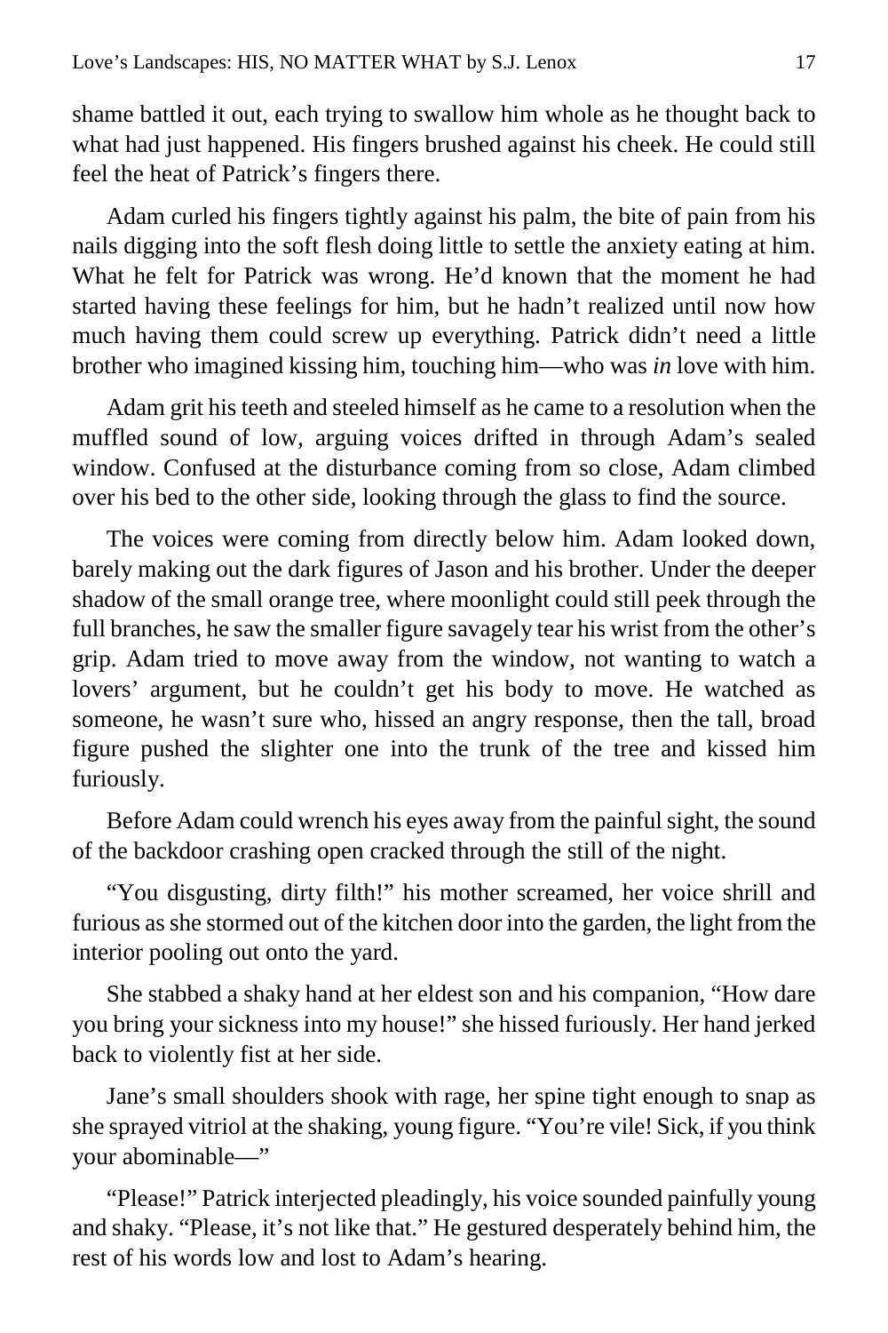shame battled it out, each trying to swallow him whole as he thought back to what had just happened. His fingers brushed against his cheek. He could still feel the heat of Patrick's fingers there.

Adam curled his fingers tightly against his palm, the bite of pain from his nails digging into the soft flesh doing little to settle the anxiety eating at him. What he felt for Patrick was wrong. He'd known that the moment he had started having these feelings for him, but he hadn't realized until now how much having them could screw up everything. Patrick didn't need a little brother who imagined kissing him, touching him—who was *in* love with him.

Adam grit his teeth and steeled himself as he came to a resolution when the muffled sound of low, arguing voices drifted in through Adam's sealed window. Confused at the disturbance coming from so close, Adam climbed over his bed to the other side, looking through the glass to find the source.

The voices were coming from directly below him. Adam looked down, barely making out the dark figures of Jason and his brother. Under the deeper shadow of the small orange tree, where moonlight could still peek through the full branches, he saw the smaller figure savagely tear his wrist from the other's grip. Adam tried to move away from the window, not wanting to watch a lovers' argument, but he couldn't get his body to move. He watched as someone, he wasn't sure who, hissed an angry response, then the tall, broad figure pushed the slighter one into the trunk of the tree and kissed him furiously.

Before Adam could wrench his eyes away from the painful sight, the sound of the backdoor crashing open cracked through the still of the night.

"You disgusting, dirty filth!" his mother screamed, her voice shrill and furious as she stormed out of the kitchen door into the garden, the light from the interior pooling out onto the yard.

She stabbed a shaky hand at her eldest son and his companion, "How dare you bring your sickness into my house!" she hissed furiously. Her hand jerked back to violently fist at her side.

Jane's small shoulders shook with rage, her spine tight enough to snap as she sprayed vitriol at the shaking, young figure. "You're vile! Sick, if you think your abominable—"

"Please!" Patrick interjected pleadingly, his voice sounded painfully young and shaky. "Please, it's not like that." He gestured desperately behind him, the rest of his words low and lost to Adam's hearing.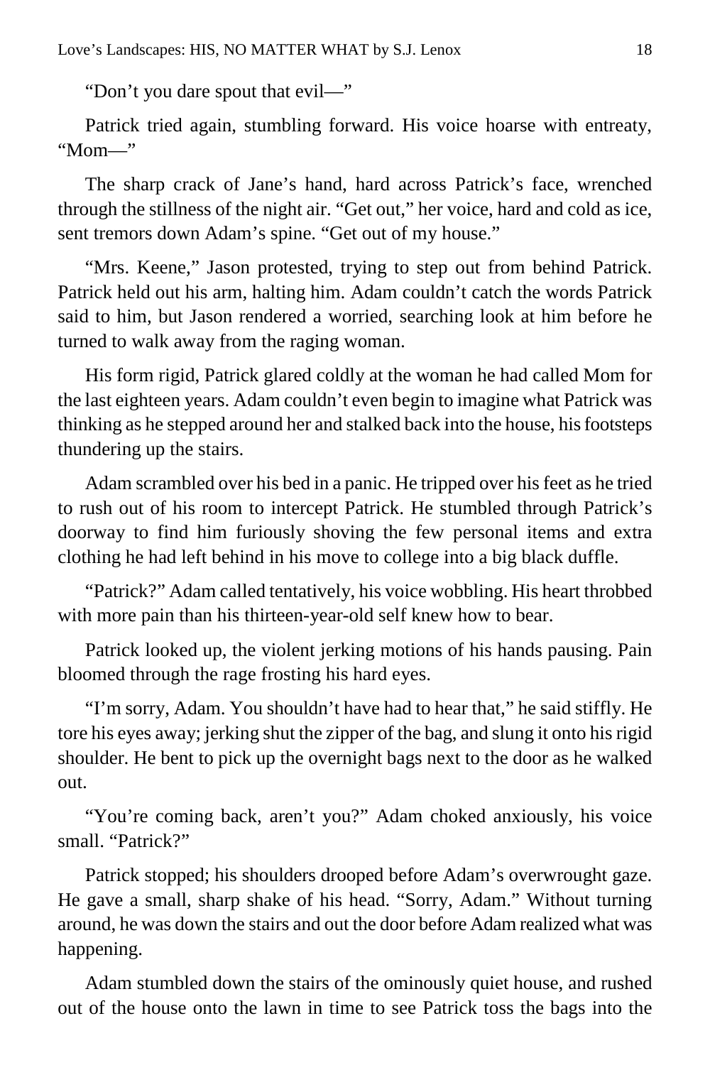"Don't you dare spout that evil—"

Patrick tried again, stumbling forward. His voice hoarse with entreaty, "Mom—"

The sharp crack of Jane's hand, hard across Patrick's face, wrenched through the stillness of the night air. "Get out," her voice, hard and cold as ice, sent tremors down Adam's spine. "Get out of my house."

"Mrs. Keene," Jason protested, trying to step out from behind Patrick. Patrick held out his arm, halting him. Adam couldn't catch the words Patrick said to him, but Jason rendered a worried, searching look at him before he turned to walk away from the raging woman.

His form rigid, Patrick glared coldly at the woman he had called Mom for the last eighteen years. Adam couldn't even begin to imagine what Patrick was thinking as he stepped around her and stalked back into the house, his footsteps thundering up the stairs.

Adam scrambled over his bed in a panic. He tripped over his feet as he tried to rush out of his room to intercept Patrick. He stumbled through Patrick's doorway to find him furiously shoving the few personal items and extra clothing he had left behind in his move to college into a big black duffle.

"Patrick?" Adam called tentatively, his voice wobbling. His heart throbbed with more pain than his thirteen-year-old self knew how to bear.

Patrick looked up, the violent jerking motions of his hands pausing. Pain bloomed through the rage frosting his hard eyes.

"I'm sorry, Adam. You shouldn't have had to hear that," he said stiffly. He tore his eyes away; jerking shut the zipper of the bag, and slung it onto his rigid shoulder. He bent to pick up the overnight bags next to the door as he walked out.

"You're coming back, aren't you?" Adam choked anxiously, his voice small. "Patrick?"

Patrick stopped; his shoulders drooped before Adam's overwrought gaze. He gave a small, sharp shake of his head. "Sorry, Adam." Without turning around, he was down the stairs and out the door before Adam realized what was happening.

Adam stumbled down the stairs of the ominously quiet house, and rushed out of the house onto the lawn in time to see Patrick toss the bags into the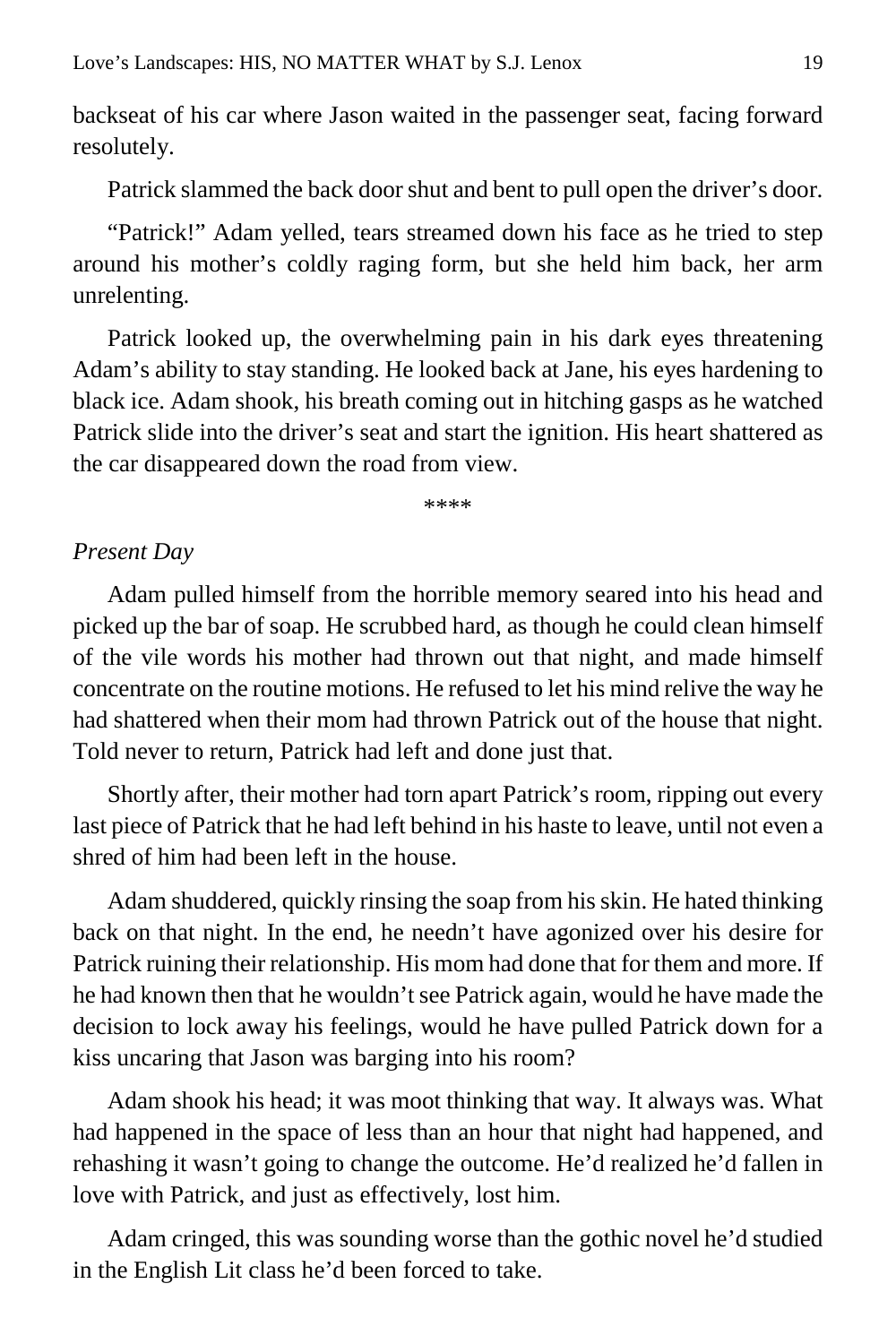backseat of his car where Jason waited in the passenger seat, facing forward resolutely.

Patrick slammed the back door shut and bent to pull open the driver's door.

"Patrick!" Adam yelled, tears streamed down his face as he tried to step around his mother's coldly raging form, but she held him back, her arm unrelenting.

Patrick looked up, the overwhelming pain in his dark eyes threatening Adam's ability to stay standing. He looked back at Jane, his eyes hardening to black ice. Adam shook, his breath coming out in hitching gasps as he watched Patrick slide into the driver's seat and start the ignition. His heart shattered as the car disappeared down the road from view.

\*\*\*\*

*Present Day*

Adam pulled himself from the horrible memory seared into his head and picked up the bar of soap. He scrubbed hard, as though he could clean himself of the vile words his mother had thrown out that night, and made himself concentrate on the routine motions. He refused to let his mind relive the way he had shattered when their mom had thrown Patrick out of the house that night. Told never to return, Patrick had left and done just that.

Shortly after, their mother had torn apart Patrick's room, ripping out every last piece of Patrick that he had left behind in his haste to leave, until not even a shred of him had been left in the house.

Adam shuddered, quickly rinsing the soap from his skin. He hated thinking back on that night. In the end, he needn't have agonized over his desire for Patrick ruining their relationship. His mom had done that for them and more. If he had known then that he wouldn't see Patrick again, would he have made the decision to lock away his feelings, would he have pulled Patrick down for a kiss uncaring that Jason was barging into his room?

Adam shook his head; it was moot thinking that way. It always was. What had happened in the space of less than an hour that night had happened, and rehashing it wasn't going to change the outcome. He'd realized he'd fallen in love with Patrick, and just as effectively, lost him.

Adam cringed, this was sounding worse than the gothic novel he'd studied in the English Lit class he'd been forced to take.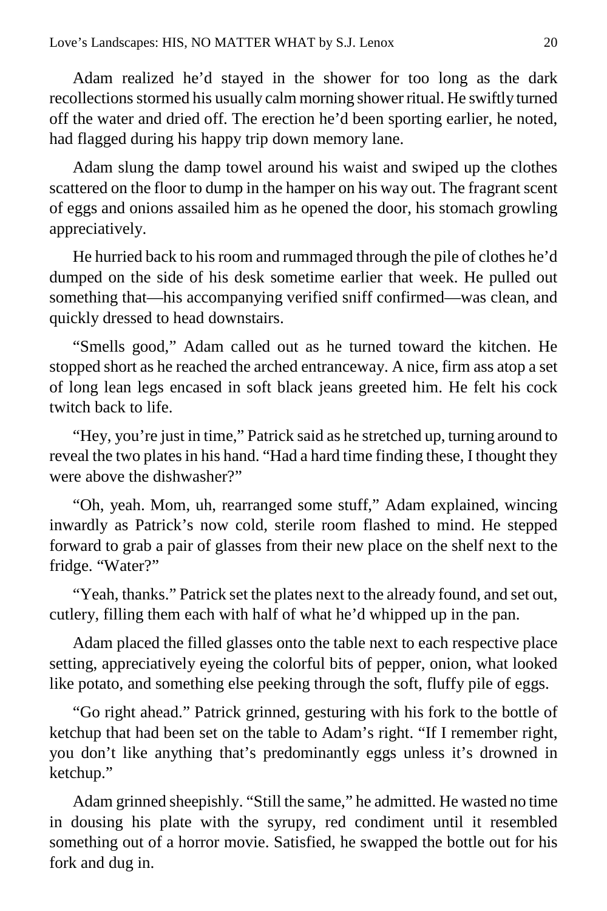Adam realized he'd stayed in the shower for too long as the dark recollections stormed his usually calm morning shower ritual. He swiftly turned off the water and dried off. The erection he'd been sporting earlier, he noted, had flagged during his happy trip down memory lane.

Adam slung the damp towel around his waist and swiped up the clothes scattered on the floor to dump in the hamper on his way out. The fragrant scent of eggs and onions assailed him as he opened the door, his stomach growling appreciatively.

He hurried back to his room and rummaged through the pile of clothes he'd dumped on the side of his desk sometime earlier that week. He pulled out something that—his accompanying verified sniff confirmed—was clean, and quickly dressed to head downstairs.

"Smells good," Adam called out as he turned toward the kitchen. He stopped short as he reached the arched entranceway. A nice, firm ass atop a set of long lean legs encased in soft black jeans greeted him. He felt his cock twitch back to life.

"Hey, you're just in time," Patrick said as he stretched up, turning around to reveal the two plates in his hand. "Had a hard time finding these, I thought they were above the dishwasher?"

"Oh, yeah. Mom, uh, rearranged some stuff," Adam explained, wincing inwardly as Patrick's now cold, sterile room flashed to mind. He stepped forward to grab a pair of glasses from their new place on the shelf next to the fridge. "Water?"

"Yeah, thanks." Patrick set the plates next to the already found, and set out, cutlery, filling them each with half of what he'd whipped up in the pan.

Adam placed the filled glasses onto the table next to each respective place setting, appreciatively eyeing the colorful bits of pepper, onion, what looked like potato, and something else peeking through the soft, fluffy pile of eggs.

"Go right ahead." Patrick grinned, gesturing with his fork to the bottle of ketchup that had been set on the table to Adam's right. "If I remember right, you don't like anything that's predominantly eggs unless it's drowned in ketchup."

Adam grinned sheepishly. "Still the same," he admitted. He wasted no time in dousing his plate with the syrupy, red condiment until it resembled something out of a horror movie. Satisfied, he swapped the bottle out for his fork and dug in.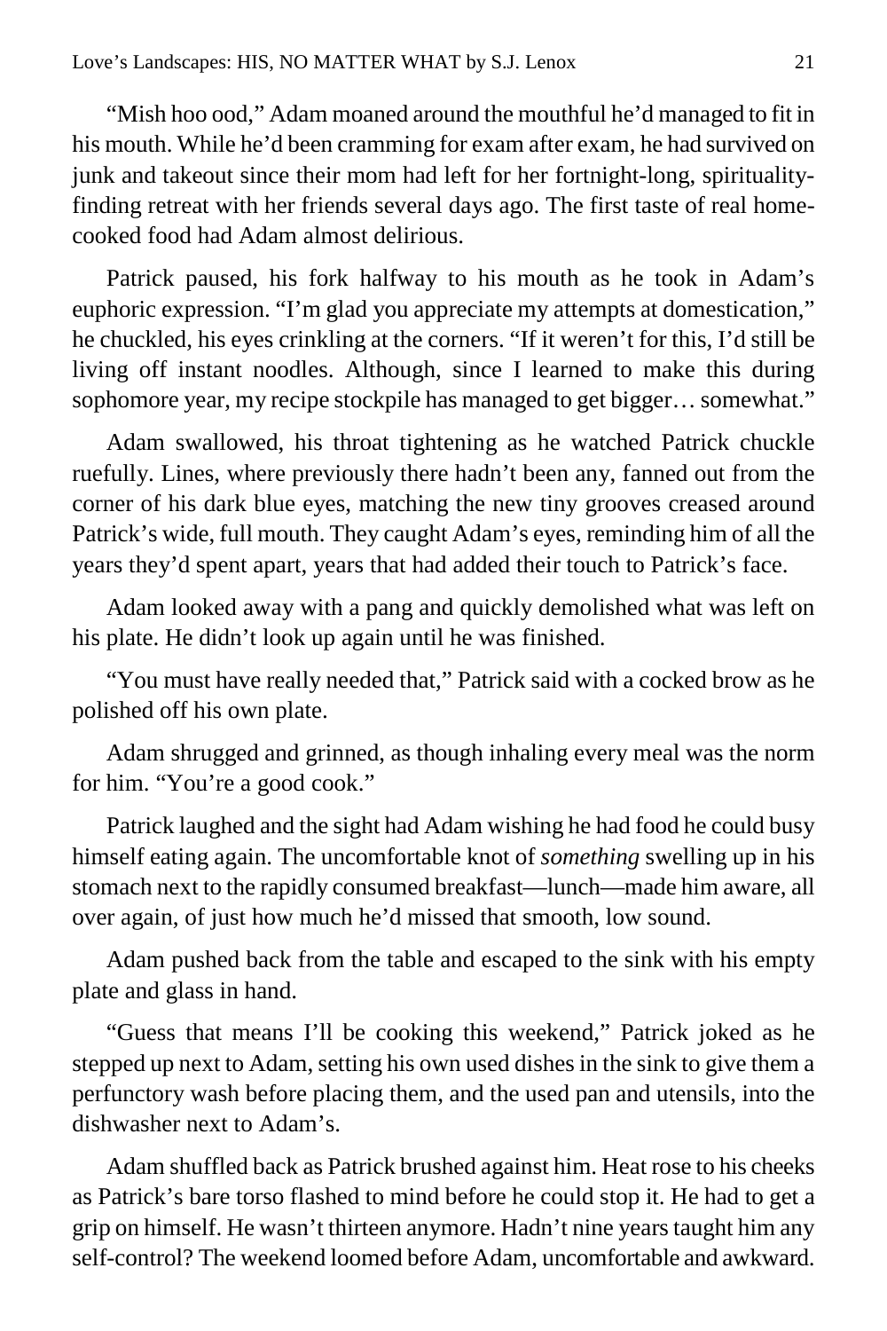"Mish hoo ood," Adam moaned around the mouthful he'd managed to fit in his mouth. While he'd been cramming for exam after exam, he had survived on junk and takeout since their mom had left for her fortnight-long, spirituality-finding retreat with her friends several days ago. The first taste of real home-cooked food had Adam almost delirious.

Patrick paused, his fork halfway to his mouth as he took in Adam's euphoric expression. "I'm glad you appreciate my attempts at domestication," he chuckled, his eyes crinkling at the corners. "If it weren't for this, I'd still be living off instant noodles. Although, since I learned to make this during sophomore year, my recipe stockpile has managed to get bigger… somewhat."

Adam swallowed, his throat tightening as he watched Patrick chuckle ruefully. Lines, where previously there hadn't been any, fanned out from the corner of his dark blue eyes, matching the new tiny grooves creased around Patrick's wide, full mouth. They caught Adam's eyes, reminding him of all the years they'd spent apart, years that had added their touch to Patrick's face.

Adam looked away with a pang and quickly demolished what was left on his plate. He didn't look up again until he was finished.

"You must have really needed that," Patrick said with a cocked brow as he polished off his own plate.

Adam shrugged and grinned, as though inhaling every meal was the norm for him. "You're a good cook."

Patrick laughed and the sight had Adam wishing he had food he could busy himself eating again. The uncomfortable knot of *something* swelling up in his stomach next to the rapidly consumed breakfast—lunch—made him aware, all over again, of just how much he'd missed that smooth, low sound.

Adam pushed back from the table and escaped to the sink with his empty plate and glass in hand.

"Guess that means I'll be cooking this weekend," Patrick joked as he stepped up next to Adam, setting his own used dishes in the sink to give them a perfunctory wash before placing them, and the used pan and utensils, into the dishwasher next to Adam's.

Adam shuffled back as Patrick brushed against him. Heat rose to his cheeks as Patrick's bare torso flashed to mind before he could stop it. He had to get a grip on himself. He wasn't thirteen anymore. Hadn't nine years taught him any self-control? The weekend loomed before Adam, uncomfortable and awkward.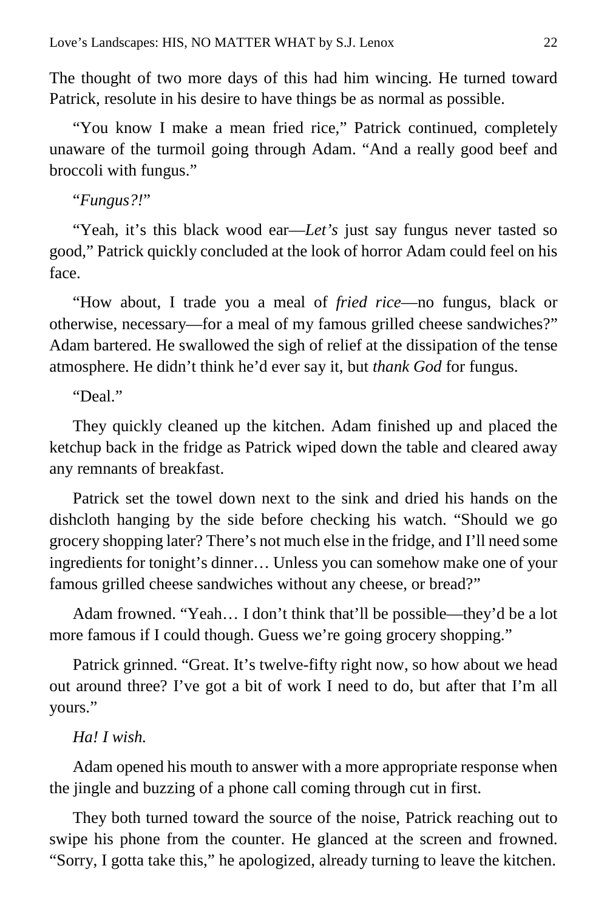The thought of two more days of this had him wincing. He turned toward Patrick, resolute in his desire to have things be as normal as possible.

"You know I make a mean fried rice," Patrick continued, completely unaware of the turmoil going through Adam. "And a really good beef and broccoli with fungus."

"*Fungus?!*"

"Yeah, it's this black wood ear—*Let's* just say fungus never tasted so good," Patrick quickly concluded at the look of horror Adam could feel on his face.

"How about, I trade you a meal of *fried rice*—no fungus, black or otherwise, necessary—for a meal of my famous grilled cheese sandwiches?" Adam bartered. He swallowed the sigh of relief at the dissipation of the tense atmosphere. He didn't think he'd ever say it, but *thank God* for fungus.

"Deal."

They quickly cleaned up the kitchen. Adam finished up and placed the ketchup back in the fridge as Patrick wiped down the table and cleared away any remnants of breakfast.

Patrick set the towel down next to the sink and dried his hands on the dishcloth hanging by the side before checking his watch. "Should we go grocery shopping later? There's not much else in the fridge, and I'll need some ingredients for tonight's dinner… Unless you can somehow make one of your famous grilled cheese sandwiches without any cheese, or bread?"

Adam frowned. "Yeah… I don't think that'll be possible—they'd be a lot more famous if I could though. Guess we're going grocery shopping."

Patrick grinned. "Great. It's twelve-fifty right now, so how about we head out around three? I've got a bit of work I need to do, but after that I'm all yours."

*Ha! I wish.*

Adam opened his mouth to answer with a more appropriate response when the jingle and buzzing of a phone call coming through cut in first.

They both turned toward the source of the noise, Patrick reaching out to swipe his phone from the counter. He glanced at the screen and frowned. "Sorry, I gotta take this," he apologized, already turning to leave the kitchen.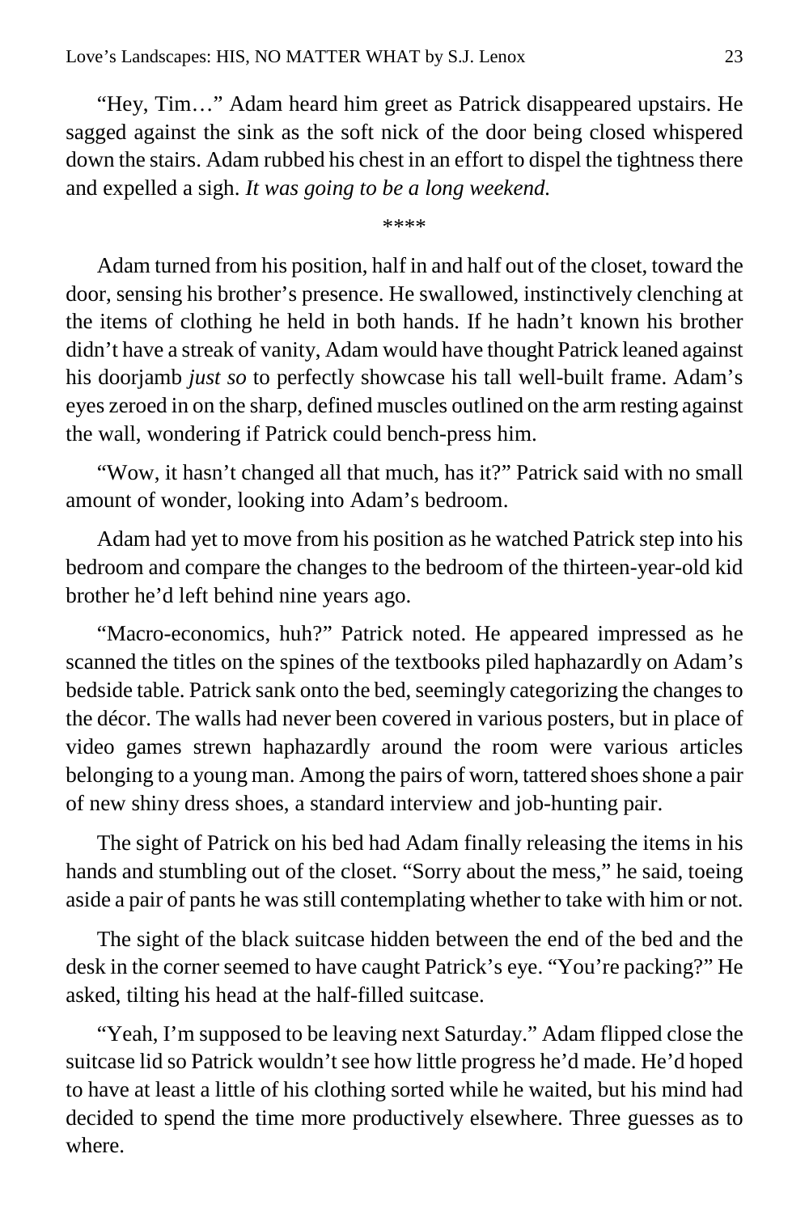"Hey, Tim…" Adam heard him greet as Patrick disappeared upstairs. He sagged against the sink as the soft nick of the door being closed whispered down the stairs. Adam rubbed his chest in an effort to dispel the tightness there and expelled a sigh. *It was going to be a long weekend.*

****

Adam turned from his position, half in and half out of the closet, toward the door, sensing his brother's presence. He swallowed, instinctively clenching at the items of clothing he held in both hands. If he hadn't known his brother didn't have a streak of vanity, Adam would have thought Patrick leaned against his doorjamb *just so* to perfectly showcase his tall well-built frame. Adam's eyes zeroed in on the sharp, defined muscles outlined on the arm resting against the wall, wondering if Patrick could bench-press him.

"Wow, it hasn't changed all that much, has it?" Patrick said with no small amount of wonder, looking into Adam's bedroom.

Adam had yet to move from his position as he watched Patrick step into his bedroom and compare the changes to the bedroom of the thirteen-year-old kid brother he'd left behind nine years ago.

"Macro-economics, huh?" Patrick noted. He appeared impressed as he scanned the titles on the spines of the textbooks piled haphazardly on Adam's bedside table. Patrick sank onto the bed, seemingly categorizing the changes to the décor. The walls had never been covered in various posters, but in place of video games strewn haphazardly around the room were various articles belonging to a young man. Among the pairs of worn, tattered shoes shone a pair of new shiny dress shoes, a standard interview and job-hunting pair.

The sight of Patrick on his bed had Adam finally releasing the items in his hands and stumbling out of the closet. "Sorry about the mess," he said, toeing aside a pair of pants he was still contemplating whether to take with him or not.

The sight of the black suitcase hidden between the end of the bed and the desk in the corner seemed to have caught Patrick's eye. "You're packing?" He asked, tilting his head at the half-filled suitcase.

"Yeah, I'm supposed to be leaving next Saturday." Adam flipped close the suitcase lid so Patrick wouldn't see how little progress he'd made. He'd hoped to have at least a little of his clothing sorted while he waited, but his mind had decided to spend the time more productively elsewhere. Three guesses as to where.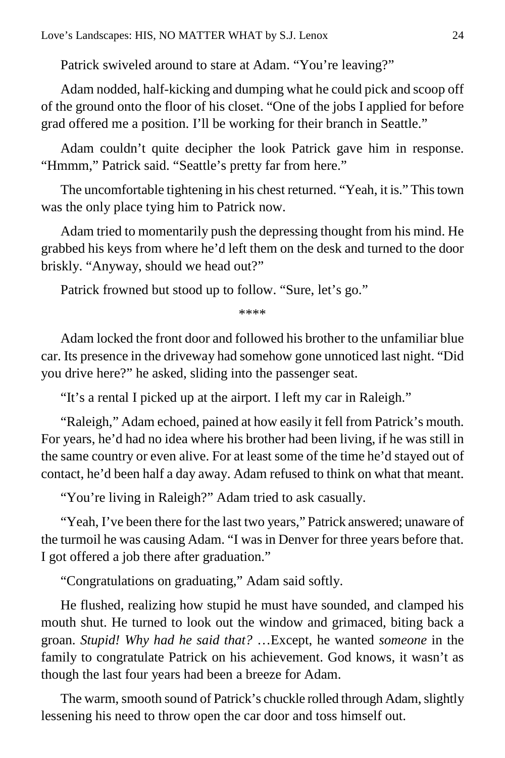Patrick swiveled around to stare at Adam. "You're leaving?"

Adam nodded, half-kicking and dumping what he could pick and scoop off of the ground onto the floor of his closet. "One of the jobs I applied for before grad offered me a position. I'll be working for their branch in Seattle."

Adam couldn't quite decipher the look Patrick gave him in response. "Hmmm," Patrick said. "Seattle's pretty far from here."

The uncomfortable tightening in his chest returned. "Yeah, it is." This town was the only place tying him to Patrick now.

Adam tried to momentarily push the depressing thought from his mind. He grabbed his keys from where he'd left them on the desk and turned to the door briskly. "Anyway, should we head out?"

Patrick frowned but stood up to follow. "Sure, let's go."

****

Adam locked the front door and followed his brother to the unfamiliar blue car. Its presence in the driveway had somehow gone unnoticed last night. "Did you drive here?" he asked, sliding into the passenger seat.

"It's a rental I picked up at the airport. I left my car in Raleigh."

"Raleigh," Adam echoed, pained at how easily it fell from Patrick's mouth. For years, he'd had no idea where his brother had been living, if he was still in the same country or even alive. For at least some of the time he'd stayed out of contact, he'd been half a day away. Adam refused to think on what that meant.

"You're living in Raleigh?" Adam tried to ask casually.

"Yeah, I've been there for the last two years," Patrick answered; unaware of the turmoil he was causing Adam. "I was in Denver for three years before that. I got offered a job there after graduation."

"Congratulations on graduating," Adam said softly.

He flushed, realizing how stupid he must have sounded, and clamped his mouth shut. He turned to look out the window and grimaced, biting back a groan. *Stupid! Why had he said that?* …Except, he wanted *someone* in the family to congratulate Patrick on his achievement. God knows, it wasn't as though the last four years had been a breeze for Adam.

The warm, smooth sound of Patrick's chuckle rolled through Adam, slightly lessening his need to throw open the car door and toss himself out.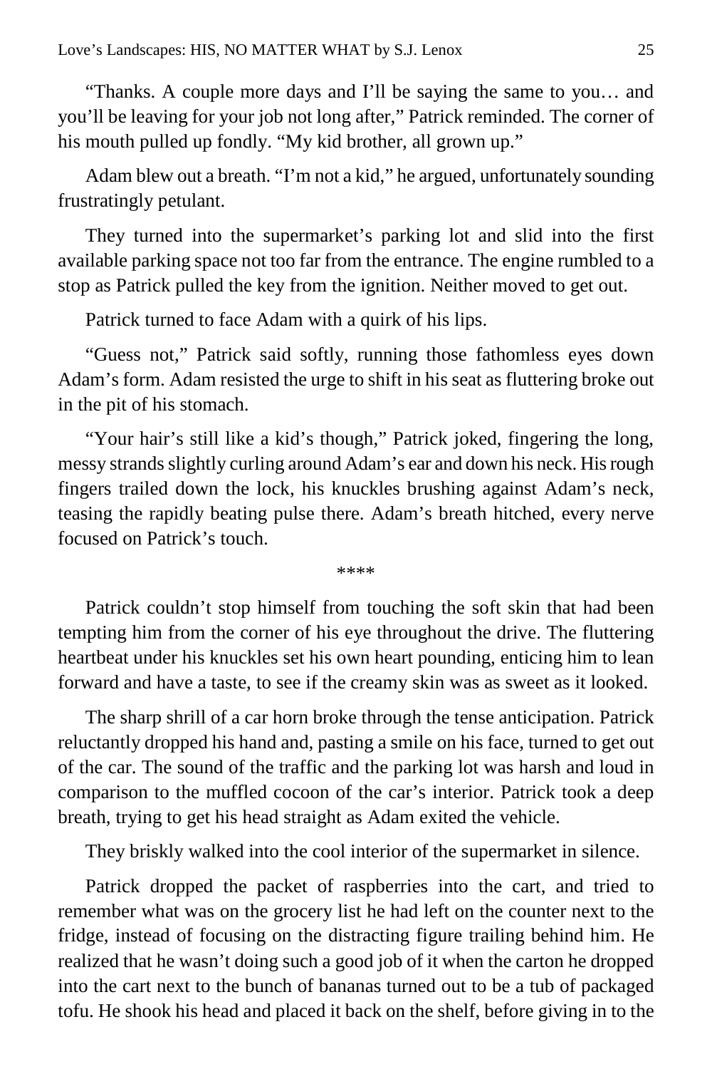"Thanks. A couple more days and I'll be saying the same to you… and you'll be leaving for your job not long after," Patrick reminded. The corner of his mouth pulled up fondly. "My kid brother, all grown up."

Adam blew out a breath. "I'm not a kid," he argued, unfortunately sounding frustratingly petulant.

They turned into the supermarket's parking lot and slid into the first available parking space not too far from the entrance. The engine rumbled to a stop as Patrick pulled the key from the ignition. Neither moved to get out.

Patrick turned to face Adam with a quirk of his lips.

"Guess not," Patrick said softly, running those fathomless eyes down Adam's form. Adam resisted the urge to shift in his seat as fluttering broke out in the pit of his stomach.

"Your hair's still like a kid's though," Patrick joked, fingering the long, messy strands slightly curling around Adam's ear and down his neck. His rough fingers trailed down the lock, his knuckles brushing against Adam's neck, teasing the rapidly beating pulse there. Adam's breath hitched, every nerve focused on Patrick's touch.

****

Patrick couldn't stop himself from touching the soft skin that had been tempting him from the corner of his eye throughout the drive. The fluttering heartbeat under his knuckles set his own heart pounding, enticing him to lean forward and have a taste, to see if the creamy skin was as sweet as it looked.

The sharp shrill of a car horn broke through the tense anticipation. Patrick reluctantly dropped his hand and, pasting a smile on his face, turned to get out of the car. The sound of the traffic and the parking lot was harsh and loud in comparison to the muffled cocoon of the car's interior. Patrick took a deep breath, trying to get his head straight as Adam exited the vehicle.

They briskly walked into the cool interior of the supermarket in silence.

Patrick dropped the packet of raspberries into the cart, and tried to remember what was on the grocery list he had left on the counter next to the fridge, instead of focusing on the distracting figure trailing behind him. He realized that he wasn't doing such a good job of it when the carton he dropped into the cart next to the bunch of bananas turned out to be a tub of packaged tofu. He shook his head and placed it back on the shelf, before giving in to the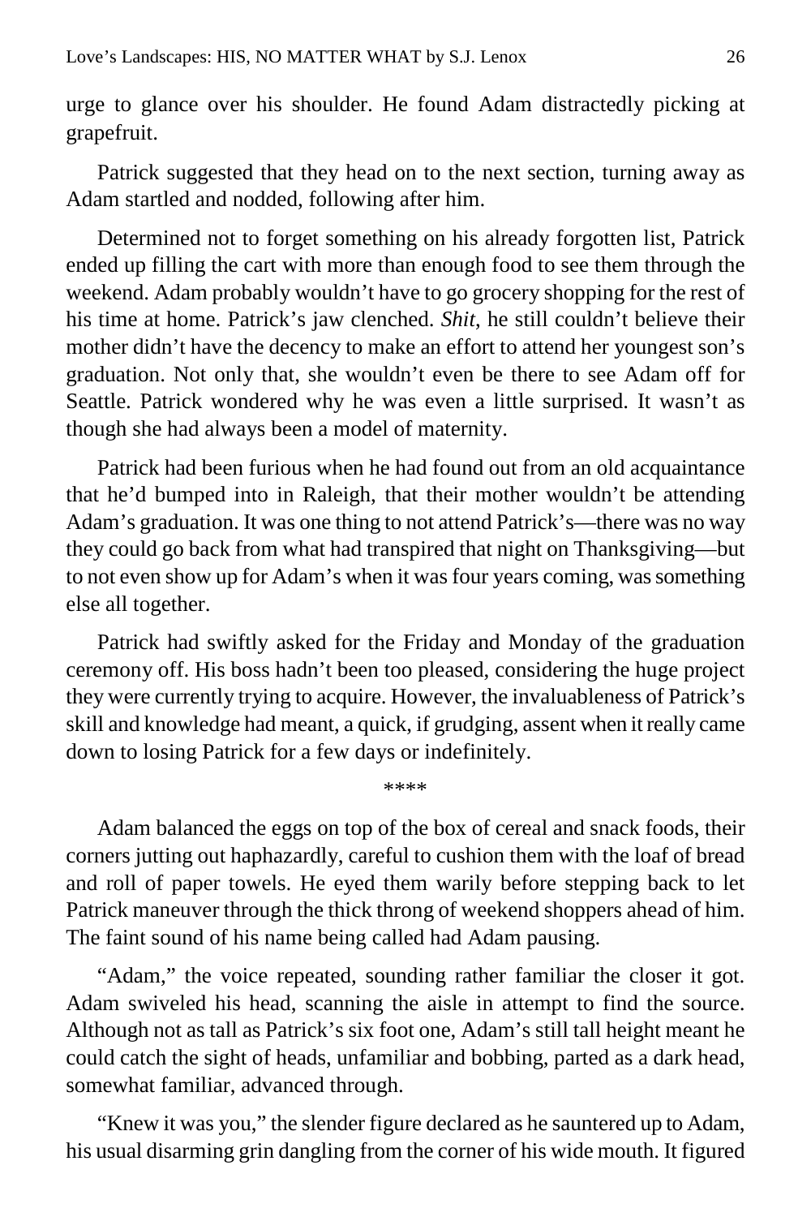urge to glance over his shoulder. He found Adam distractedly picking at grapefruit.

Patrick suggested that they head on to the next section, turning away as Adam startled and nodded, following after him.

Determined not to forget something on his already forgotten list, Patrick ended up filling the cart with more than enough food to see them through the weekend. Adam probably wouldn't have to go grocery shopping for the rest of his time at home. Patrick's jaw clenched. *Shit*, he still couldn't believe their mother didn't have the decency to make an effort to attend her youngest son's graduation. Not only that, she wouldn't even be there to see Adam off for Seattle. Patrick wondered why he was even a little surprised. It wasn't as though she had always been a model of maternity.

Patrick had been furious when he had found out from an old acquaintance that he'd bumped into in Raleigh, that their mother wouldn't be attending Adam's graduation. It was one thing to not attend Patrick's—there was no way they could go back from what had transpired that night on Thanksgiving—but to not even show up for Adam's when it was four years coming, was something else all together.

Patrick had swiftly asked for the Friday and Monday of the graduation ceremony off. His boss hadn't been too pleased, considering the huge project they were currently trying to acquire. However, the invaluableness of Patrick's skill and knowledge had meant, a quick, if grudging, assent when it really came down to losing Patrick for a few days or indefinitely.

****

Adam balanced the eggs on top of the box of cereal and snack foods, their corners jutting out haphazardly, careful to cushion them with the loaf of bread and roll of paper towels. He eyed them warily before stepping back to let Patrick maneuver through the thick throng of weekend shoppers ahead of him. The faint sound of his name being called had Adam pausing.

"Adam," the voice repeated, sounding rather familiar the closer it got. Adam swiveled his head, scanning the aisle in attempt to find the source. Although not as tall as Patrick's six foot one, Adam's still tall height meant he could catch the sight of heads, unfamiliar and bobbing, parted as a dark head, somewhat familiar, advanced through.

"Knew it was you," the slender figure declared as he sauntered up to Adam, his usual disarming grin dangling from the corner of his wide mouth. It figured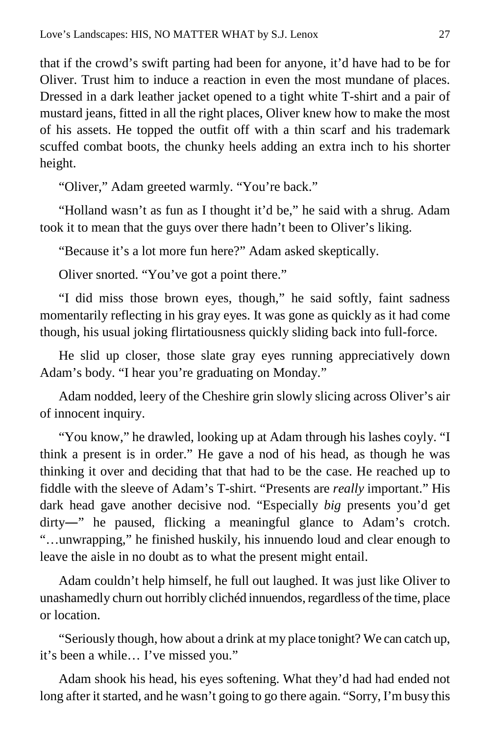that if the crowd's swift parting had been for anyone, it'd have had to be for Oliver. Trust him to induce a reaction in even the most mundane of places. Dressed in a dark leather jacket opened to a tight white T-shirt and a pair of mustard jeans, fitted in all the right places, Oliver knew how to make the most of his assets. He topped the outfit off with a thin scarf and his trademark scuffed combat boots, the chunky heels adding an extra inch to his shorter height.

"Oliver," Adam greeted warmly. "You're back."

"Holland wasn't as fun as I thought it'd be," he said with a shrug. Adam took it to mean that the guys over there hadn't been to Oliver's liking.

"Because it's a lot more fun here?" Adam asked skeptically.

Oliver snorted. "You've got a point there."

"I did miss those brown eyes, though," he said softly, faint sadness momentarily reflecting in his gray eyes. It was gone as quickly as it had come though, his usual joking flirtatiousness quickly sliding back into full-force.

He slid up closer, those slate gray eyes running appreciatively down Adam's body. "I hear you're graduating on Monday."

Adam nodded, leery of the Cheshire grin slowly slicing across Oliver's air of innocent inquiry.

"You know," he drawled, looking up at Adam through his lashes coyly. "I think a present is in order." He gave a nod of his head, as though he was thinking it over and deciding that that had to be the case. He reached up to fiddle with the sleeve of Adam's T-shirt. "Presents are *really* important." His dark head gave another decisive nod. "Especially *big* presents you'd get dirty—" he paused, flicking a meaningful glance to Adam's crotch. "…unwrapping," he finished huskily, his innuendo loud and clear enough to leave the aisle in no doubt as to what the present might entail.

Adam couldn't help himself, he full out laughed. It was just like Oliver to unashamedly churn out horribly clichéd innuendos, regardless of the time, place or location.

"Seriously though, how about a drink at my place tonight? We can catch up, it's been a while… I've missed you."

Adam shook his head, his eyes softening. What they'd had had ended not long after it started, and he wasn't going to go there again. "Sorry, I'm busy this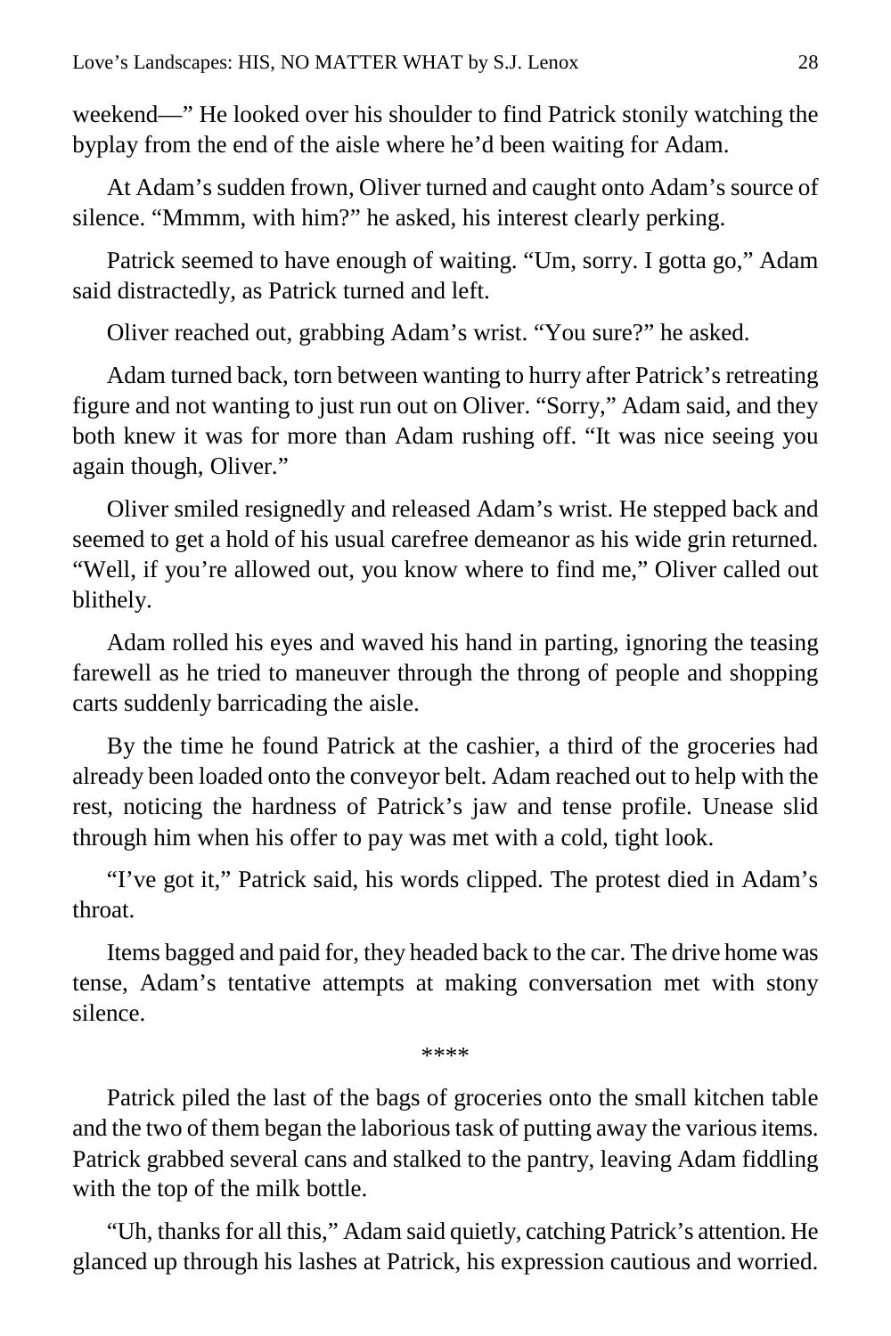weekend—" He looked over his shoulder to find Patrick stonily watching the byplay from the end of the aisle where he'd been waiting for Adam.

At Adam's sudden frown, Oliver turned and caught onto Adam's source of silence. "Mmmm, with him?" he asked, his interest clearly perking.

Patrick seemed to have enough of waiting. "Um, sorry. I gotta go," Adam said distractedly, as Patrick turned and left.

Oliver reached out, grabbing Adam's wrist. "You sure?" he asked.

Adam turned back, torn between wanting to hurry after Patrick's retreating figure and not wanting to just run out on Oliver. "Sorry," Adam said, and they both knew it was for more than Adam rushing off. "It was nice seeing you again though, Oliver."

Oliver smiled resignedly and released Adam's wrist. He stepped back and seemed to get a hold of his usual carefree demeanor as his wide grin returned. "Well, if you're allowed out, you know where to find me," Oliver called out blithely.

Adam rolled his eyes and waved his hand in parting, ignoring the teasing farewell as he tried to maneuver through the throng of people and shopping carts suddenly barricading the aisle.

By the time he found Patrick at the cashier, a third of the groceries had already been loaded onto the conveyor belt. Adam reached out to help with the rest, noticing the hardness of Patrick's jaw and tense profile. Unease slid through him when his offer to pay was met with a cold, tight look.

"I've got it," Patrick said, his words clipped. The protest died in Adam's throat.

Items bagged and paid for, they headed back to the car. The drive home was tense, Adam's tentative attempts at making conversation met with stony silence.

****

Patrick piled the last of the bags of groceries onto the small kitchen table and the two of them began the laborious task of putting away the various items. Patrick grabbed several cans and stalked to the pantry, leaving Adam fiddling with the top of the milk bottle.

"Uh, thanks for all this," Adam said quietly, catching Patrick's attention. He glanced up through his lashes at Patrick, his expression cautious and worried.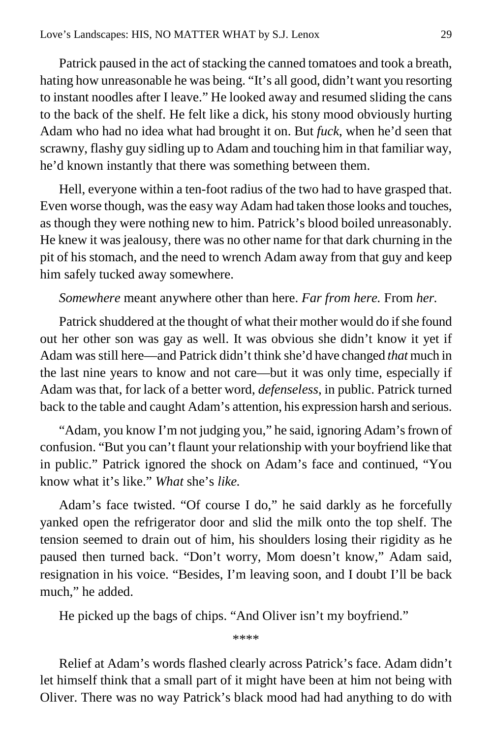Patrick paused in the act of stacking the canned tomatoes and took a breath, hating how unreasonable he was being. "It's all good, didn't want you resorting to instant noodles after I leave." He looked away and resumed sliding the cans to the back of the shelf. He felt like a dick, his stony mood obviously hurting Adam who had no idea what had brought it on. But *fuck*, when he'd seen that scrawny, flashy guy sidling up to Adam and touching him in that familiar way, he'd known instantly that there was something between them.

Hell, everyone within a ten-foot radius of the two had to have grasped that. Even worse though, was the easy way Adam had taken those looks and touches, as though they were nothing new to him. Patrick's blood boiled unreasonably. He knew it was jealousy, there was no other name for that dark churning in the pit of his stomach, and the need to wrench Adam away from that guy and keep him safely tucked away somewhere.

*Somewhere* meant anywhere other than here. *Far from here.* From *her.*

Patrick shuddered at the thought of what their mother would do if she found out her other son was gay as well. It was obvious she didn't know it yet if Adam was still here—and Patrick didn't think she'd have changed *that* much in the last nine years to know and not care—but it was only time, especially if Adam was that, for lack of a better word, *defenseless*, in public. Patrick turned back to the table and caught Adam's attention, his expression harsh and serious.

"Adam, you know I'm not judging you," he said, ignoring Adam's frown of confusion. "But you can't flaunt your relationship with your boyfriend like that in public." Patrick ignored the shock on Adam's face and continued, "You know what it's like." *What* she's *like.*

Adam's face twisted. "Of course I do," he said darkly as he forcefully yanked open the refrigerator door and slid the milk onto the top shelf. The tension seemed to drain out of him, his shoulders losing their rigidity as he paused then turned back. "Don't worry, Mom doesn't know," Adam said, resignation in his voice. "Besides, I'm leaving soon, and I doubt I'll be back much," he added.

He picked up the bags of chips. "And Oliver isn't my boyfriend."

\*\*\*\*

Relief at Adam's words flashed clearly across Patrick's face. Adam didn't let himself think that a small part of it might have been at him not being with Oliver. There was no way Patrick's black mood had had anything to do with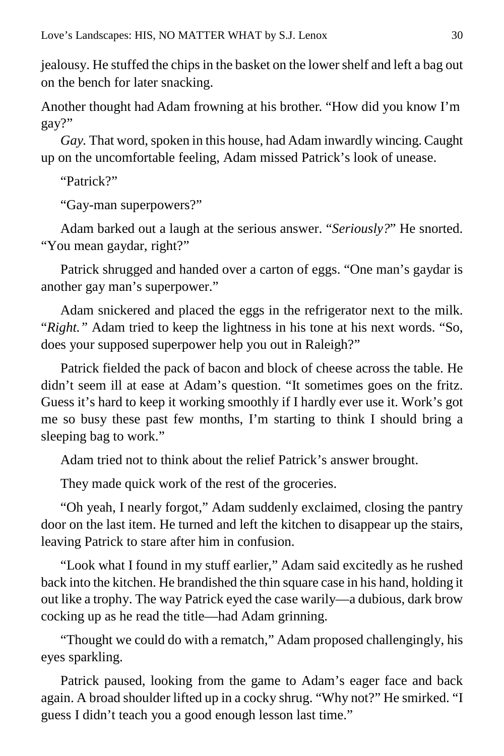jealousy. He stuffed the chips in the basket on the lower shelf and left a bag out on the bench for later snacking.

Another thought had Adam frowning at his brother. "How did you know I'm gay?"

*Gay.* That word, spoken in this house, had Adam inwardly wincing. Caught up on the uncomfortable feeling, Adam missed Patrick's look of unease.

"Patrick?"

"Gay-man superpowers?"

Adam barked out a laugh at the serious answer. "*Seriously?*" He snorted. "You mean gaydar, right?"

Patrick shrugged and handed over a carton of eggs. "One man's gaydar is another gay man's superpower."

Adam snickered and placed the eggs in the refrigerator next to the milk. "*Right.*" Adam tried to keep the lightness in his tone at his next words. "So, does your supposed superpower help you out in Raleigh?"

Patrick fielded the pack of bacon and block of cheese across the table. He didn't seem ill at ease at Adam's question. "It sometimes goes on the fritz. Guess it's hard to keep it working smoothly if I hardly ever use it. Work's got me so busy these past few months, I'm starting to think I should bring a sleeping bag to work."

Adam tried not to think about the relief Patrick's answer brought.

They made quick work of the rest of the groceries.

"Oh yeah, I nearly forgot," Adam suddenly exclaimed, closing the pantry door on the last item. He turned and left the kitchen to disappear up the stairs, leaving Patrick to stare after him in confusion.

"Look what I found in my stuff earlier," Adam said excitedly as he rushed back into the kitchen. He brandished the thin square case in his hand, holding it out like a trophy. The way Patrick eyed the case warily—a dubious, dark brow cocking up as he read the title—had Adam grinning.

"Thought we could do with a rematch," Adam proposed challengingly, his eyes sparkling.

Patrick paused, looking from the game to Adam's eager face and back again. A broad shoulder lifted up in a cocky shrug. "Why not?" He smirked. "I guess I didn't teach you a good enough lesson last time."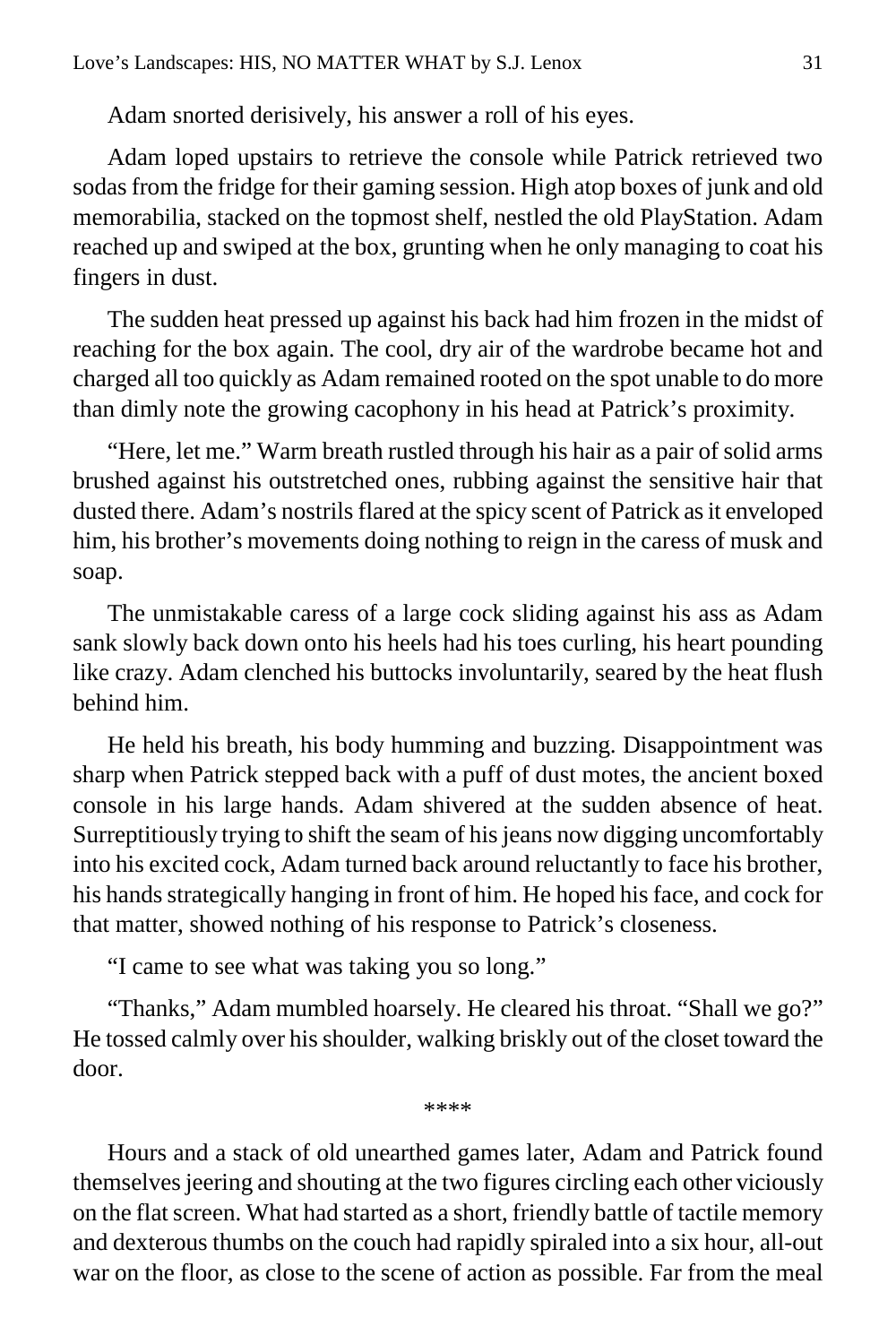Adam snorted derisively, his answer a roll of his eyes.

Adam loped upstairs to retrieve the console while Patrick retrieved two sodas from the fridge for their gaming session. High atop boxes of junk and old memorabilia, stacked on the topmost shelf, nestled the old PlayStation. Adam reached up and swiped at the box, grunting when he only managing to coat his fingers in dust.

The sudden heat pressed up against his back had him frozen in the midst of reaching for the box again. The cool, dry air of the wardrobe became hot and charged all too quickly as Adam remained rooted on the spot unable to do more than dimly note the growing cacophony in his head at Patrick's proximity.

"Here, let me." Warm breath rustled through his hair as a pair of solid arms brushed against his outstretched ones, rubbing against the sensitive hair that dusted there. Adam's nostrils flared at the spicy scent of Patrick as it enveloped him, his brother's movements doing nothing to reign in the caress of musk and soap.

The unmistakable caress of a large cock sliding against his ass as Adam sank slowly back down onto his heels had his toes curling, his heart pounding like crazy. Adam clenched his buttocks involuntarily, seared by the heat flush behind him.

He held his breath, his body humming and buzzing. Disappointment was sharp when Patrick stepped back with a puff of dust motes, the ancient boxed console in his large hands. Adam shivered at the sudden absence of heat. Surreptitiously trying to shift the seam of his jeans now digging uncomfortably into his excited cock, Adam turned back around reluctantly to face his brother, his hands strategically hanging in front of him. He hoped his face, and cock for that matter, showed nothing of his response to Patrick's closeness.

"I came to see what was taking you so long."

"Thanks," Adam mumbled hoarsely. He cleared his throat. "Shall we go?" He tossed calmly over his shoulder, walking briskly out of the closet toward the door.

****

Hours and a stack of old unearthed games later, Adam and Patrick found themselves jeering and shouting at the two figures circling each other viciously on the flat screen. What had started as a short, friendly battle of tactile memory and dexterous thumbs on the couch had rapidly spiraled into a six hour, all-out war on the floor, as close to the scene of action as possible. Far from the meal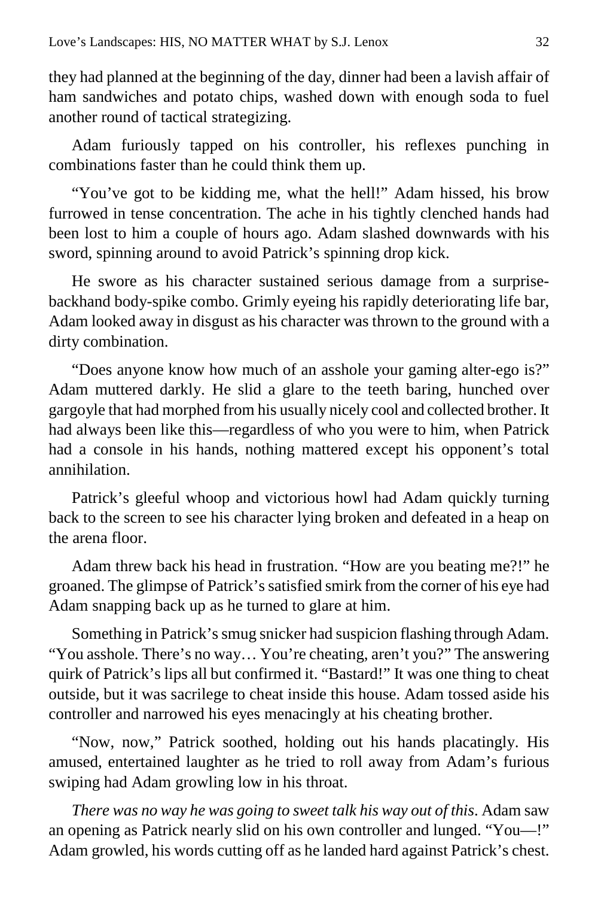they had planned at the beginning of the day, dinner had been a lavish affair of ham sandwiches and potato chips, washed down with enough soda to fuel another round of tactical strategizing.

Adam furiously tapped on his controller, his reflexes punching in combinations faster than he could think them up.

"You've got to be kidding me, what the hell!" Adam hissed, his brow furrowed in tense concentration. The ache in his tightly clenched hands had been lost to him a couple of hours ago. Adam slashed downwards with his sword, spinning around to avoid Patrick's spinning drop kick.

He swore as his character sustained serious damage from a surprise-backhand body-spike combo. Grimly eyeing his rapidly deteriorating life bar, Adam looked away in disgust as his character was thrown to the ground with a dirty combination.

"Does anyone know how much of an asshole your gaming alter-ego is?" Adam muttered darkly. He slid a glare to the teeth baring, hunched over gargoyle that had morphed from his usually nicely cool and collected brother. It had always been like this—regardless of who you were to him, when Patrick had a console in his hands, nothing mattered except his opponent's total annihilation.

Patrick's gleeful whoop and victorious howl had Adam quickly turning back to the screen to see his character lying broken and defeated in a heap on the arena floor.

Adam threw back his head in frustration. "How are you beating me?!" he groaned. The glimpse of Patrick's satisfied smirk from the corner of his eye had Adam snapping back up as he turned to glare at him.

Something in Patrick's smug snicker had suspicion flashing through Adam. "You asshole. There's no way… You're cheating, aren't you?" The answering quirk of Patrick's lips all but confirmed it. "Bastard!" It was one thing to cheat outside, but it was sacrilege to cheat inside this house. Adam tossed aside his controller and narrowed his eyes menacingly at his cheating brother.

"Now, now," Patrick soothed, holding out his hands placatingly. His amused, entertained laughter as he tried to roll away from Adam's furious swiping had Adam growling low in his throat.

*There was no way he was going to sweet talk his way out of this*. Adam saw an opening as Patrick nearly slid on his own controller and lunged. "You—!" Adam growled, his words cutting off as he landed hard against Patrick's chest.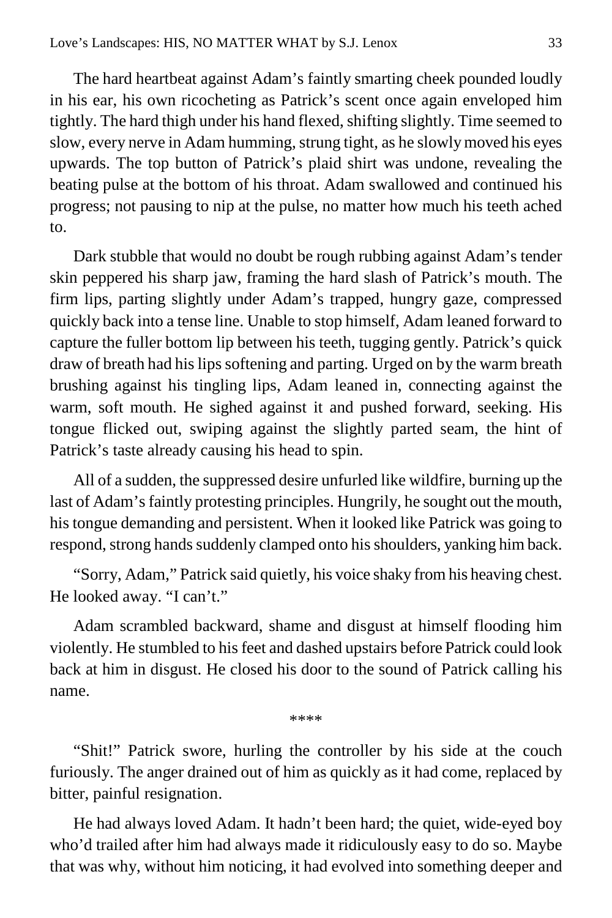The hard heartbeat against Adam's faintly smarting cheek pounded loudly in his ear, his own ricocheting as Patrick's scent once again enveloped him tightly. The hard thigh under his hand flexed, shifting slightly. Time seemed to slow, every nerve in Adam humming, strung tight, as he slowly moved his eyes upwards. The top button of Patrick's plaid shirt was undone, revealing the beating pulse at the bottom of his throat. Adam swallowed and continued his progress; not pausing to nip at the pulse, no matter how much his teeth ached to.

Dark stubble that would no doubt be rough rubbing against Adam's tender skin peppered his sharp jaw, framing the hard slash of Patrick's mouth. The firm lips, parting slightly under Adam's trapped, hungry gaze, compressed quickly back into a tense line. Unable to stop himself, Adam leaned forward to capture the fuller bottom lip between his teeth, tugging gently. Patrick's quick draw of breath had his lips softening and parting. Urged on by the warm breath brushing against his tingling lips, Adam leaned in, connecting against the warm, soft mouth. He sighed against it and pushed forward, seeking. His tongue flicked out, swiping against the slightly parted seam, the hint of Patrick's taste already causing his head to spin.

All of a sudden, the suppressed desire unfurled like wildfire, burning up the last of Adam's faintly protesting principles. Hungrily, he sought out the mouth, his tongue demanding and persistent. When it looked like Patrick was going to respond, strong hands suddenly clamped onto his shoulders, yanking him back.

"Sorry, Adam," Patrick said quietly, his voice shaky from his heaving chest. He looked away. "I can't."

Adam scrambled backward, shame and disgust at himself flooding him violently. He stumbled to his feet and dashed upstairs before Patrick could look back at him in disgust. He closed his door to the sound of Patrick calling his name.

****

"Shit!" Patrick swore, hurling the controller by his side at the couch furiously. The anger drained out of him as quickly as it had come, replaced by bitter, painful resignation.

He had always loved Adam. It hadn't been hard; the quiet, wide-eyed boy who'd trailed after him had always made it ridiculously easy to do so. Maybe that was why, without him noticing, it had evolved into something deeper and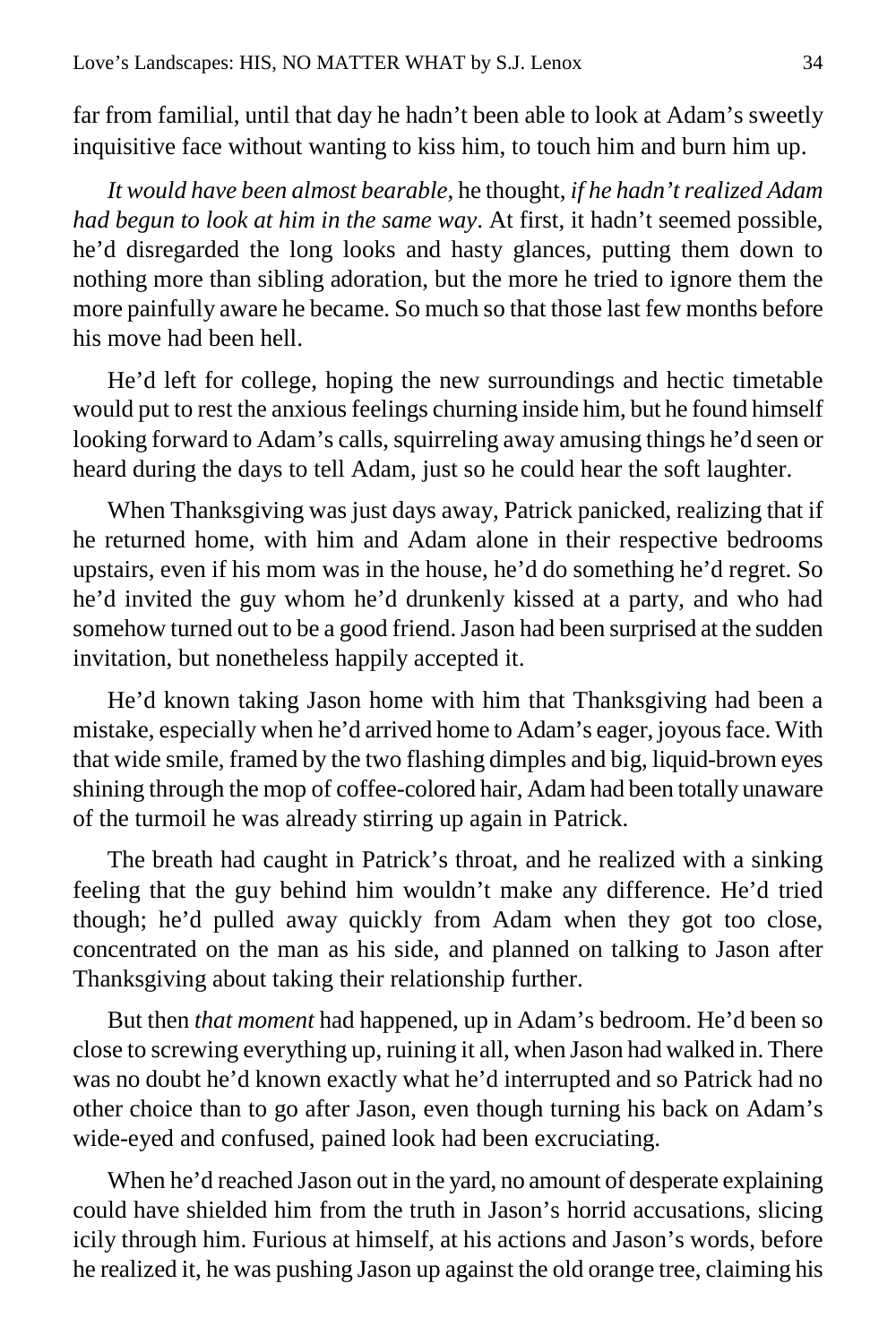far from familial, until that day he hadn't been able to look at Adam's sweetly inquisitive face without wanting to kiss him, to touch him and burn him up.

*It would have been almost bearable,* he thought, *if he hadn't realized Adam had begun to look at him in the same way*. At first, it hadn't seemed possible, he'd disregarded the long looks and hasty glances, putting them down to nothing more than sibling adoration, but the more he tried to ignore them the more painfully aware he became. So much so that those last few months before his move had been hell.

He'd left for college, hoping the new surroundings and hectic timetable would put to rest the anxious feelings churning inside him, but he found himself looking forward to Adam's calls, squirreling away amusing things he'd seen or heard during the days to tell Adam, just so he could hear the soft laughter.

When Thanksgiving was just days away, Patrick panicked, realizing that if he returned home, with him and Adam alone in their respective bedrooms upstairs, even if his mom was in the house, he'd do something he'd regret. So he'd invited the guy whom he'd drunkenly kissed at a party, and who had somehow turned out to be a good friend. Jason had been surprised at the sudden invitation, but nonetheless happily accepted it.

He'd known taking Jason home with him that Thanksgiving had been a mistake, especially when he'd arrived home to Adam's eager, joyous face. With that wide smile, framed by the two flashing dimples and big, liquid-brown eyes shining through the mop of coffee-colored hair, Adam had been totally unaware of the turmoil he was already stirring up again in Patrick.

The breath had caught in Patrick's throat, and he realized with a sinking feeling that the guy behind him wouldn't make any difference. He'd tried though; he'd pulled away quickly from Adam when they got too close, concentrated on the man as his side, and planned on talking to Jason after Thanksgiving about taking their relationship further.

But then *that moment* had happened, up in Adam's bedroom. He'd been so close to screwing everything up, ruining it all, when Jason had walked in. There was no doubt he'd known exactly what he'd interrupted and so Patrick had no other choice than to go after Jason, even though turning his back on Adam's wide-eyed and confused, pained look had been excruciating.

When he'd reached Jason out in the yard, no amount of desperate explaining could have shielded him from the truth in Jason's horrid accusations, slicing icily through him. Furious at himself, at his actions and Jason's words, before he realized it, he was pushing Jason up against the old orange tree, claiming his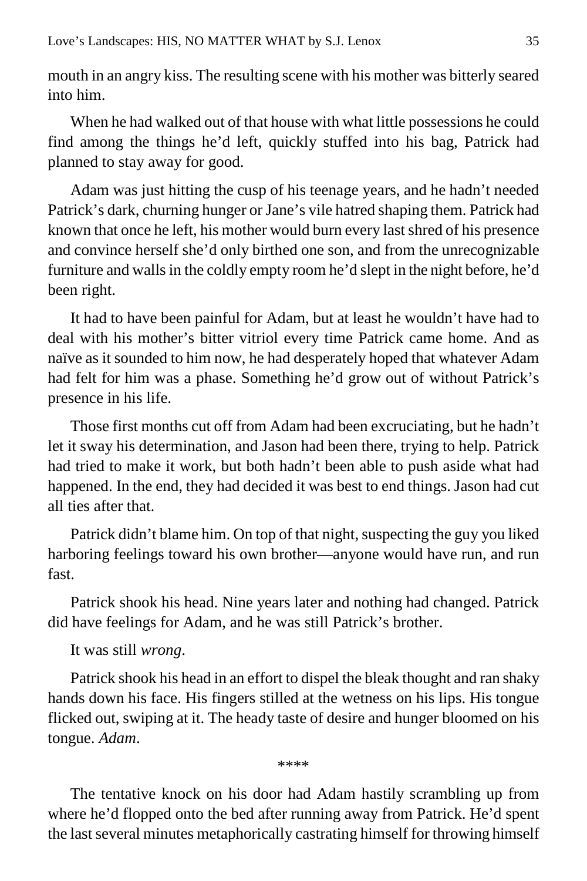mouth in an angry kiss. The resulting scene with his mother was bitterly seared into him.

When he had walked out of that house with what little possessions he could find among the things he'd left, quickly stuffed into his bag, Patrick had planned to stay away for good.

Adam was just hitting the cusp of his teenage years, and he hadn't needed Patrick's dark, churning hunger or Jane's vile hatred shaping them. Patrick had known that once he left, his mother would burn every last shred of his presence and convince herself she'd only birthed one son, and from the unrecognizable furniture and walls in the coldly empty room he'd slept in the night before, he'd been right.

It had to have been painful for Adam, but at least he wouldn't have had to deal with his mother's bitter vitriol every time Patrick came home. And as naïve as it sounded to him now, he had desperately hoped that whatever Adam had felt for him was a phase. Something he'd grow out of without Patrick's presence in his life.

Those first months cut off from Adam had been excruciating, but he hadn't let it sway his determination, and Jason had been there, trying to help. Patrick had tried to make it work, but both hadn't been able to push aside what had happened. In the end, they had decided it was best to end things. Jason had cut all ties after that.

Patrick didn't blame him. On top of that night, suspecting the guy you liked harboring feelings toward his own brother—anyone would have run, and run fast.

Patrick shook his head. Nine years later and nothing had changed. Patrick did have feelings for Adam, and he was still Patrick's brother.

It was still *wrong*.

Patrick shook his head in an effort to dispel the bleak thought and ran shaky hands down his face. His fingers stilled at the wetness on his lips. His tongue flicked out, swiping at it. The heady taste of desire and hunger bloomed on his tongue. *Adam*.

****

The tentative knock on his door had Adam hastily scrambling up from where he'd flopped onto the bed after running away from Patrick. He'd spent the last several minutes metaphorically castrating himself for throwing himself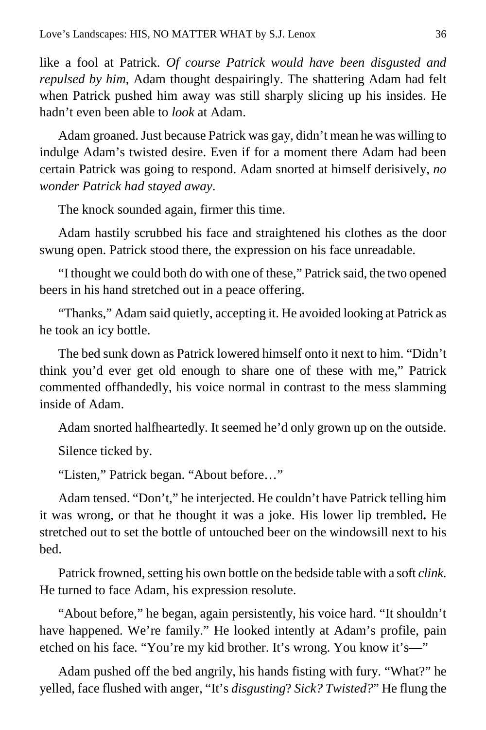like a fool at Patrick. *Of course Patrick would have been disgusted and repulsed by him*, Adam thought despairingly. The shattering Adam had felt when Patrick pushed him away was still sharply slicing up his insides. He hadn't even been able to *look* at Adam.

Adam groaned. Just because Patrick was gay, didn't mean he was willing to indulge Adam's twisted desire. Even if for a moment there Adam had been certain Patrick was going to respond. Adam snorted at himself derisively, *no wonder Patrick had stayed away*.

The knock sounded again, firmer this time.

Adam hastily scrubbed his face and straightened his clothes as the door swung open. Patrick stood there, the expression on his face unreadable.

"I thought we could both do with one of these," Patrick said, the two opened beers in his hand stretched out in a peace offering.

"Thanks," Adam said quietly, accepting it. He avoided looking at Patrick as he took an icy bottle.

The bed sunk down as Patrick lowered himself onto it next to him. "Didn't think you'd ever get old enough to share one of these with me," Patrick commented offhandedly, his voice normal in contrast to the mess slamming inside of Adam.

Adam snorted halfheartedly. It seemed he'd only grown up on the outside.

Silence ticked by.

"Listen," Patrick began. "About before…"

Adam tensed. "Don't," he interjected. He couldn't have Patrick telling him it was wrong, or that he thought it was a joke. His lower lip trembled**.** He stretched out to set the bottle of untouched beer on the windowsill next to his bed.

Patrick frowned, setting his own bottle on the bedside table with a soft *clink.* He turned to face Adam, his expression resolute.

"About before," he began, again persistently, his voice hard. "It shouldn't have happened. We're family." He looked intently at Adam's profile, pain etched on his face. "You're my kid brother. It's wrong. You know it's—"

Adam pushed off the bed angrily, his hands fisting with fury. "What?" he yelled, face flushed with anger, "It's *disgusting*? *Sick? Twisted?*" He flung the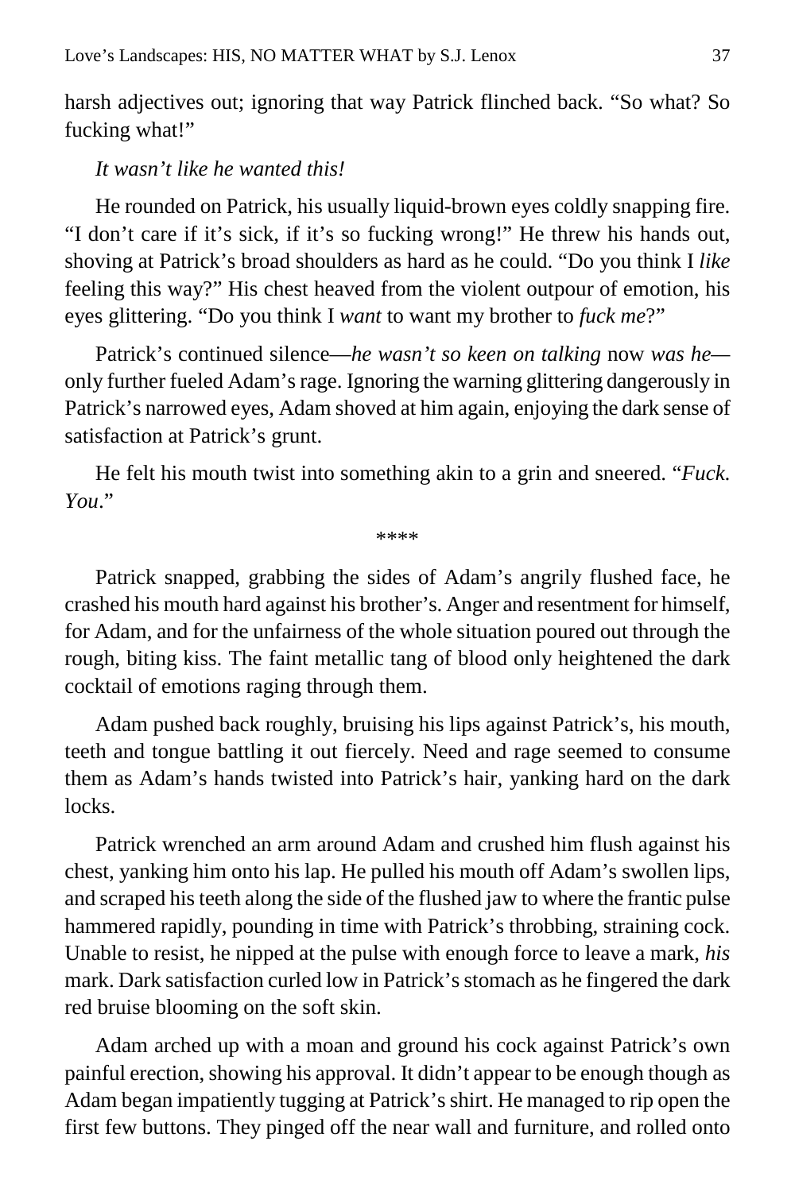harsh adjectives out; ignoring that way Patrick flinched back. "So what? So fucking what!"

*It wasn't like he wanted this!*

He rounded on Patrick, his usually liquid-brown eyes coldly snapping fire. "I don't care if it's sick, if it's so fucking wrong!" He threw his hands out, shoving at Patrick's broad shoulders as hard as he could. "Do you think I *like* feeling this way?" His chest heaved from the violent outpour of emotion, his eyes glittering. "Do you think I *want* to want my brother to *fuck me*?"

Patrick's continued silence—*he wasn't so keen on talking* now *was he*—only further fueled Adam's rage. Ignoring the warning glittering dangerously in Patrick's narrowed eyes, Adam shoved at him again, enjoying the dark sense of satisfaction at Patrick's grunt.

He felt his mouth twist into something akin to a grin and sneered. "*Fuck. You*."

\*\*\*\*

Patrick snapped, grabbing the sides of Adam's angrily flushed face, he crashed his mouth hard against his brother's. Anger and resentment for himself, for Adam, and for the unfairness of the whole situation poured out through the rough, biting kiss. The faint metallic tang of blood only heightened the dark cocktail of emotions raging through them.

Adam pushed back roughly, bruising his lips against Patrick's, his mouth, teeth and tongue battling it out fiercely. Need and rage seemed to consume them as Adam's hands twisted into Patrick's hair, yanking hard on the dark locks.

Patrick wrenched an arm around Adam and crushed him flush against his chest, yanking him onto his lap. He pulled his mouth off Adam's swollen lips, and scraped his teeth along the side of the flushed jaw to where the frantic pulse hammered rapidly, pounding in time with Patrick's throbbing, straining cock. Unable to resist, he nipped at the pulse with enough force to leave a mark, *his* mark. Dark satisfaction curled low in Patrick's stomach as he fingered the dark red bruise blooming on the soft skin.

Adam arched up with a moan and ground his cock against Patrick's own painful erection, showing his approval. It didn't appear to be enough though as Adam began impatiently tugging at Patrick's shirt. He managed to rip open the first few buttons. They pinged off the near wall and furniture, and rolled onto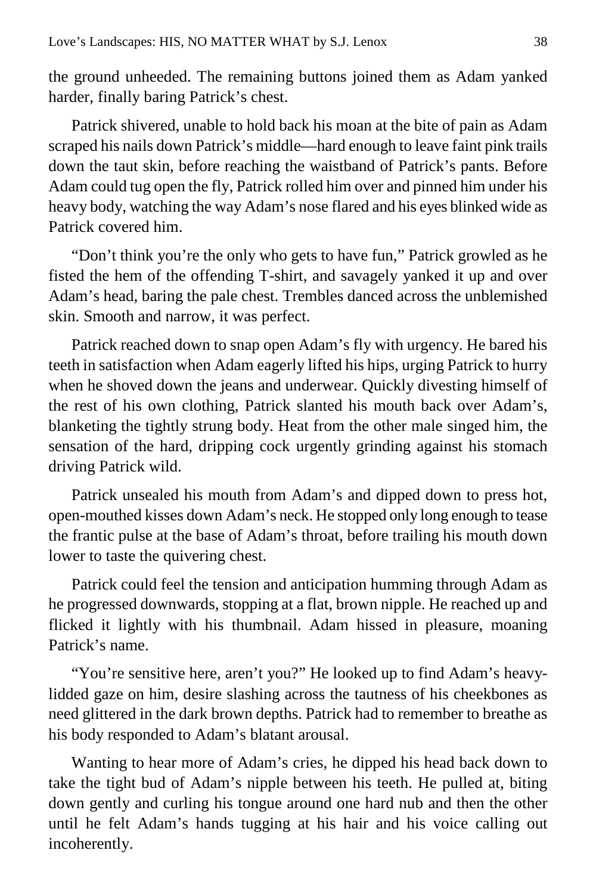the ground unheeded. The remaining buttons joined them as Adam yanked harder, finally baring Patrick's chest.

Patrick shivered, unable to hold back his moan at the bite of pain as Adam scraped his nails down Patrick's middle—hard enough to leave faint pink trails down the taut skin, before reaching the waistband of Patrick's pants. Before Adam could tug open the fly, Patrick rolled him over and pinned him under his heavy body, watching the way Adam's nose flared and his eyes blinked wide as Patrick covered him.

"Don't think you're the only who gets to have fun," Patrick growled as he fisted the hem of the offending T-shirt, and savagely yanked it up and over Adam's head, baring the pale chest. Trembles danced across the unblemished skin. Smooth and narrow, it was perfect.

Patrick reached down to snap open Adam's fly with urgency. He bared his teeth in satisfaction when Adam eagerly lifted his hips, urging Patrick to hurry when he shoved down the jeans and underwear. Quickly divesting himself of the rest of his own clothing, Patrick slanted his mouth back over Adam's, blanketing the tightly strung body. Heat from the other male singed him, the sensation of the hard, dripping cock urgently grinding against his stomach driving Patrick wild.

Patrick unsealed his mouth from Adam's and dipped down to press hot, open-mouthed kisses down Adam's neck. He stopped only long enough to tease the frantic pulse at the base of Adam's throat, before trailing his mouth down lower to taste the quivering chest.

Patrick could feel the tension and anticipation humming through Adam as he progressed downwards, stopping at a flat, brown nipple. He reached up and flicked it lightly with his thumbnail. Adam hissed in pleasure, moaning Patrick's name.

"You're sensitive here, aren't you?" He looked up to find Adam's heavy-lidded gaze on him, desire slashing across the tautness of his cheekbones as need glittered in the dark brown depths. Patrick had to remember to breathe as his body responded to Adam's blatant arousal.

Wanting to hear more of Adam's cries, he dipped his head back down to take the tight bud of Adam's nipple between his teeth. He pulled at, biting down gently and curling his tongue around one hard nub and then the other until he felt Adam's hands tugging at his hair and his voice calling out incoherently.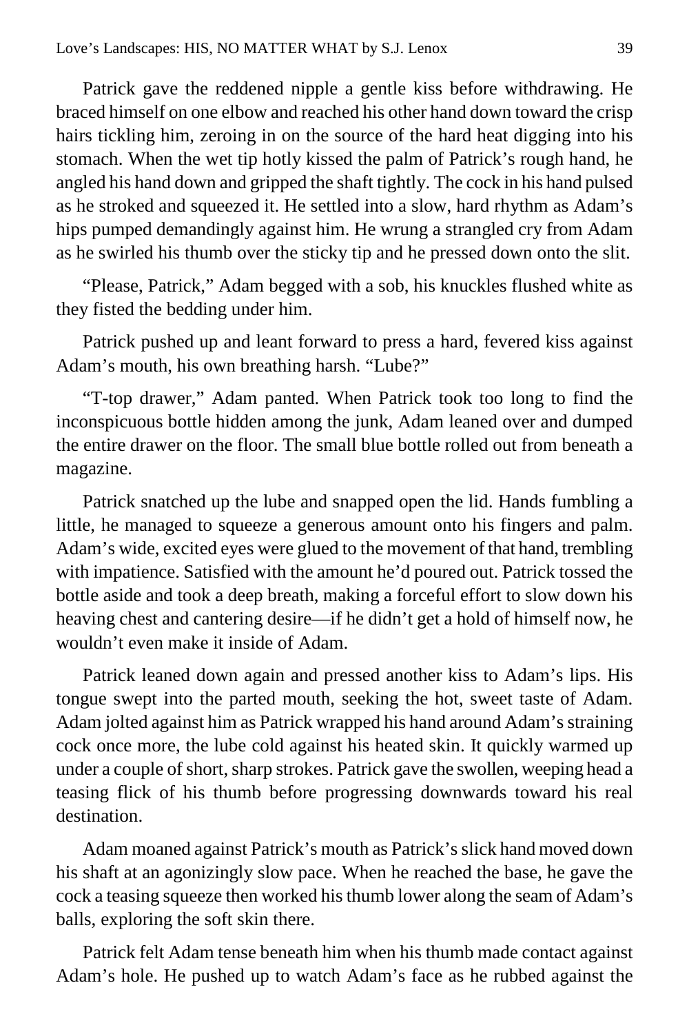Patrick gave the reddened nipple a gentle kiss before withdrawing. He braced himself on one elbow and reached his other hand down toward the crisp hairs tickling him, zeroing in on the source of the hard heat digging into his stomach. When the wet tip hotly kissed the palm of Patrick's rough hand, he angled his hand down and gripped the shaft tightly. The cock in his hand pulsed as he stroked and squeezed it. He settled into a slow, hard rhythm as Adam's hips pumped demandingly against him. He wrung a strangled cry from Adam as he swirled his thumb over the sticky tip and he pressed down onto the slit.

"Please, Patrick," Adam begged with a sob, his knuckles flushed white as they fisted the bedding under him.

Patrick pushed up and leant forward to press a hard, fevered kiss against Adam's mouth, his own breathing harsh. "Lube?"

"T-top drawer," Adam panted. When Patrick took too long to find the inconspicuous bottle hidden among the junk, Adam leaned over and dumped the entire drawer on the floor. The small blue bottle rolled out from beneath a magazine.

Patrick snatched up the lube and snapped open the lid. Hands fumbling a little, he managed to squeeze a generous amount onto his fingers and palm. Adam's wide, excited eyes were glued to the movement of that hand, trembling with impatience. Satisfied with the amount he'd poured out. Patrick tossed the bottle aside and took a deep breath, making a forceful effort to slow down his heaving chest and cantering desire—if he didn't get a hold of himself now, he wouldn't even make it inside of Adam.

Patrick leaned down again and pressed another kiss to Adam's lips. His tongue swept into the parted mouth, seeking the hot, sweet taste of Adam. Adam jolted against him as Patrick wrapped his hand around Adam's straining cock once more, the lube cold against his heated skin. It quickly warmed up under a couple of short, sharp strokes. Patrick gave the swollen, weeping head a teasing flick of his thumb before progressing downwards toward his real destination.

Adam moaned against Patrick's mouth as Patrick's slick hand moved down his shaft at an agonizingly slow pace. When he reached the base, he gave the cock a teasing squeeze then worked his thumb lower along the seam of Adam's balls, exploring the soft skin there.

Patrick felt Adam tense beneath him when his thumb made contact against Adam's hole. He pushed up to watch Adam's face as he rubbed against the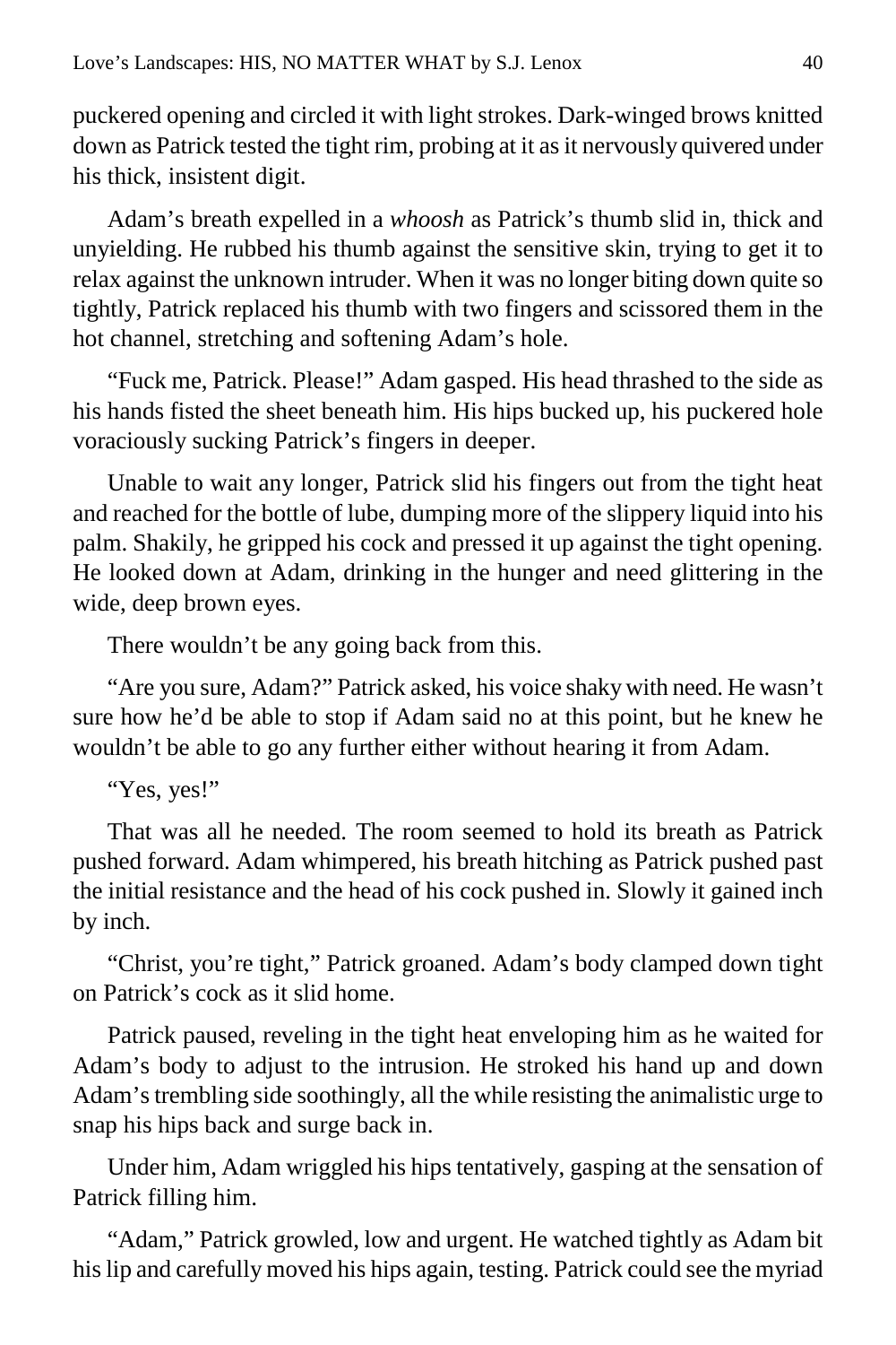puckered opening and circled it with light strokes. Dark-winged brows knitted down as Patrick tested the tight rim, probing at it as it nervously quivered under his thick, insistent digit.

Adam's breath expelled in a *whoosh* as Patrick's thumb slid in, thick and unyielding. He rubbed his thumb against the sensitive skin, trying to get it to relax against the unknown intruder. When it was no longer biting down quite so tightly, Patrick replaced his thumb with two fingers and scissored them in the hot channel, stretching and softening Adam's hole.

"Fuck me, Patrick. Please!" Adam gasped. His head thrashed to the side as his hands fisted the sheet beneath him. His hips bucked up, his puckered hole voraciously sucking Patrick's fingers in deeper.

Unable to wait any longer, Patrick slid his fingers out from the tight heat and reached for the bottle of lube, dumping more of the slippery liquid into his palm. Shakily, he gripped his cock and pressed it up against the tight opening. He looked down at Adam, drinking in the hunger and need glittering in the wide, deep brown eyes.

There wouldn't be any going back from this.

"Are you sure, Adam?" Patrick asked, his voice shaky with need. He wasn't sure how he'd be able to stop if Adam said no at this point, but he knew he wouldn't be able to go any further either without hearing it from Adam.

"Yes, yes!"

That was all he needed. The room seemed to hold its breath as Patrick pushed forward. Adam whimpered, his breath hitching as Patrick pushed past the initial resistance and the head of his cock pushed in. Slowly it gained inch by inch.

"Christ, you're tight," Patrick groaned. Adam's body clamped down tight on Patrick's cock as it slid home.

Patrick paused, reveling in the tight heat enveloping him as he waited for Adam's body to adjust to the intrusion. He stroked his hand up and down Adam's trembling side soothingly, all the while resisting the animalistic urge to snap his hips back and surge back in.

Under him, Adam wriggled his hips tentatively, gasping at the sensation of Patrick filling him.

"Adam," Patrick growled, low and urgent. He watched tightly as Adam bit his lip and carefully moved his hips again, testing. Patrick could see the myriad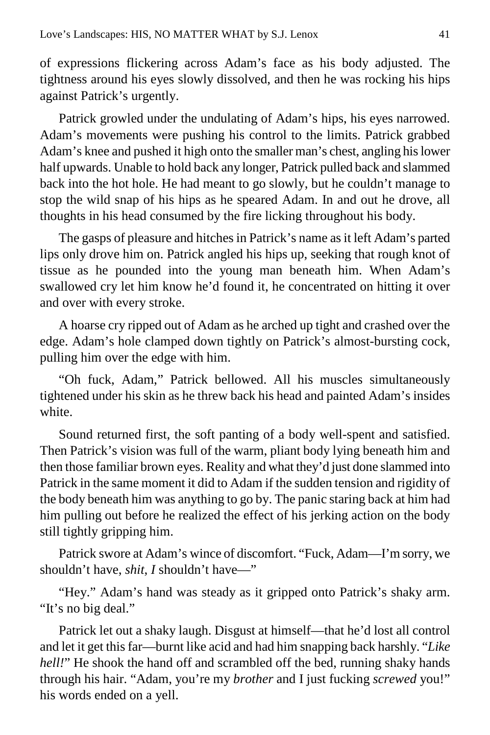of expressions flickering across Adam's face as his body adjusted. The tightness around his eyes slowly dissolved, and then he was rocking his hips against Patrick's urgently.

Patrick growled under the undulating of Adam's hips, his eyes narrowed. Adam's movements were pushing his control to the limits. Patrick grabbed Adam's knee and pushed it high onto the smaller man's chest, angling his lower half upwards. Unable to hold back any longer, Patrick pulled back and slammed back into the hot hole. He had meant to go slowly, but he couldn't manage to stop the wild snap of his hips as he speared Adam. In and out he drove, all thoughts in his head consumed by the fire licking throughout his body.

The gasps of pleasure and hitches in Patrick's name as it left Adam's parted lips only drove him on. Patrick angled his hips up, seeking that rough knot of tissue as he pounded into the young man beneath him. When Adam's swallowed cry let him know he'd found it, he concentrated on hitting it over and over with every stroke.

A hoarse cry ripped out of Adam as he arched up tight and crashed over the edge. Adam's hole clamped down tightly on Patrick's almost-bursting cock, pulling him over the edge with him.

"Oh fuck, Adam," Patrick bellowed. All his muscles simultaneously tightened under his skin as he threw back his head and painted Adam's insides white.

Sound returned first, the soft panting of a body well-spent and satisfied. Then Patrick's vision was full of the warm, pliant body lying beneath him and then those familiar brown eyes. Reality and what they'd just done slammed into Patrick in the same moment it did to Adam if the sudden tension and rigidity of the body beneath him was anything to go by. The panic staring back at him had him pulling out before he realized the effect of his jerking action on the body still tightly gripping him.

Patrick swore at Adam's wince of discomfort. "Fuck, Adam—I'm sorry, we shouldn't have, *shit*, *I* shouldn't have—"

"Hey." Adam's hand was steady as it gripped onto Patrick's shaky arm. "It's no big deal."

Patrick let out a shaky laugh. Disgust at himself—that he'd lost all control and let it get this far—burnt like acid and had him snapping back harshly. "*Like hell!*" He shook the hand off and scrambled off the bed, running shaky hands through his hair. "Adam, you're my *brother* and I just fucking *screwed* you!" his words ended on a yell.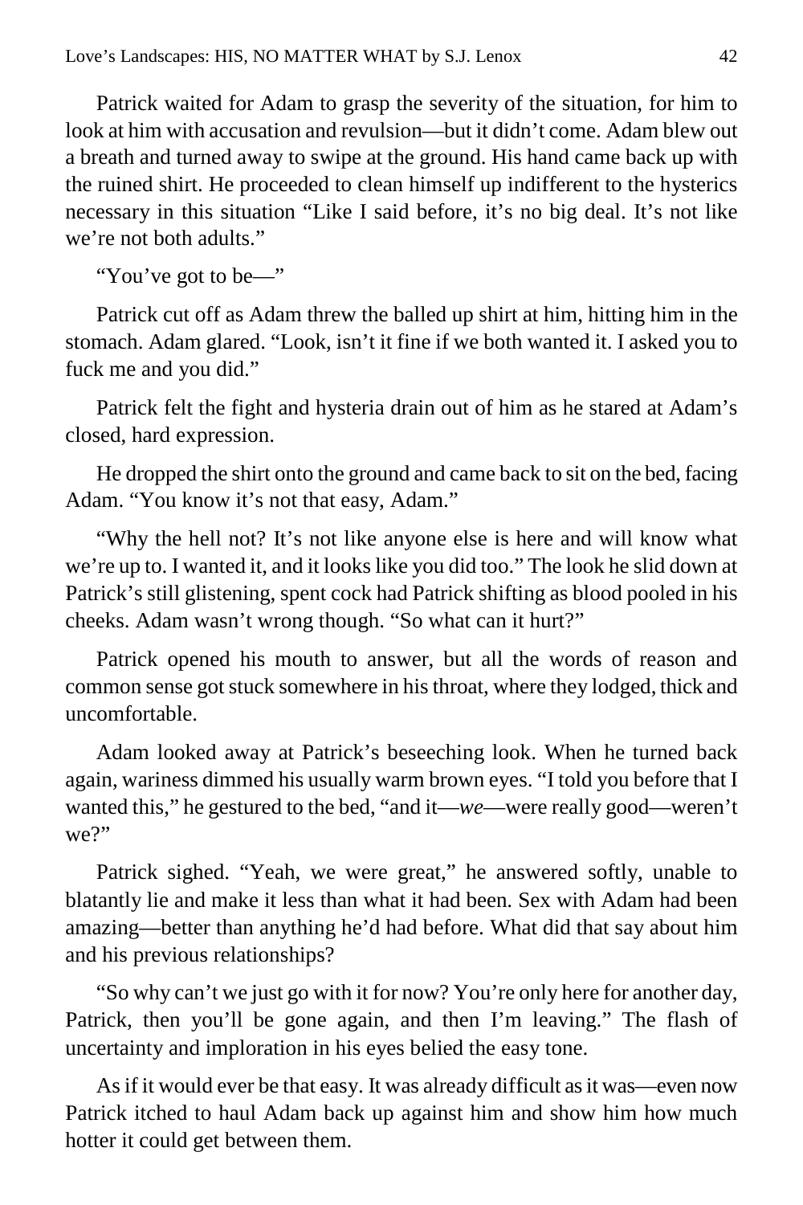Patrick waited for Adam to grasp the severity of the situation, for him to look at him with accusation and revulsion—but it didn't come. Adam blew out a breath and turned away to swipe at the ground. His hand came back up with the ruined shirt. He proceeded to clean himself up indifferent to the hysterics necessary in this situation "Like I said before, it's no big deal. It's not like we're not both adults."

"You've got to be—"

Patrick cut off as Adam threw the balled up shirt at him, hitting him in the stomach. Adam glared. "Look, isn't it fine if we both wanted it. I asked you to fuck me and you did."

Patrick felt the fight and hysteria drain out of him as he stared at Adam's closed, hard expression.

He dropped the shirt onto the ground and came back to sit on the bed, facing Adam. "You know it's not that easy, Adam."

"Why the hell not? It's not like anyone else is here and will know what we're up to. I wanted it, and it looks like you did too." The look he slid down at Patrick's still glistening, spent cock had Patrick shifting as blood pooled in his cheeks. Adam wasn't wrong though. "So what can it hurt?"

Patrick opened his mouth to answer, but all the words of reason and common sense got stuck somewhere in his throat, where they lodged, thick and uncomfortable.

Adam looked away at Patrick's beseeching look. When he turned back again, wariness dimmed his usually warm brown eyes. "I told you before that I wanted this," he gestured to the bed, "and it—*we*—were really good—weren't we?"

Patrick sighed. "Yeah, we were great," he answered softly, unable to blatantly lie and make it less than what it had been. Sex with Adam had been amazing—better than anything he'd had before. What did that say about him and his previous relationships?

"So why can't we just go with it for now? You're only here for another day, Patrick, then you'll be gone again, and then I'm leaving." The flash of uncertainty and imploration in his eyes belied the easy tone.

As if it would ever be that easy. It was already difficult as it was—even now Patrick itched to haul Adam back up against him and show him how much hotter it could get between them.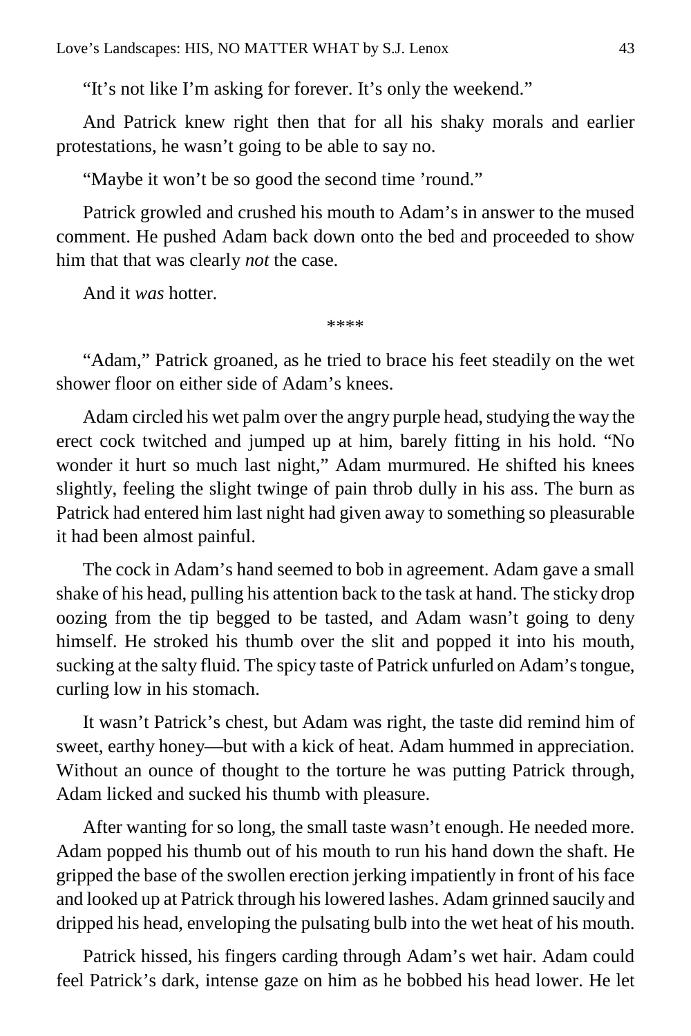"It's not like I'm asking for forever. It's only the weekend."

And Patrick knew right then that for all his shaky morals and earlier protestations, he wasn't going to be able to say no.

"Maybe it won't be so good the second time 'round."

Patrick growled and crushed his mouth to Adam's in answer to the mused comment. He pushed Adam back down onto the bed and proceeded to show him that that was clearly *not* the case.

And it *was* hotter.

****

"Adam," Patrick groaned, as he tried to brace his feet steadily on the wet shower floor on either side of Adam's knees.

Adam circled his wet palm over the angry purple head, studying the way the erect cock twitched and jumped up at him, barely fitting in his hold. "No wonder it hurt so much last night," Adam murmured. He shifted his knees slightly, feeling the slight twinge of pain throb dully in his ass. The burn as Patrick had entered him last night had given away to something so pleasurable it had been almost painful.

The cock in Adam's hand seemed to bob in agreement. Adam gave a small shake of his head, pulling his attention back to the task at hand. The sticky drop oozing from the tip begged to be tasted, and Adam wasn't going to deny himself. He stroked his thumb over the slit and popped it into his mouth, sucking at the salty fluid. The spicy taste of Patrick unfurled on Adam's tongue, curling low in his stomach.

It wasn't Patrick's chest, but Adam was right, the taste did remind him of sweet, earthy honey—but with a kick of heat. Adam hummed in appreciation. Without an ounce of thought to the torture he was putting Patrick through, Adam licked and sucked his thumb with pleasure.

After wanting for so long, the small taste wasn't enough. He needed more. Adam popped his thumb out of his mouth to run his hand down the shaft. He gripped the base of the swollen erection jerking impatiently in front of his face and looked up at Patrick through his lowered lashes. Adam grinned saucily and dripped his head, enveloping the pulsating bulb into the wet heat of his mouth.

Patrick hissed, his fingers carding through Adam's wet hair. Adam could feel Patrick's dark, intense gaze on him as he bobbed his head lower. He let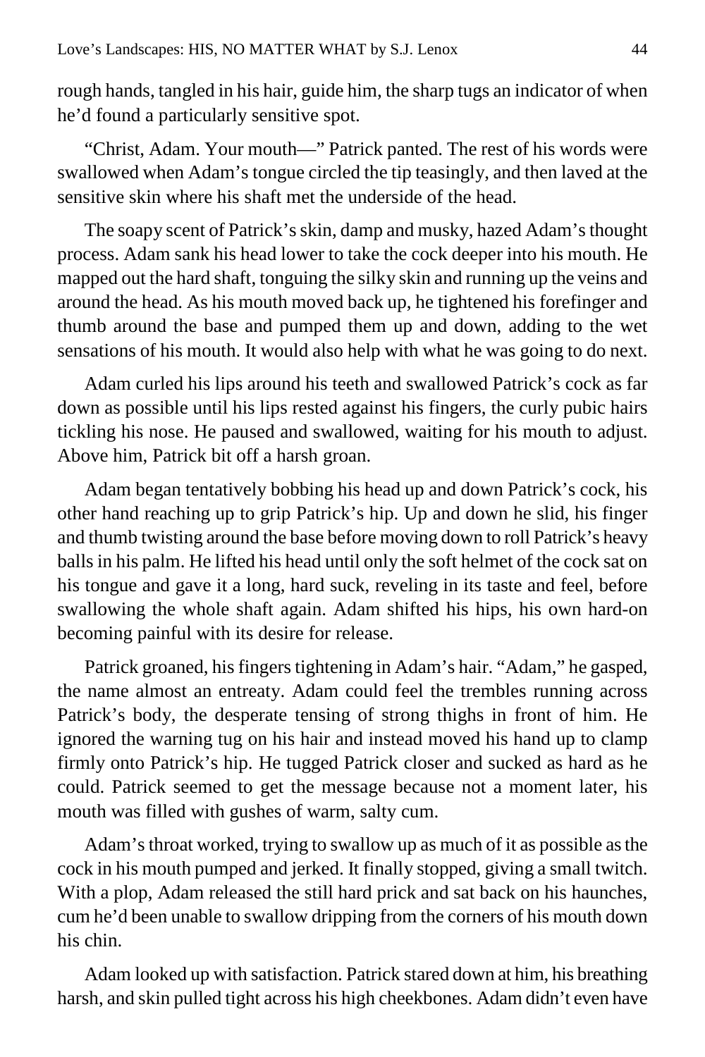rough hands, tangled in his hair, guide him, the sharp tugs an indicator of when he'd found a particularly sensitive spot.

"Christ, Adam. Your mouth—" Patrick panted. The rest of his words were swallowed when Adam's tongue circled the tip teasingly, and then laved at the sensitive skin where his shaft met the underside of the head.

The soapy scent of Patrick's skin, damp and musky, hazed Adam's thought process. Adam sank his head lower to take the cock deeper into his mouth. He mapped out the hard shaft, tonguing the silky skin and running up the veins and around the head. As his mouth moved back up, he tightened his forefinger and thumb around the base and pumped them up and down, adding to the wet sensations of his mouth. It would also help with what he was going to do next.

Adam curled his lips around his teeth and swallowed Patrick's cock as far down as possible until his lips rested against his fingers, the curly pubic hairs tickling his nose. He paused and swallowed, waiting for his mouth to adjust. Above him, Patrick bit off a harsh groan.

Adam began tentatively bobbing his head up and down Patrick's cock, his other hand reaching up to grip Patrick's hip. Up and down he slid, his finger and thumb twisting around the base before moving down to roll Patrick's heavy balls in his palm. He lifted his head until only the soft helmet of the cock sat on his tongue and gave it a long, hard suck, reveling in its taste and feel, before swallowing the whole shaft again. Adam shifted his hips, his own hard-on becoming painful with its desire for release.

Patrick groaned, his fingers tightening in Adam's hair. "Adam," he gasped, the name almost an entreaty. Adam could feel the trembles running across Patrick's body, the desperate tensing of strong thighs in front of him. He ignored the warning tug on his hair and instead moved his hand up to clamp firmly onto Patrick's hip. He tugged Patrick closer and sucked as hard as he could. Patrick seemed to get the message because not a moment later, his mouth was filled with gushes of warm, salty cum.

Adam's throat worked, trying to swallow up as much of it as possible as the cock in his mouth pumped and jerked. It finally stopped, giving a small twitch. With a plop, Adam released the still hard prick and sat back on his haunches, cum he'd been unable to swallow dripping from the corners of his mouth down his chin.

Adam looked up with satisfaction. Patrick stared down at him, his breathing harsh, and skin pulled tight across his high cheekbones. Adam didn't even have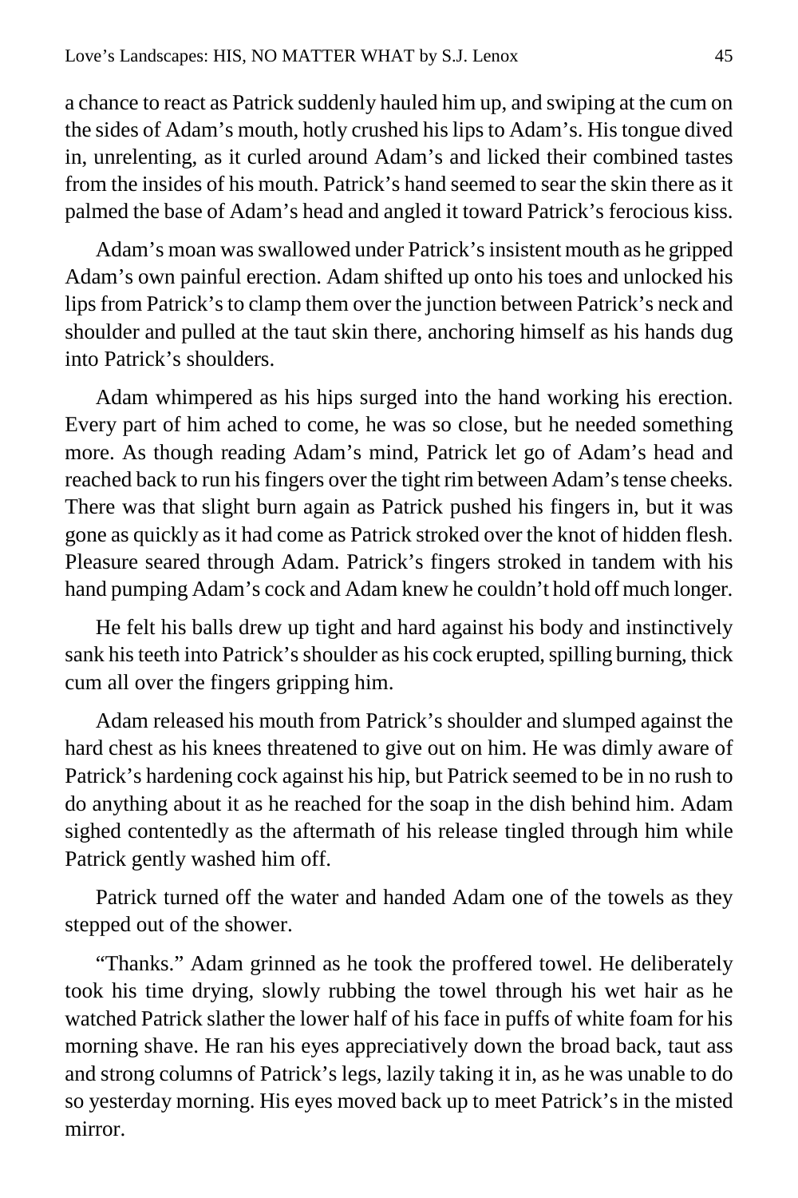a chance to react as Patrick suddenly hauled him up, and swiping at the cum on the sides of Adam's mouth, hotly crushed his lips to Adam's. His tongue dived in, unrelenting, as it curled around Adam's and licked their combined tastes from the insides of his mouth. Patrick's hand seemed to sear the skin there as it palmed the base of Adam's head and angled it toward Patrick's ferocious kiss.

Adam's moan was swallowed under Patrick's insistent mouth as he gripped Adam's own painful erection. Adam shifted up onto his toes and unlocked his lips from Patrick's to clamp them over the junction between Patrick's neck and shoulder and pulled at the taut skin there, anchoring himself as his hands dug into Patrick's shoulders.

Adam whimpered as his hips surged into the hand working his erection. Every part of him ached to come, he was so close, but he needed something more. As though reading Adam's mind, Patrick let go of Adam's head and reached back to run his fingers over the tight rim between Adam's tense cheeks. There was that slight burn again as Patrick pushed his fingers in, but it was gone as quickly as it had come as Patrick stroked over the knot of hidden flesh. Pleasure seared through Adam. Patrick's fingers stroked in tandem with his hand pumping Adam's cock and Adam knew he couldn't hold off much longer.

He felt his balls drew up tight and hard against his body and instinctively sank his teeth into Patrick's shoulder as his cock erupted, spilling burning, thick cum all over the fingers gripping him.

Adam released his mouth from Patrick's shoulder and slumped against the hard chest as his knees threatened to give out on him. He was dimly aware of Patrick's hardening cock against his hip, but Patrick seemed to be in no rush to do anything about it as he reached for the soap in the dish behind him. Adam sighed contentedly as the aftermath of his release tingled through him while Patrick gently washed him off.

Patrick turned off the water and handed Adam one of the towels as they stepped out of the shower.

"Thanks." Adam grinned as he took the proffered towel. He deliberately took his time drying, slowly rubbing the towel through his wet hair as he watched Patrick slather the lower half of his face in puffs of white foam for his morning shave. He ran his eyes appreciatively down the broad back, taut ass and strong columns of Patrick's legs, lazily taking it in, as he was unable to do so yesterday morning. His eyes moved back up to meet Patrick's in the misted mirror.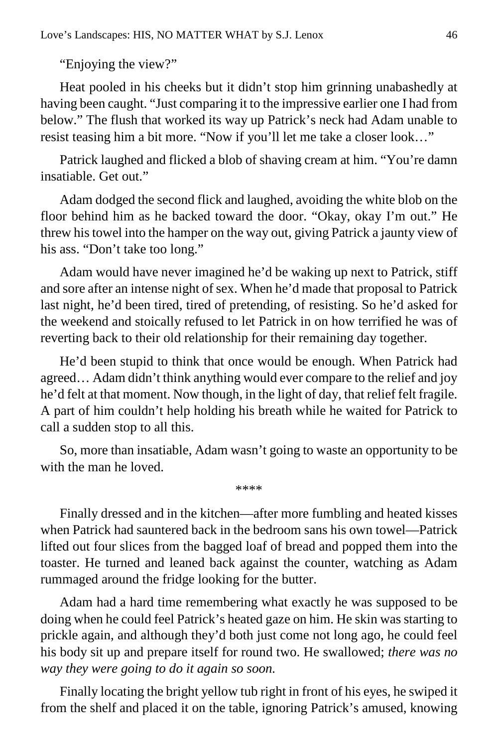"Enjoying the view?"

Heat pooled in his cheeks but it didn't stop him grinning unabashedly at having been caught. "Just comparing it to the impressive earlier one I had from below." The flush that worked its way up Patrick's neck had Adam unable to resist teasing him a bit more. "Now if you'll let me take a closer look…"

Patrick laughed and flicked a blob of shaving cream at him. "You're damn insatiable. Get out."

Adam dodged the second flick and laughed, avoiding the white blob on the floor behind him as he backed toward the door. "Okay, okay I'm out." He threw his towel into the hamper on the way out, giving Patrick a jaunty view of his ass. "Don't take too long."

Adam would have never imagined he'd be waking up next to Patrick, stiff and sore after an intense night of sex. When he'd made that proposal to Patrick last night, he'd been tired, tired of pretending, of resisting. So he'd asked for the weekend and stoically refused to let Patrick in on how terrified he was of reverting back to their old relationship for their remaining day together.

He'd been stupid to think that once would be enough. When Patrick had agreed… Adam didn't think anything would ever compare to the relief and joy he'd felt at that moment. Now though, in the light of day, that relief felt fragile. A part of him couldn't help holding his breath while he waited for Patrick to call a sudden stop to all this.

So, more than insatiable, Adam wasn't going to waste an opportunity to be with the man he loved.

****

Finally dressed and in the kitchen—after more fumbling and heated kisses when Patrick had sauntered back in the bedroom sans his own towel—Patrick lifted out four slices from the bagged loaf of bread and popped them into the toaster. He turned and leaned back against the counter, watching as Adam rummaged around the fridge looking for the butter.

Adam had a hard time remembering what exactly he was supposed to be doing when he could feel Patrick's heated gaze on him. He skin was starting to prickle again, and although they'd both just come not long ago, he could feel his body sit up and prepare itself for round two. He swallowed; *there was no way they were going to do it again so soon.*

Finally locating the bright yellow tub right in front of his eyes, he swiped it from the shelf and placed it on the table, ignoring Patrick's amused, knowing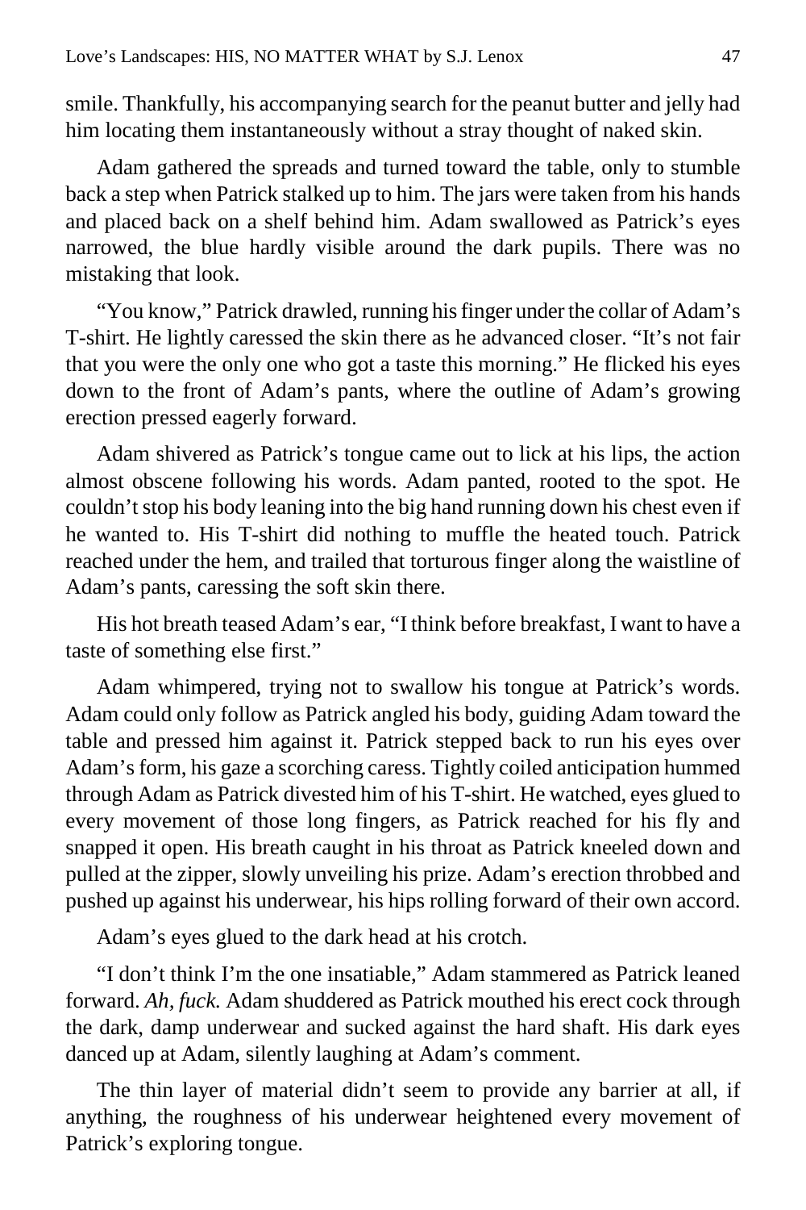smile. Thankfully, his accompanying search for the peanut butter and jelly had him locating them instantaneously without a stray thought of naked skin.

Adam gathered the spreads and turned toward the table, only to stumble back a step when Patrick stalked up to him. The jars were taken from his hands and placed back on a shelf behind him. Adam swallowed as Patrick's eyes narrowed, the blue hardly visible around the dark pupils. There was no mistaking that look.

"You know," Patrick drawled, running his finger under the collar of Adam's T-shirt. He lightly caressed the skin there as he advanced closer. "It's not fair that you were the only one who got a taste this morning." He flicked his eyes down to the front of Adam's pants, where the outline of Adam's growing erection pressed eagerly forward.

Adam shivered as Patrick's tongue came out to lick at his lips, the action almost obscene following his words. Adam panted, rooted to the spot. He couldn't stop his body leaning into the big hand running down his chest even if he wanted to. His T-shirt did nothing to muffle the heated touch. Patrick reached under the hem, and trailed that torturous finger along the waistline of Adam's pants, caressing the soft skin there.

His hot breath teased Adam's ear, "I think before breakfast, I want to have a taste of something else first."

Adam whimpered, trying not to swallow his tongue at Patrick's words. Adam could only follow as Patrick angled his body, guiding Adam toward the table and pressed him against it. Patrick stepped back to run his eyes over Adam's form, his gaze a scorching caress. Tightly coiled anticipation hummed through Adam as Patrick divested him of his T-shirt. He watched, eyes glued to every movement of those long fingers, as Patrick reached for his fly and snapped it open. His breath caught in his throat as Patrick kneeled down and pulled at the zipper, slowly unveiling his prize. Adam's erection throbbed and pushed up against his underwear, his hips rolling forward of their own accord.

Adam's eyes glued to the dark head at his crotch.

"I don't think I'm the one insatiable," Adam stammered as Patrick leaned forward. *Ah, fuck.* Adam shuddered as Patrick mouthed his erect cock through the dark, damp underwear and sucked against the hard shaft. His dark eyes danced up at Adam, silently laughing at Adam's comment.

The thin layer of material didn't seem to provide any barrier at all, if anything, the roughness of his underwear heightened every movement of Patrick's exploring tongue.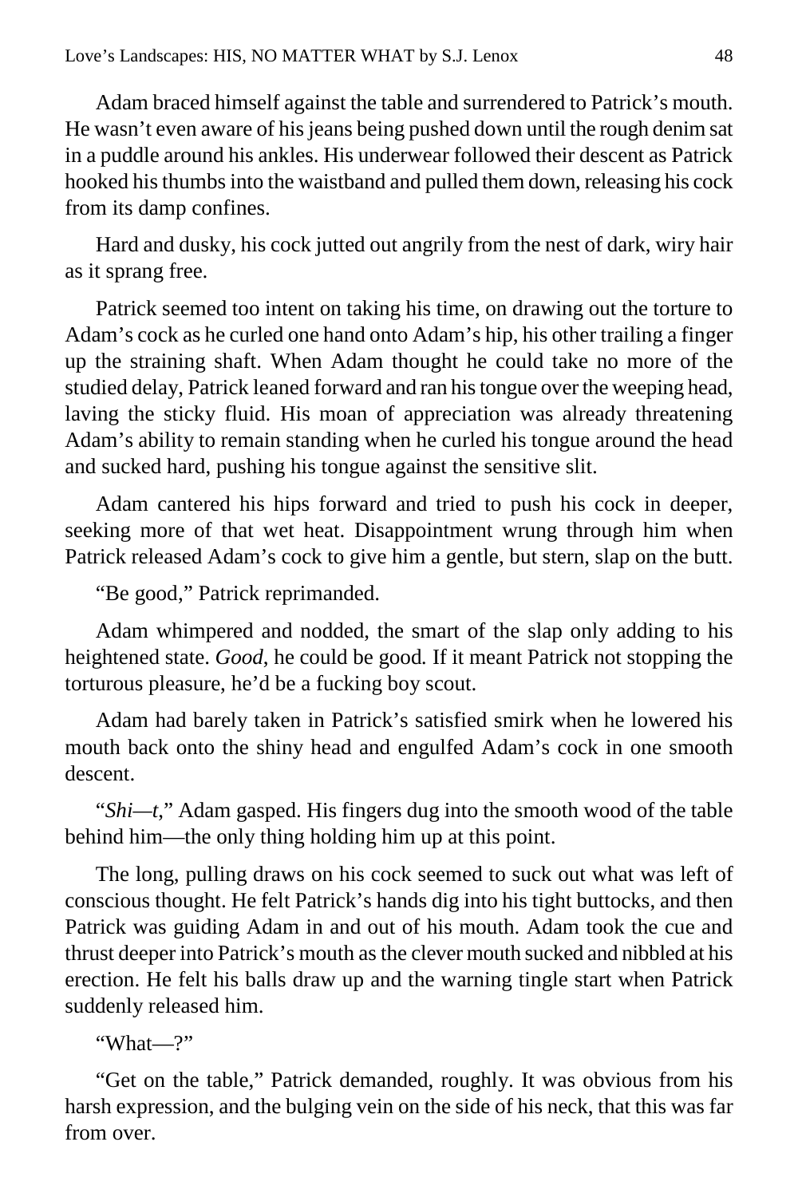Adam braced himself against the table and surrendered to Patrick's mouth. He wasn't even aware of his jeans being pushed down until the rough denim sat in a puddle around his ankles. His underwear followed their descent as Patrick hooked his thumbs into the waistband and pulled them down, releasing his cock from its damp confines.

Hard and dusky, his cock jutted out angrily from the nest of dark, wiry hair as it sprang free.

Patrick seemed too intent on taking his time, on drawing out the torture to Adam's cock as he curled one hand onto Adam's hip, his other trailing a finger up the straining shaft. When Adam thought he could take no more of the studied delay, Patrick leaned forward and ran his tongue over the weeping head, laving the sticky fluid. His moan of appreciation was already threatening Adam's ability to remain standing when he curled his tongue around the head and sucked hard, pushing his tongue against the sensitive slit.

Adam cantered his hips forward and tried to push his cock in deeper, seeking more of that wet heat. Disappointment wrung through him when Patrick released Adam's cock to give him a gentle, but stern, slap on the butt.

"Be good," Patrick reprimanded.

Adam whimpered and nodded, the smart of the slap only adding to his heightened state. *Good*, he could be good*.* If it meant Patrick not stopping the torturous pleasure, he'd be a fucking boy scout.

Adam had barely taken in Patrick's satisfied smirk when he lowered his mouth back onto the shiny head and engulfed Adam's cock in one smooth descent.

"*Shi—t*," Adam gasped. His fingers dug into the smooth wood of the table behind him—the only thing holding him up at this point.

The long, pulling draws on his cock seemed to suck out what was left of conscious thought. He felt Patrick's hands dig into his tight buttocks, and then Patrick was guiding Adam in and out of his mouth. Adam took the cue and thrust deeper into Patrick's mouth as the clever mouth sucked and nibbled at his erection. He felt his balls draw up and the warning tingle start when Patrick suddenly released him.

"What—?"

"Get on the table," Patrick demanded, roughly. It was obvious from his harsh expression, and the bulging vein on the side of his neck, that this was far from over.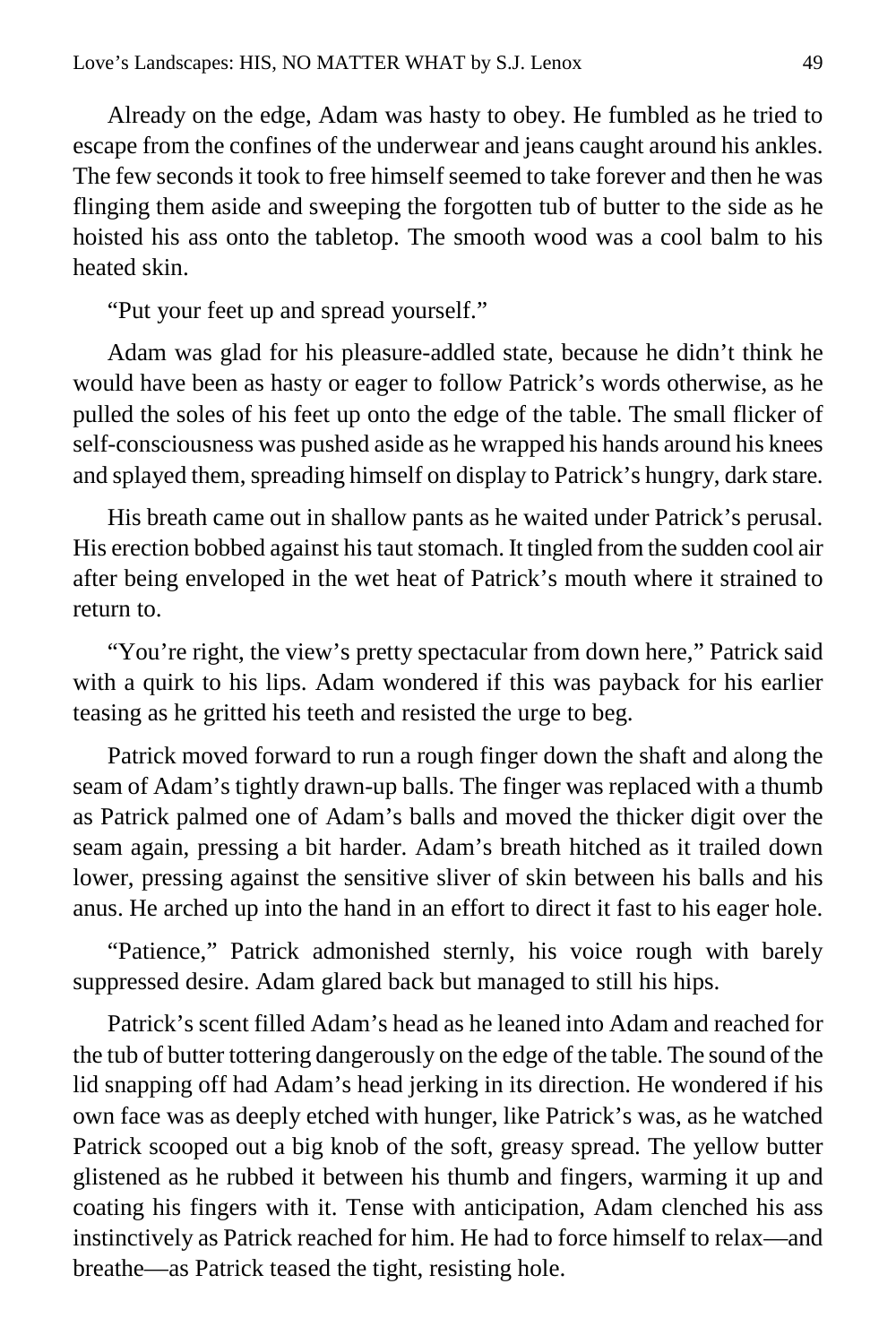Already on the edge, Adam was hasty to obey. He fumbled as he tried to escape from the confines of the underwear and jeans caught around his ankles. The few seconds it took to free himself seemed to take forever and then he was flinging them aside and sweeping the forgotten tub of butter to the side as he hoisted his ass onto the tabletop. The smooth wood was a cool balm to his heated skin.

"Put your feet up and spread yourself."

Adam was glad for his pleasure-addled state, because he didn't think he would have been as hasty or eager to follow Patrick's words otherwise, as he pulled the soles of his feet up onto the edge of the table. The small flicker of self-consciousness was pushed aside as he wrapped his hands around his knees and splayed them, spreading himself on display to Patrick's hungry, dark stare.

His breath came out in shallow pants as he waited under Patrick's perusal. His erection bobbed against his taut stomach. It tingled from the sudden cool air after being enveloped in the wet heat of Patrick's mouth where it strained to return to.

"You're right, the view's pretty spectacular from down here," Patrick said with a quirk to his lips. Adam wondered if this was payback for his earlier teasing as he gritted his teeth and resisted the urge to beg.

Patrick moved forward to run a rough finger down the shaft and along the seam of Adam's tightly drawn-up balls. The finger was replaced with a thumb as Patrick palmed one of Adam's balls and moved the thicker digit over the seam again, pressing a bit harder. Adam's breath hitched as it trailed down lower, pressing against the sensitive sliver of skin between his balls and his anus. He arched up into the hand in an effort to direct it fast to his eager hole.

"Patience," Patrick admonished sternly, his voice rough with barely suppressed desire. Adam glared back but managed to still his hips.

Patrick's scent filled Adam's head as he leaned into Adam and reached for the tub of butter tottering dangerously on the edge of the table. The sound of the lid snapping off had Adam's head jerking in its direction. He wondered if his own face was as deeply etched with hunger, like Patrick's was, as he watched Patrick scooped out a big knob of the soft, greasy spread. The yellow butter glistened as he rubbed it between his thumb and fingers, warming it up and coating his fingers with it. Tense with anticipation, Adam clenched his ass instinctively as Patrick reached for him. He had to force himself to relax—and breathe—as Patrick teased the tight, resisting hole.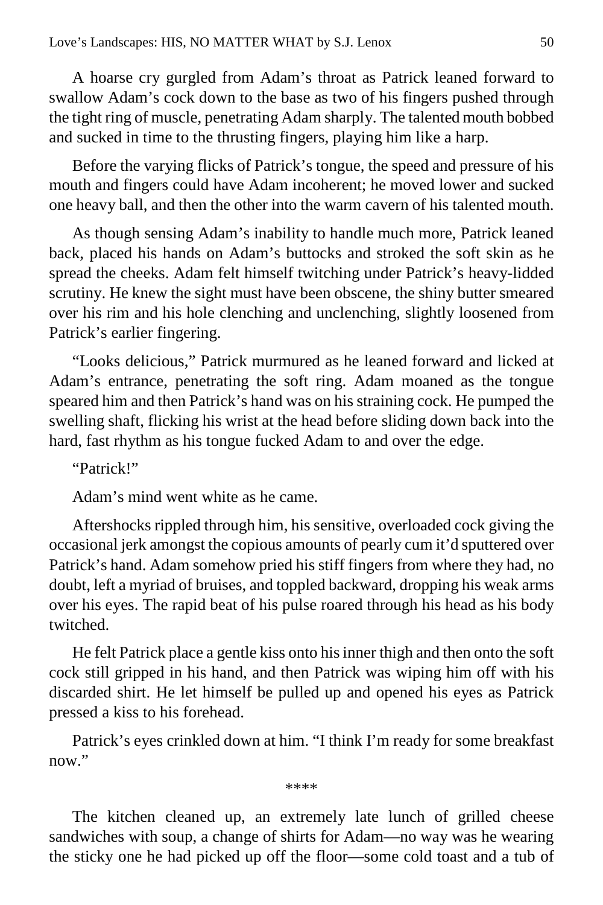A hoarse cry gurgled from Adam's throat as Patrick leaned forward to swallow Adam's cock down to the base as two of his fingers pushed through the tight ring of muscle, penetrating Adam sharply. The talented mouth bobbed and sucked in time to the thrusting fingers, playing him like a harp.

Before the varying flicks of Patrick's tongue, the speed and pressure of his mouth and fingers could have Adam incoherent; he moved lower and sucked one heavy ball, and then the other into the warm cavern of his talented mouth.

As though sensing Adam's inability to handle much more, Patrick leaned back, placed his hands on Adam's buttocks and stroked the soft skin as he spread the cheeks. Adam felt himself twitching under Patrick's heavy-lidded scrutiny. He knew the sight must have been obscene, the shiny butter smeared over his rim and his hole clenching and unclenching, slightly loosened from Patrick's earlier fingering.

"Looks delicious," Patrick murmured as he leaned forward and licked at Adam's entrance, penetrating the soft ring. Adam moaned as the tongue speared him and then Patrick's hand was on his straining cock. He pumped the swelling shaft, flicking his wrist at the head before sliding down back into the hard, fast rhythm as his tongue fucked Adam to and over the edge.

"Patrick!"

Adam's mind went white as he came.

Aftershocks rippled through him, his sensitive, overloaded cock giving the occasional jerk amongst the copious amounts of pearly cum it'd sputtered over Patrick's hand. Adam somehow pried his stiff fingers from where they had, no doubt, left a myriad of bruises, and toppled backward, dropping his weak arms over his eyes. The rapid beat of his pulse roared through his head as his body twitched.

He felt Patrick place a gentle kiss onto his inner thigh and then onto the soft cock still gripped in his hand, and then Patrick was wiping him off with his discarded shirt. He let himself be pulled up and opened his eyes as Patrick pressed a kiss to his forehead.

Patrick's eyes crinkled down at him. "I think I'm ready for some breakfast now."

****

The kitchen cleaned up, an extremely late lunch of grilled cheese sandwiches with soup, a change of shirts for Adam—no way was he wearing the sticky one he had picked up off the floor—some cold toast and a tub of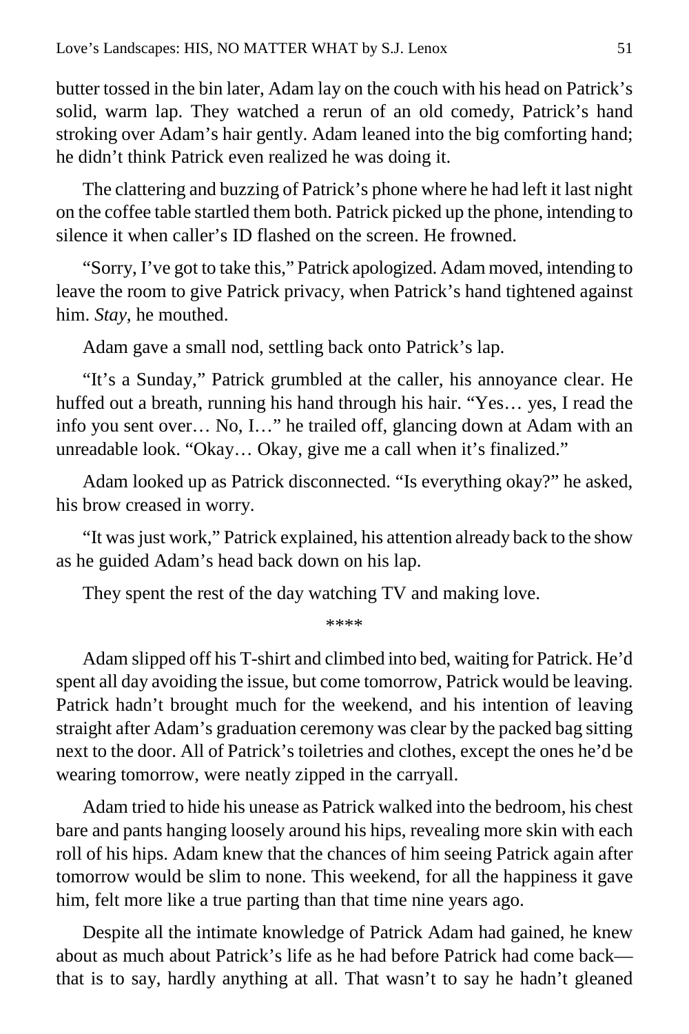butter tossed in the bin later, Adam lay on the couch with his head on Patrick's solid, warm lap. They watched a rerun of an old comedy, Patrick's hand stroking over Adam's hair gently. Adam leaned into the big comforting hand; he didn't think Patrick even realized he was doing it.

The clattering and buzzing of Patrick's phone where he had left it last night on the coffee table startled them both. Patrick picked up the phone, intending to silence it when caller's ID flashed on the screen. He frowned.

"Sorry, I've got to take this," Patrick apologized. Adam moved, intending to leave the room to give Patrick privacy, when Patrick's hand tightened against him. *Stay*, he mouthed.

Adam gave a small nod, settling back onto Patrick's lap.

"It's a Sunday," Patrick grumbled at the caller, his annoyance clear. He huffed out a breath, running his hand through his hair. "Yes… yes, I read the info you sent over… No, I…" he trailed off, glancing down at Adam with an unreadable look. "Okay… Okay, give me a call when it's finalized."

Adam looked up as Patrick disconnected. "Is everything okay?" he asked, his brow creased in worry.

"It was just work," Patrick explained, his attention already back to the show as he guided Adam's head back down on his lap.

They spent the rest of the day watching TV and making love.

\*\*\*\*

Adam slipped off his T-shirt and climbed into bed, waiting for Patrick. He'd spent all day avoiding the issue, but come tomorrow, Patrick would be leaving. Patrick hadn't brought much for the weekend, and his intention of leaving straight after Adam's graduation ceremony was clear by the packed bag sitting next to the door. All of Patrick's toiletries and clothes, except the ones he'd be wearing tomorrow, were neatly zipped in the carryall.

Adam tried to hide his unease as Patrick walked into the bedroom, his chest bare and pants hanging loosely around his hips, revealing more skin with each roll of his hips. Adam knew that the chances of him seeing Patrick again after tomorrow would be slim to none. This weekend, for all the happiness it gave him, felt more like a true parting than that time nine years ago.

Despite all the intimate knowledge of Patrick Adam had gained, he knew about as much about Patrick's life as he had before Patrick had come back—that is to say, hardly anything at all. That wasn't to say he hadn't gleaned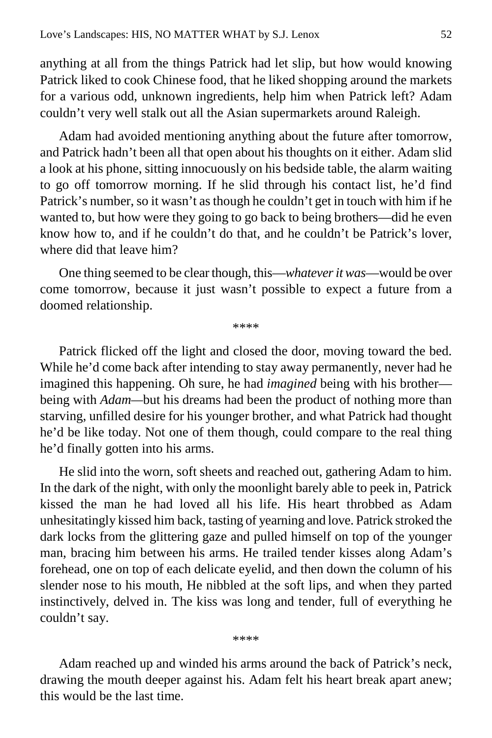anything at all from the things Patrick had let slip, but how would knowing Patrick liked to cook Chinese food, that he liked shopping around the markets for a various odd, unknown ingredients, help him when Patrick left? Adam couldn't very well stalk out all the Asian supermarkets around Raleigh.

Adam had avoided mentioning anything about the future after tomorrow, and Patrick hadn't been all that open about his thoughts on it either. Adam slid a look at his phone, sitting innocuously on his bedside table, the alarm waiting to go off tomorrow morning. If he slid through his contact list, he'd find Patrick's number, so it wasn't as though he couldn't get in touch with him if he wanted to, but how were they going to go back to being brothers—did he even know how to, and if he couldn't do that, and he couldn't be Patrick's lover, where did that leave him?

One thing seemed to be clear though, this—*whatever it was*—would be over come tomorrow, because it just wasn't possible to expect a future from a doomed relationship.

****

Patrick flicked off the light and closed the door, moving toward the bed. While he'd come back after intending to stay away permanently, never had he imagined this happening. Oh sure, he had *imagined* being with his brother—being with *Adam*—but his dreams had been the product of nothing more than starving, unfilled desire for his younger brother, and what Patrick had thought he'd be like today. Not one of them though, could compare to the real thing he'd finally gotten into his arms.

He slid into the worn, soft sheets and reached out, gathering Adam to him. In the dark of the night, with only the moonlight barely able to peek in, Patrick kissed the man he had loved all his life. His heart throbbed as Adam unhesitatingly kissed him back, tasting of yearning and love. Patrick stroked the dark locks from the glittering gaze and pulled himself on top of the younger man, bracing him between his arms. He trailed tender kisses along Adam's forehead, one on top of each delicate eyelid, and then down the column of his slender nose to his mouth, He nibbled at the soft lips, and when they parted instinctively, delved in. The kiss was long and tender, full of everything he couldn't say.

****

Adam reached up and winded his arms around the back of Patrick's neck, drawing the mouth deeper against his. Adam felt his heart break apart anew; this would be the last time.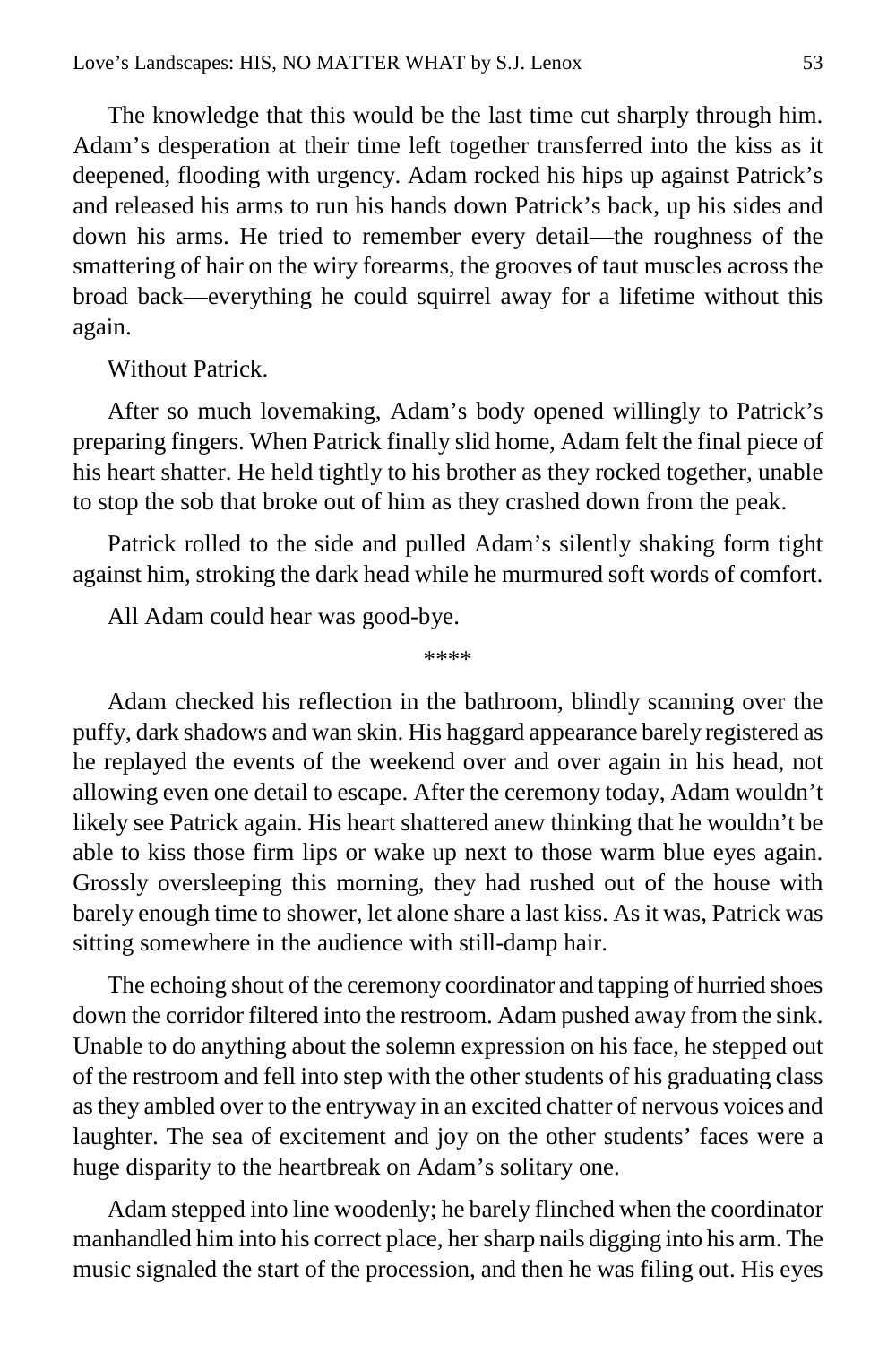The knowledge that this would be the last time cut sharply through him. Adam's desperation at their time left together transferred into the kiss as it deepened, flooding with urgency. Adam rocked his hips up against Patrick's and released his arms to run his hands down Patrick's back, up his sides and down his arms. He tried to remember every detail—the roughness of the smattering of hair on the wiry forearms, the grooves of taut muscles across the broad back—everything he could squirrel away for a lifetime without this again.

Without Patrick.

After so much lovemaking, Adam's body opened willingly to Patrick's preparing fingers. When Patrick finally slid home, Adam felt the final piece of his heart shatter. He held tightly to his brother as they rocked together, unable to stop the sob that broke out of him as they crashed down from the peak.

Patrick rolled to the side and pulled Adam's silently shaking form tight against him, stroking the dark head while he murmured soft words of comfort.

All Adam could hear was good-bye.

****

Adam checked his reflection in the bathroom, blindly scanning over the puffy, dark shadows and wan skin. His haggard appearance barely registered as he replayed the events of the weekend over and over again in his head, not allowing even one detail to escape. After the ceremony today, Adam wouldn't likely see Patrick again. His heart shattered anew thinking that he wouldn't be able to kiss those firm lips or wake up next to those warm blue eyes again. Grossly oversleeping this morning, they had rushed out of the house with barely enough time to shower, let alone share a last kiss. As it was, Patrick was sitting somewhere in the audience with still-damp hair.

The echoing shout of the ceremony coordinator and tapping of hurried shoes down the corridor filtered into the restroom. Adam pushed away from the sink. Unable to do anything about the solemn expression on his face, he stepped out of the restroom and fell into step with the other students of his graduating class as they ambled over to the entryway in an excited chatter of nervous voices and laughter. The sea of excitement and joy on the other students' faces were a huge disparity to the heartbreak on Adam's solitary one.

Adam stepped into line woodenly; he barely flinched when the coordinator manhandled him into his correct place, her sharp nails digging into his arm. The music signaled the start of the procession, and then he was filing out. His eyes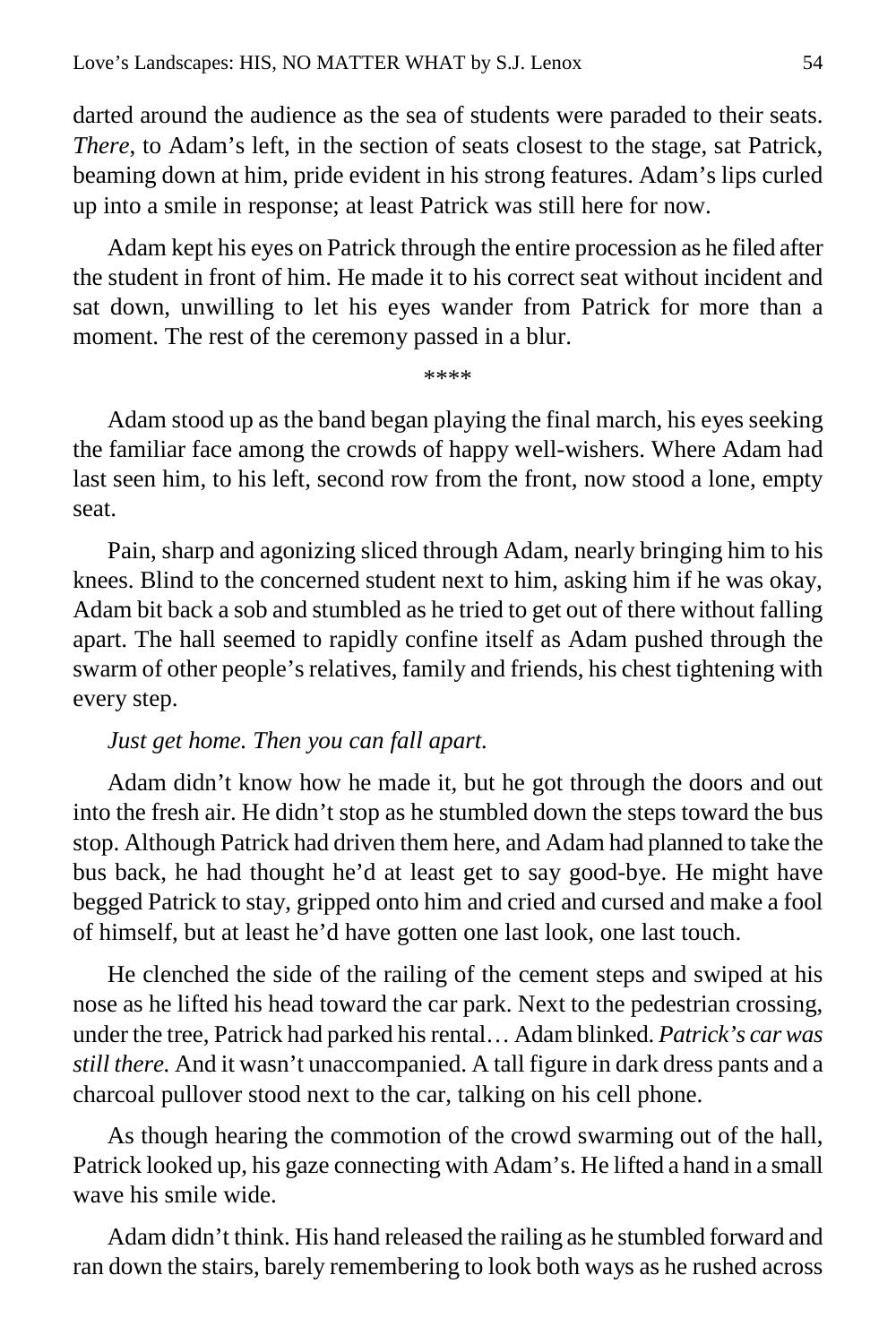darted around the audience as the sea of students were paraded to their seats. *There*, to Adam's left, in the section of seats closest to the stage, sat Patrick, beaming down at him, pride evident in his strong features. Adam's lips curled up into a smile in response; at least Patrick was still here for now.

Adam kept his eyes on Patrick through the entire procession as he filed after the student in front of him. He made it to his correct seat without incident and sat down, unwilling to let his eyes wander from Patrick for more than a moment. The rest of the ceremony passed in a blur.

****

Adam stood up as the band began playing the final march, his eyes seeking the familiar face among the crowds of happy well-wishers. Where Adam had last seen him, to his left, second row from the front, now stood a lone, empty seat.

Pain, sharp and agonizing sliced through Adam, nearly bringing him to his knees. Blind to the concerned student next to him, asking him if he was okay, Adam bit back a sob and stumbled as he tried to get out of there without falling apart. The hall seemed to rapidly confine itself as Adam pushed through the swarm of other people's relatives, family and friends, his chest tightening with every step.

*Just get home. Then you can fall apart.*

Adam didn't know how he made it, but he got through the doors and out into the fresh air. He didn't stop as he stumbled down the steps toward the bus stop. Although Patrick had driven them here, and Adam had planned to take the bus back, he had thought he'd at least get to say good-bye. He might have begged Patrick to stay, gripped onto him and cried and cursed and make a fool of himself, but at least he'd have gotten one last look, one last touch.

He clenched the side of the railing of the cement steps and swiped at his nose as he lifted his head toward the car park. Next to the pedestrian crossing, under the tree, Patrick had parked his rental… Adam blinked. *Patrick's car was still there.* And it wasn't unaccompanied. A tall figure in dark dress pants and a charcoal pullover stood next to the car, talking on his cell phone.

As though hearing the commotion of the crowd swarming out of the hall, Patrick looked up, his gaze connecting with Adam's. He lifted a hand in a small wave his smile wide.

Adam didn't think. His hand released the railing as he stumbled forward and ran down the stairs, barely remembering to look both ways as he rushed across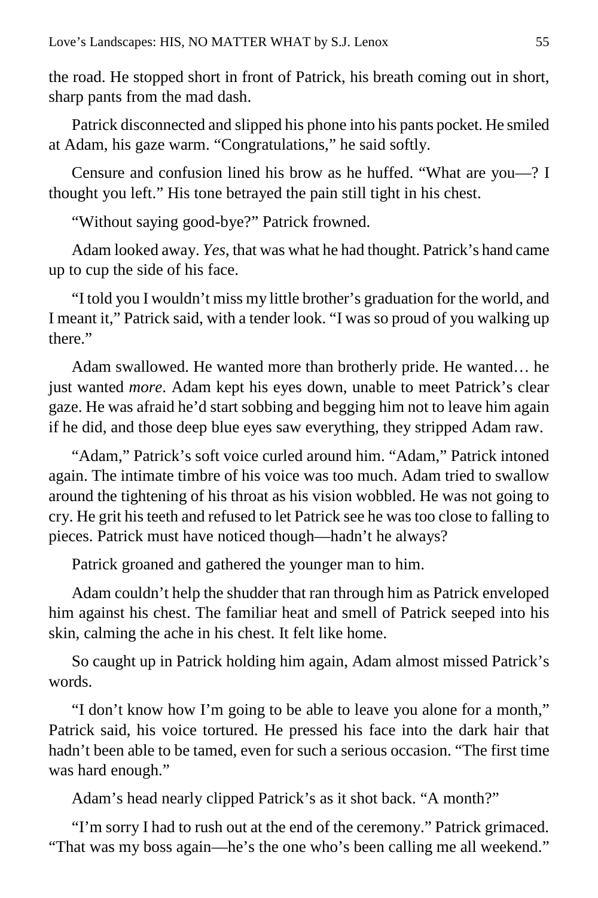the road. He stopped short in front of Patrick, his breath coming out in short, sharp pants from the mad dash.

Patrick disconnected and slipped his phone into his pants pocket. He smiled at Adam, his gaze warm. "Congratulations," he said softly.

Censure and confusion lined his brow as he huffed. "What are you—? I thought you left." His tone betrayed the pain still tight in his chest.

"Without saying good-bye?" Patrick frowned.

Adam looked away. *Yes*, that was what he had thought. Patrick's hand came up to cup the side of his face.

"I told you I wouldn't miss my little brother's graduation for the world, and I meant it," Patrick said, with a tender look. "I was so proud of you walking up there."

Adam swallowed. He wanted more than brotherly pride. He wanted… he just wanted *more*. Adam kept his eyes down, unable to meet Patrick's clear gaze. He was afraid he'd start sobbing and begging him not to leave him again if he did, and those deep blue eyes saw everything, they stripped Adam raw.

"Adam," Patrick's soft voice curled around him. "Adam," Patrick intoned again. The intimate timbre of his voice was too much. Adam tried to swallow around the tightening of his throat as his vision wobbled. He was not going to cry. He grit his teeth and refused to let Patrick see he was too close to falling to pieces. Patrick must have noticed though—hadn't he always?

Patrick groaned and gathered the younger man to him.

Adam couldn't help the shudder that ran through him as Patrick enveloped him against his chest. The familiar heat and smell of Patrick seeped into his skin, calming the ache in his chest. It felt like home.

So caught up in Patrick holding him again, Adam almost missed Patrick's words.

"I don't know how I'm going to be able to leave you alone for a month," Patrick said, his voice tortured. He pressed his face into the dark hair that hadn't been able to be tamed, even for such a serious occasion. "The first time was hard enough."

Adam's head nearly clipped Patrick's as it shot back. "A month?"

"I'm sorry I had to rush out at the end of the ceremony." Patrick grimaced. "That was my boss again—he's the one who's been calling me all weekend."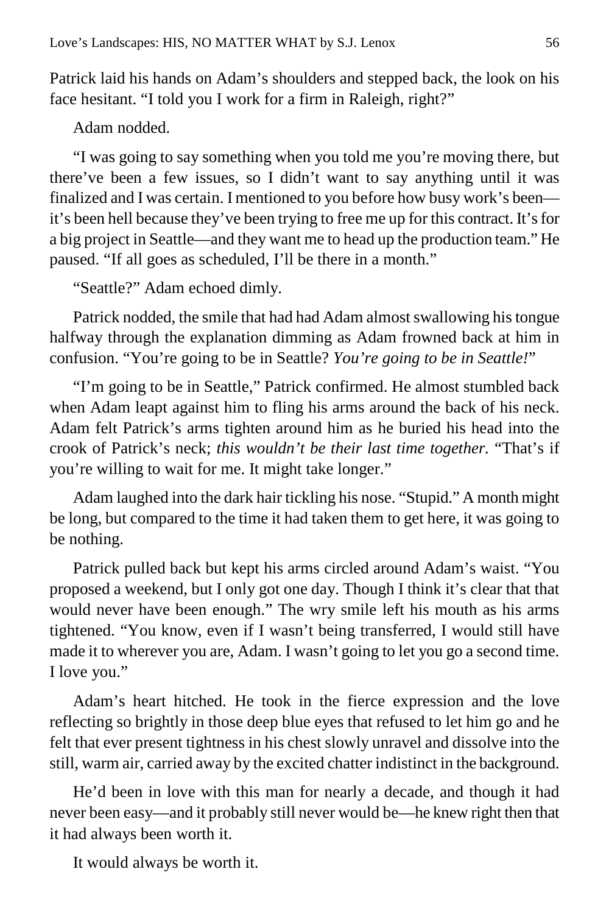Patrick laid his hands on Adam's shoulders and stepped back, the look on his face hesitant. "I told you I work for a firm in Raleigh, right?"

Adam nodded.

"I was going to say something when you told me you're moving there, but there've been a few issues, so I didn't want to say anything until it was finalized and I was certain. I mentioned to you before how busy work's been—it's been hell because they've been trying to free me up for this contract. It's for a big project in Seattle—and they want me to head up the production team." He paused. "If all goes as scheduled, I'll be there in a month."

"Seattle?" Adam echoed dimly.

Patrick nodded, the smile that had had Adam almost swallowing his tongue halfway through the explanation dimming as Adam frowned back at him in confusion. "You're going to be in Seattle? *You're going to be in Seattle!*"

"I'm going to be in Seattle," Patrick confirmed. He almost stumbled back when Adam leapt against him to fling his arms around the back of his neck. Adam felt Patrick's arms tighten around him as he buried his head into the crook of Patrick's neck; *this wouldn't be their last time together*. "That's if you're willing to wait for me. It might take longer."

Adam laughed into the dark hair tickling his nose. "Stupid." A month might be long, but compared to the time it had taken them to get here, it was going to be nothing.

Patrick pulled back but kept his arms circled around Adam's waist. "You proposed a weekend, but I only got one day. Though I think it's clear that that would never have been enough." The wry smile left his mouth as his arms tightened. "You know, even if I wasn't being transferred, I would still have made it to wherever you are, Adam. I wasn't going to let you go a second time. I love you."

Adam's heart hitched. He took in the fierce expression and the love reflecting so brightly in those deep blue eyes that refused to let him go and he felt that ever present tightness in his chest slowly unravel and dissolve into the still, warm air, carried away by the excited chatter indistinct in the background.

He'd been in love with this man for nearly a decade, and though it had never been easy—and it probably still never would be—he knew right then that it had always been worth it.

It would always be worth it.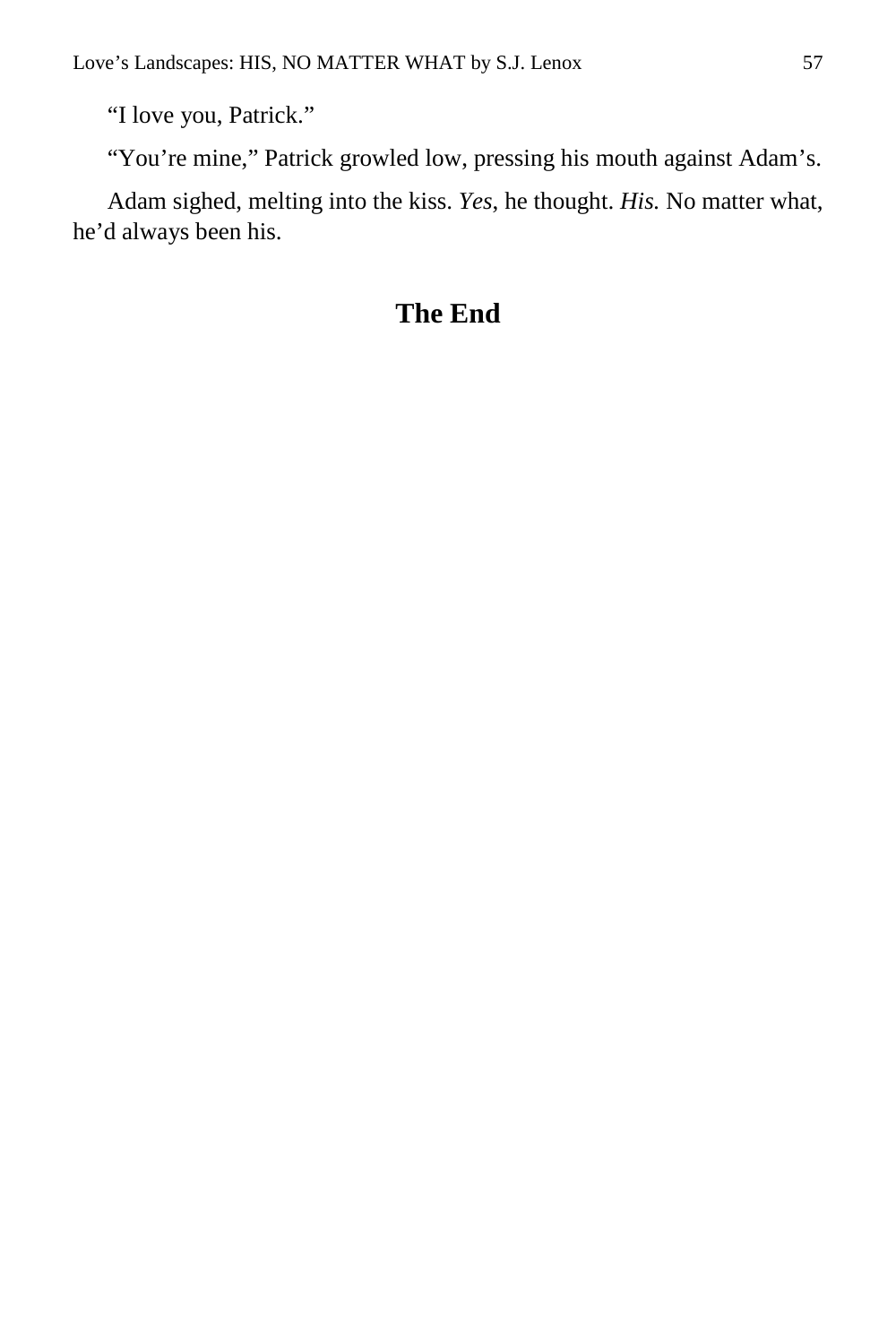"I love you, Patrick."

"You're mine," Patrick growled low, pressing his mouth against Adam's.

Adam sighed, melting into the kiss. *Yes*, he thought. *His.* No matter what, he'd always been his.

## The End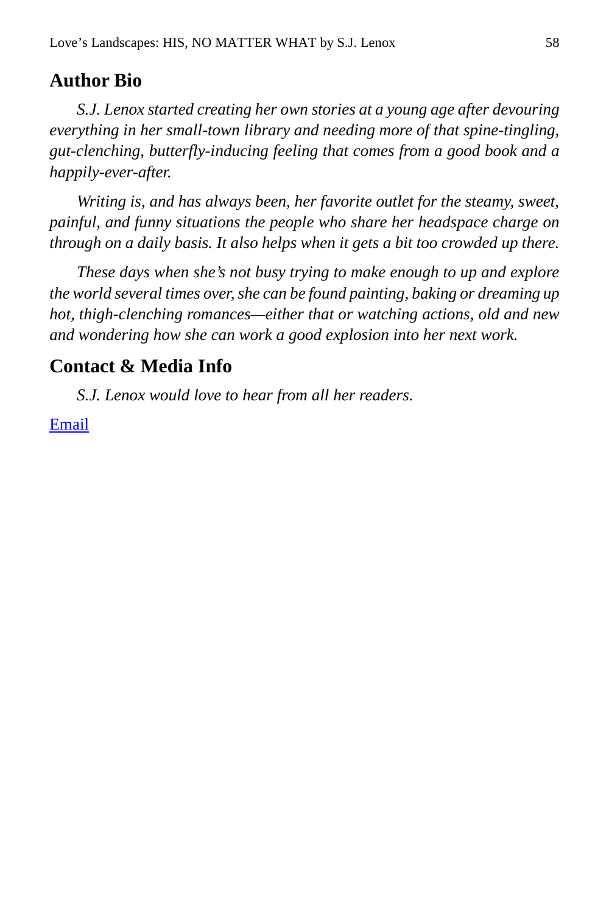## Author Bio

*S.J. Lenox started creating her own stories at a young age after devouring everything in her small-town library and needing more of that spine-tingling, gut-clenching, butterfly-inducing feeling that comes from a good book and a happily-ever-after.*

*Writing is, and has always been, her favorite outlet for the steamy, sweet, painful, and funny situations the people who share her headspace charge on through on a daily basis. It also helps when it gets a bit too crowded up there.*

*These days when she's not busy trying to make enough to up and explore the world several times over, she can be found painting, baking or dreaming up hot, thigh-clenching romances—either that or watching actions, old and new and wondering how she can work a good explosion into her next work.*

## Contact & Media Info

*S.J. Lenox would love to hear from all her readers.*

Email